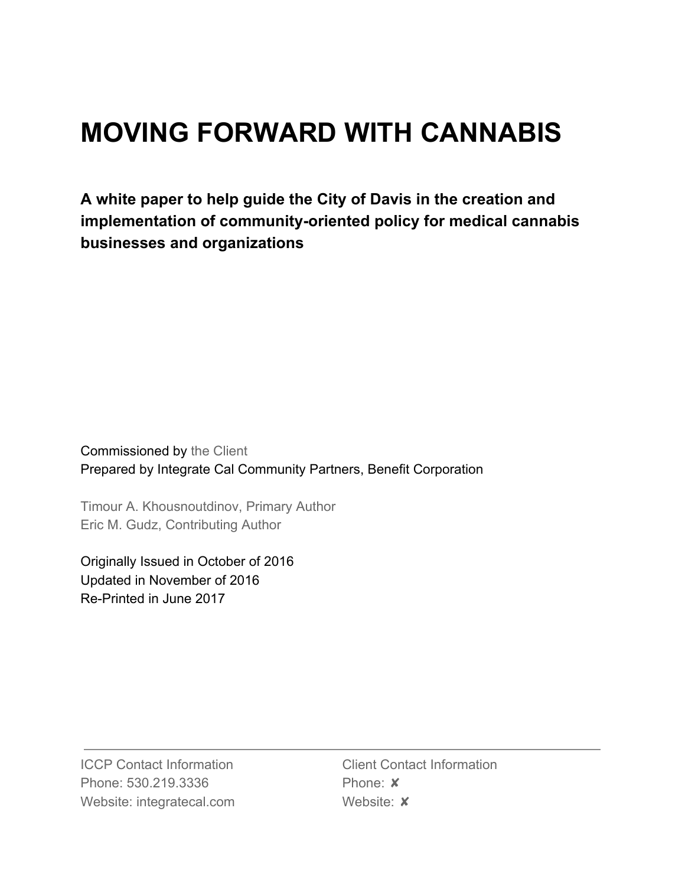# MOVING FORWARD WITH CANNABIS

**A white paper to help guide the City of Davis in the creation and implementation of community-oriented policy for medical cannabis businesses and organizations**

Commissioned by the Client
Prepared by Integrate Cal Community Partners, Benefit Corporation

Timour A. Khousnoutdinov, Primary Author
Eric M. Gudz, Contributing Author

Originally Issued in October of 2016
Updated in November of 2016
Re-Printed in June 2017

---

ICCP Contact Information
Phone: 530.219.3336
Website: integratecal.com

Client Contact Information
Phone: ✘
Website: ✘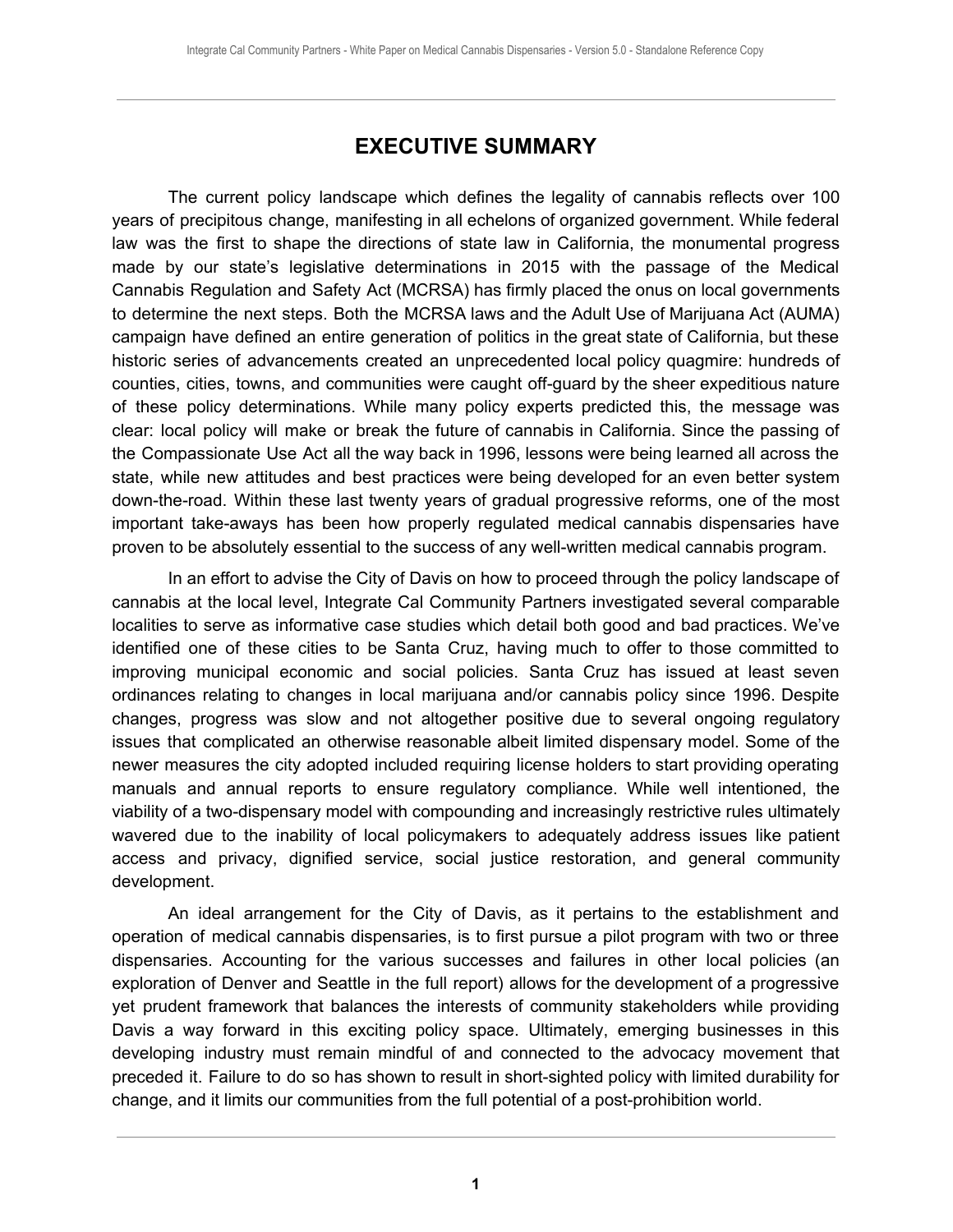# EXECUTIVE SUMMARY

The current policy landscape which defines the legality of cannabis reflects over 100 years of precipitous change, manifesting in all echelons of organized government. While federal law was the first to shape the directions of state law in California, the monumental progress made by our state's legislative determinations in 2015 with the passage of the Medical Cannabis Regulation and Safety Act (MCRSA) has firmly placed the onus on local governments to determine the next steps. Both the MCRSA laws and the Adult Use of Marijuana Act (AUMA) campaign have defined an entire generation of politics in the great state of California, but these historic series of advancements created an unprecedented local policy quagmire: hundreds of counties, cities, towns, and communities were caught off-guard by the sheer expeditious nature of these policy determinations. While many policy experts predicted this, the message was clear: local policy will make or break the future of cannabis in California. Since the passing of the Compassionate Use Act all the way back in 1996, lessons were being learned all across the state, while new attitudes and best practices were being developed for an even better system down-the-road. Within these last twenty years of gradual progressive reforms, one of the most important take-aways has been how properly regulated medical cannabis dispensaries have proven to be absolutely essential to the success of any well-written medical cannabis program.

In an effort to advise the City of Davis on how to proceed through the policy landscape of cannabis at the local level, Integrate Cal Community Partners investigated several comparable localities to serve as informative case studies which detail both good and bad practices. We've identified one of these cities to be Santa Cruz, having much to offer to those committed to improving municipal economic and social policies. Santa Cruz has issued at least seven ordinances relating to changes in local marijuana and/or cannabis policy since 1996. Despite changes, progress was slow and not altogether positive due to several ongoing regulatory issues that complicated an otherwise reasonable albeit limited dispensary model. Some of the newer measures the city adopted included requiring license holders to start providing operating manuals and annual reports to ensure regulatory compliance. While well intentioned, the viability of a two-dispensary model with compounding and increasingly restrictive rules ultimately wavered due to the inability of local policymakers to adequately address issues like patient access and privacy, dignified service, social justice restoration, and general community development.

An ideal arrangement for the City of Davis, as it pertains to the establishment and operation of medical cannabis dispensaries, is to first pursue a pilot program with two or three dispensaries. Accounting for the various successes and failures in other local policies (an exploration of Denver and Seattle in the full report) allows for the development of a progressive yet prudent framework that balances the interests of community stakeholders while providing Davis a way forward in this exciting policy space. Ultimately, emerging businesses in this developing industry must remain mindful of and connected to the advocacy movement that preceded it. Failure to do so has shown to result in short-sighted policy with limited durability for change, and it limits our communities from the full potential of a post-prohibition world.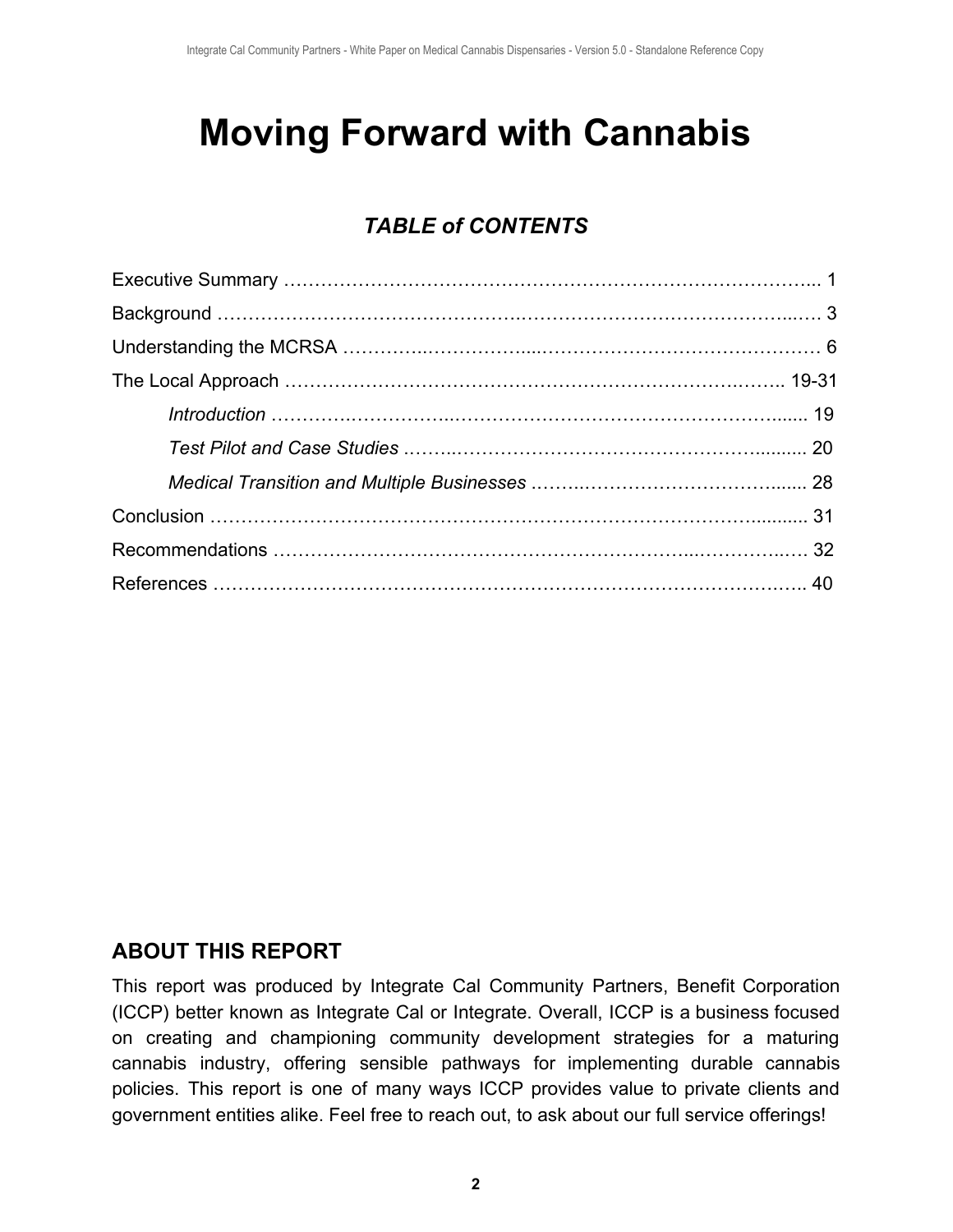# Moving Forward with Cannabis

## *TABLE of CONTENTS*

Executive Summary ………………………………………………………………………... 1

Background ……………………………………….……………………………………...…. 3

Understanding the MCRSA …………...……………....……………….……………….…… 6

The Local Approach ………………………………………………………………….…….. 19-31

*Introduction* ………….……………..………………………………………………....... 19

*Test Pilot and Case Studies* ……...…………………………………………….......... 20

*Medical Transition and Multiple Businesses* ……..……………………………....... 28

Conclusion ………………………………………………………………………………........... 31

Recommendations …………………………………………………………...…………..… 32

References …………………………………………………………………………….…….. 40

## ABOUT THIS REPORT

This report was produced by Integrate Cal Community Partners, Benefit Corporation (ICCP) better known as Integrate Cal or Integrate. Overall, ICCP is a business focused on creating and championing community development strategies for a maturing cannabis industry, offering sensible pathways for implementing durable cannabis policies. This report is one of many ways ICCP provides value to private clients and government entities alike. Feel free to reach out, to ask about our full service offerings!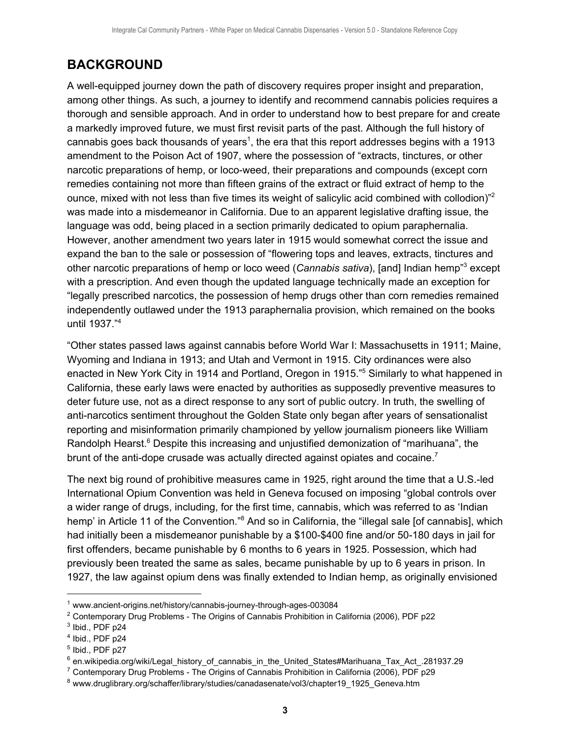## BACKGROUND

A well-equipped journey down the path of discovery requires proper insight and preparation, among other things. As such, a journey to identify and recommend cannabis policies requires a thorough and sensible approach. And in order to understand how to best prepare for and create a markedly improved future, we must first revisit parts of the past. Although the full history of cannabis goes back thousands of years[1], the era that this report addresses begins with a 1913 amendment to the Poison Act of 1907, where the possession of "extracts, tinctures, or other narcotic preparations of hemp, or loco-weed, their preparations and compounds (except corn remedies containing not more than fifteen grains of the extract or fluid extract of hemp to the ounce, mixed with not less than five times its weight of salicylic acid combined with collodion)"[2] was made into a misdemeanor in California. Due to an apparent legislative drafting issue, the language was odd, being placed in a section primarily dedicated to opium paraphernalia. However, another amendment two years later in 1915 would somewhat correct the issue and expand the ban to the sale or possession of "flowering tops and leaves, extracts, tinctures and other narcotic preparations of hemp or loco weed (*Cannabis sativa*), [and] Indian hemp"[3] except with a prescription. And even though the updated language technically made an exception for "legally prescribed narcotics, the possession of hemp drugs other than corn remedies remained independently outlawed under the 1913 paraphernalia provision, which remained on the books until 1937."[4]

"Other states passed laws against cannabis before World War I: Massachusetts in 1911; Maine, Wyoming and Indiana in 1913; and Utah and Vermont in 1915. City ordinances were also enacted in New York City in 1914 and Portland, Oregon in 1915."[5] Similarly to what happened in California, these early laws were enacted by authorities as supposedly preventive measures to deter future use, not as a direct response to any sort of public outcry. In truth, the swelling of anti-narcotics sentiment throughout the Golden State only began after years of sensationalist reporting and misinformation primarily championed by yellow journalism pioneers like William Randolph Hearst.[6] Despite this increasing and unjustified demonization of "marihuana", the brunt of the anti-dope crusade was actually directed against opiates and cocaine.[7]

The next big round of prohibitive measures came in 1925, right around the time that a U.S.-led International Opium Convention was held in Geneva focused on imposing "global controls over a wider range of drugs, including, for the first time, cannabis, which was referred to as 'Indian hemp' in Article 11 of the Convention."[8] And so in California, the "illegal sale [of cannabis], which had initially been a misdemeanor punishable by a $100-$400 fine and/or 50-180 days in jail for first offenders, became punishable by 6 months to 6 years in 1925. Possession, which had previously been treated the same as sales, became punishable by up to 6 years in prison. In 1927, the law against opium dens was finally extended to Indian hemp, as originally envisioned

---

[1] www.ancient-origins.net/history/cannabis-journey-through-ages-003084

[2] Contemporary Drug Problems - The Origins of Cannabis Prohibition in California (2006), PDF p22

[3] Ibid., PDF p24

[4] Ibid., PDF p24

[5] Ibid., PDF p27

[6] en.wikipedia.org/wiki/Legal_history_of_cannabis_in_the_United_States#Marihuana_Tax_Act_.281937.29

[7] Contemporary Drug Problems - The Origins of Cannabis Prohibition in California (2006), PDF p29

[8] www.druglibrary.org/schaffer/library/studies/canadasenate/vol3/chapter19_1925_Geneva.htm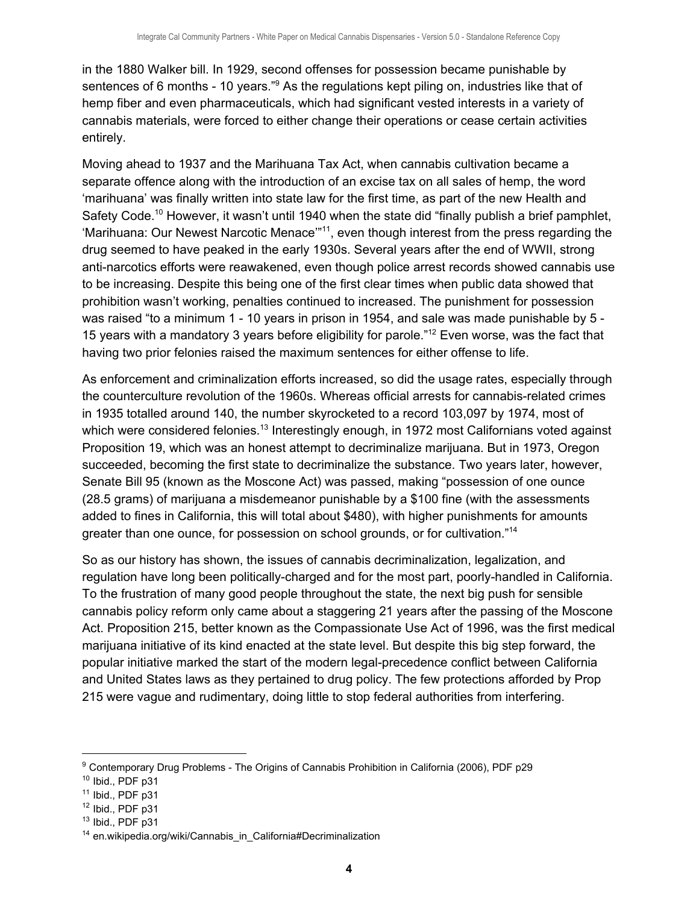in the 1880 Walker bill. In 1929, second offenses for possession became punishable by sentences of 6 months - 10 years."[9] As the regulations kept piling on, industries like that of hemp fiber and even pharmaceuticals, which had significant vested interests in a variety of cannabis materials, were forced to either change their operations or cease certain activities entirely.

Moving ahead to 1937 and the Marihuana Tax Act, when cannabis cultivation became a separate offence along with the introduction of an excise tax on all sales of hemp, the word 'marihuana' was finally written into state law for the first time, as part of the new Health and Safety Code.[10] However, it wasn't until 1940 when the state did "finally publish a brief pamphlet, 'Marihuana: Our Newest Narcotic Menace'"[11], even though interest from the press regarding the drug seemed to have peaked in the early 1930s. Several years after the end of WWII, strong anti-narcotics efforts were reawakened, even though police arrest records showed cannabis use to be increasing. Despite this being one of the first clear times when public data showed that prohibition wasn't working, penalties continued to increased. The punishment for possession was raised "to a minimum 1 - 10 years in prison in 1954, and sale was made punishable by 5 - 15 years with a mandatory 3 years before eligibility for parole."[12] Even worse, was the fact that having two prior felonies raised the maximum sentences for either offense to life.

As enforcement and criminalization efforts increased, so did the usage rates, especially through the counterculture revolution of the 1960s. Whereas official arrests for cannabis-related crimes in 1935 totalled around 140, the number skyrocketed to a record 103,097 by 1974, most of which were considered felonies.[13] Interestingly enough, in 1972 most Californians voted against Proposition 19, which was an honest attempt to decriminalize marijuana. But in 1973, Oregon succeeded, becoming the first state to decriminalize the substance. Two years later, however, Senate Bill 95 (known as the Moscone Act) was passed, making "possession of one ounce (28.5 grams) of marijuana a misdemeanor punishable by a $100 fine (with the assessments added to fines in California, this will total about $480), with higher punishments for amounts greater than one ounce, for possession on school grounds, or for cultivation."[14]

So as our history has shown, the issues of cannabis decriminalization, legalization, and regulation have long been politically-charged and for the most part, poorly-handled in California. To the frustration of many good people throughout the state, the next big push for sensible cannabis policy reform only came about a staggering 21 years after the passing of the Moscone Act. Proposition 215, better known as the Compassionate Use Act of 1996, was the first medical marijuana initiative of its kind enacted at the state level. But despite this big step forward, the popular initiative marked the start of the modern legal-precedence conflict between California and United States laws as they pertained to drug policy. The few protections afforded by Prop 215 were vague and rudimentary, doing little to stop federal authorities from interfering.

---

[9] Contemporary Drug Problems - The Origins of Cannabis Prohibition in California (2006), PDF p29
[10] Ibid., PDF p31
[11] Ibid., PDF p31
[12] Ibid., PDF p31
[13] Ibid., PDF p31
[14] en.wikipedia.org/wiki/Cannabis_in_California#Decriminalization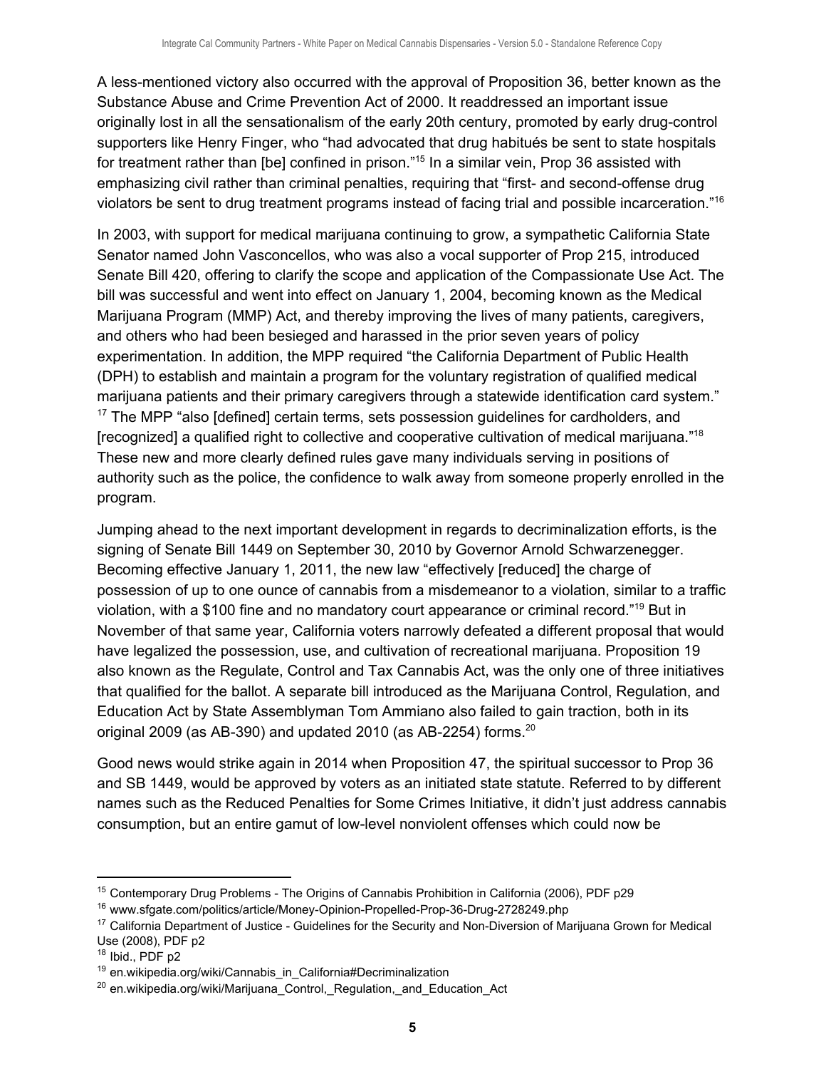A less-mentioned victory also occurred with the approval of Proposition 36, better known as the Substance Abuse and Crime Prevention Act of 2000. It readdressed an important issue originally lost in all the sensationalism of the early 20th century, promoted by early drug-control supporters like Henry Finger, who "had advocated that drug habitués be sent to state hospitals for treatment rather than [be] confined in prison."[15] In a similar vein, Prop 36 assisted with emphasizing civil rather than criminal penalties, requiring that "first- and second-offense drug violators be sent to drug treatment programs instead of facing trial and possible incarceration."[16]

In 2003, with support for medical marijuana continuing to grow, a sympathetic California State Senator named John Vasconcellos, who was also a vocal supporter of Prop 215, introduced Senate Bill 420, offering to clarify the scope and application of the Compassionate Use Act. The bill was successful and went into effect on January 1, 2004, becoming known as the Medical Marijuana Program (MMP) Act, and thereby improving the lives of many patients, caregivers, and others who had been besieged and harassed in the prior seven years of policy experimentation. In addition, the MPP required "the California Department of Public Health (DPH) to establish and maintain a program for the voluntary registration of qualified medical marijuana patients and their primary caregivers through a statewide identification card system." [17] The MPP "also [defined] certain terms, sets possession guidelines for cardholders, and [recognized] a qualified right to collective and cooperative cultivation of medical marijuana."[18] These new and more clearly defined rules gave many individuals serving in positions of authority such as the police, the confidence to walk away from someone properly enrolled in the program.

Jumping ahead to the next important development in regards to decriminalization efforts, is the signing of Senate Bill 1449 on September 30, 2010 by Governor Arnold Schwarzenegger. Becoming effective January 1, 2011, the new law "effectively [reduced] the charge of possession of up to one ounce of cannabis from a misdemeanor to a violation, similar to a traffic violation, with a $100 fine and no mandatory court appearance or criminal record."[19] But in November of that same year, California voters narrowly defeated a different proposal that would have legalized the possession, use, and cultivation of recreational marijuana. Proposition 19 also known as the Regulate, Control and Tax Cannabis Act, was the only one of three initiatives that qualified for the ballot. A separate bill introduced as the Marijuana Control, Regulation, and Education Act by State Assemblyman Tom Ammiano also failed to gain traction, both in its original 2009 (as AB-390) and updated 2010 (as AB-2254) forms.[20]

Good news would strike again in 2014 when Proposition 47, the spiritual successor to Prop 36 and SB 1449, would be approved by voters as an initiated state statute. Referred to by different names such as the Reduced Penalties for Some Crimes Initiative, it didn't just address cannabis consumption, but an entire gamut of low-level nonviolent offenses which could now be

---

[15] Contemporary Drug Problems - The Origins of Cannabis Prohibition in California (2006), PDF p29

[16] www.sfgate.com/politics/article/Money-Opinion-Propelled-Prop-36-Drug-2728249.php

[17] California Department of Justice - Guidelines for the Security and Non-Diversion of Marijuana Grown for Medical Use (2008), PDF p2

[18] Ibid., PDF p2

[19] en.wikipedia.org/wiki/Cannabis_in_California#Decriminalization

[20] en.wikipedia.org/wiki/Marijuana_Control,_Regulation,_and_Education_Act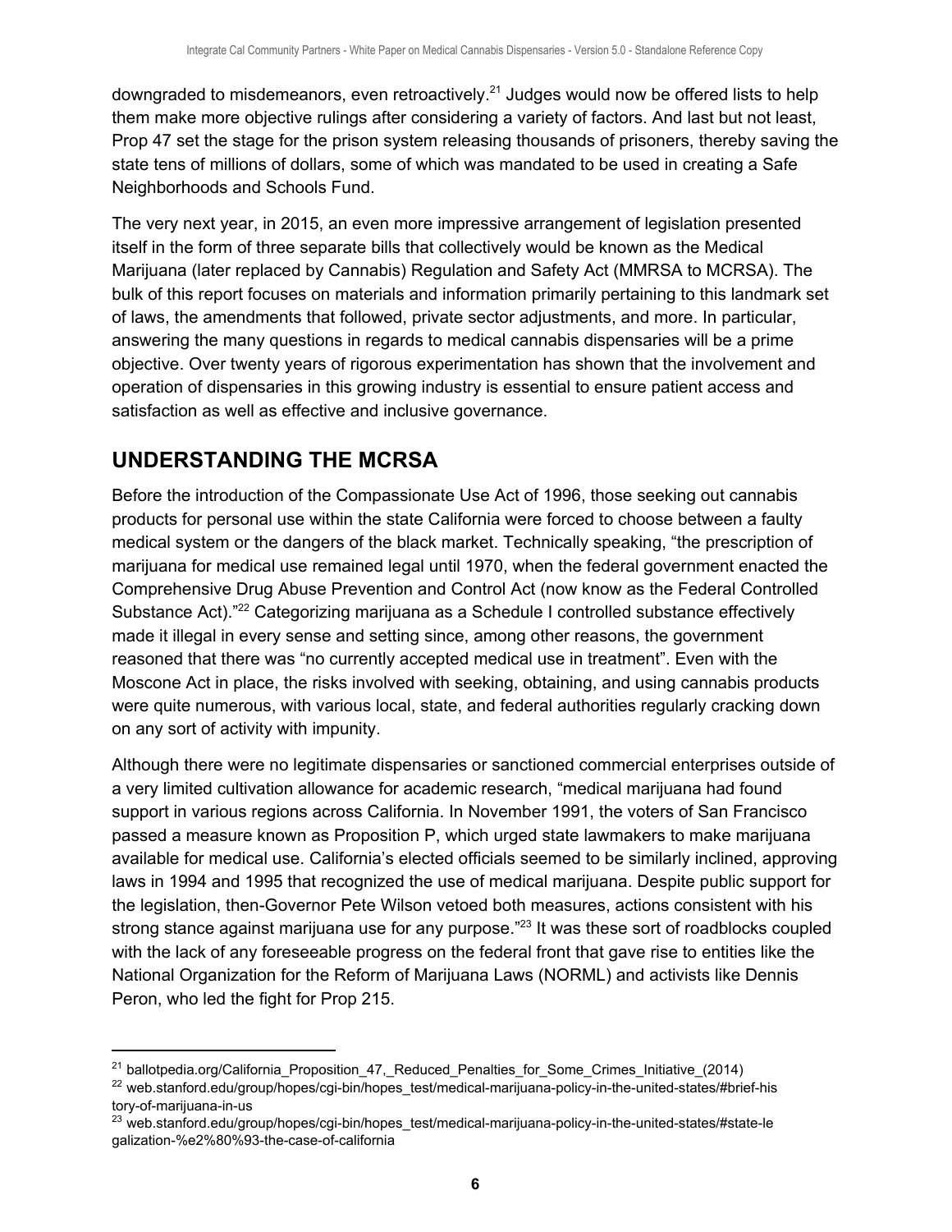downgraded to misdemeanors, even retroactively.[21] Judges would now be offered lists to help them make more objective rulings after considering a variety of factors. And last but not least, Prop 47 set the stage for the prison system releasing thousands of prisoners, thereby saving the state tens of millions of dollars, some of which was mandated to be used in creating a Safe Neighborhoods and Schools Fund.

The very next year, in 2015, an even more impressive arrangement of legislation presented itself in the form of three separate bills that collectively would be known as the Medical Marijuana (later replaced by Cannabis) Regulation and Safety Act (MMRSA to MCRSA). The bulk of this report focuses on materials and information primarily pertaining to this landmark set of laws, the amendments that followed, private sector adjustments, and more. In particular, answering the many questions in regards to medical cannabis dispensaries will be a prime objective. Over twenty years of rigorous experimentation has shown that the involvement and operation of dispensaries in this growing industry is essential to ensure patient access and satisfaction as well as effective and inclusive governance.

## UNDERSTANDING THE MCRSA

Before the introduction of the Compassionate Use Act of 1996, those seeking out cannabis products for personal use within the state California were forced to choose between a faulty medical system or the dangers of the black market. Technically speaking, "the prescription of marijuana for medical use remained legal until 1970, when the federal government enacted the Comprehensive Drug Abuse Prevention and Control Act (now know as the Federal Controlled Substance Act)."[22] Categorizing marijuana as a Schedule I controlled substance effectively made it illegal in every sense and setting since, among other reasons, the government reasoned that there was "no currently accepted medical use in treatment". Even with the Moscone Act in place, the risks involved with seeking, obtaining, and using cannabis products were quite numerous, with various local, state, and federal authorities regularly cracking down on any sort of activity with impunity.

Although there were no legitimate dispensaries or sanctioned commercial enterprises outside of a very limited cultivation allowance for academic research, "medical marijuana had found support in various regions across California. In November 1991, the voters of San Francisco passed a measure known as Proposition P, which urged state lawmakers to make marijuana available for medical use. California's elected officials seemed to be similarly inclined, approving laws in 1994 and 1995 that recognized the use of medical marijuana. Despite public support for the legislation, then-Governor Pete Wilson vetoed both measures, actions consistent with his strong stance against marijuana use for any purpose."[23] It was these sort of roadblocks coupled with the lack of any foreseeable progress on the federal front that gave rise to entities like the National Organization for the Reform of Marijuana Laws (NORML) and activists like Dennis Peron, who led the fight for Prop 215.

---

[21] ballotpedia.org/California_Proposition_47,_Reduced_Penalties_for_Some_Crimes_Initiative_(2014)

[22] web.stanford.edu/group/hopes/cgi-bin/hopes_test/medical-marijuana-policy-in-the-united-states/#brief-history-of-marijuana-in-us

[23] web.stanford.edu/group/hopes/cgi-bin/hopes_test/medical-marijuana-policy-in-the-united-states/#state-legalization-%e2%80%93-the-case-of-california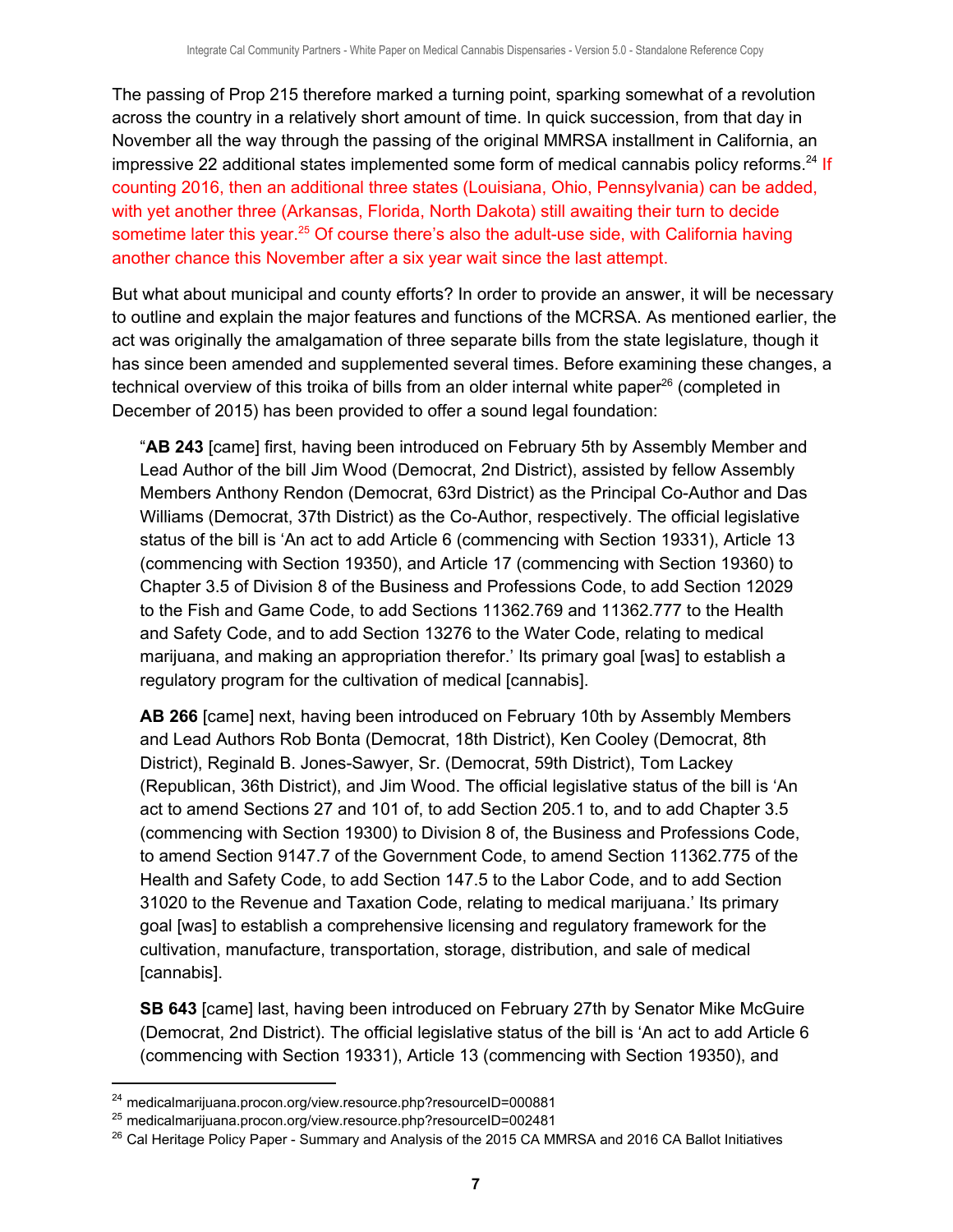The passing of Prop 215 therefore marked a turning point, sparking somewhat of a revolution across the country in a relatively short amount of time. In quick succession, from that day in November all the way through the passing of the original MMRSA installment in California, an impressive 22 additional states implemented some form of medical cannabis policy reforms.[24] If counting 2016, then an additional three states (Louisiana, Ohio, Pennsylvania) can be added, with yet another three (Arkansas, Florida, North Dakota) still awaiting their turn to decide sometime later this year.[25] Of course there's also the adult-use side, with California having another chance this November after a six year wait since the last attempt.

But what about municipal and county efforts? In order to provide an answer, it will be necessary to outline and explain the major features and functions of the MCRSA. As mentioned earlier, the act was originally the amalgamation of three separate bills from the state legislature, though it has since been amended and supplemented several times. Before examining these changes, a technical overview of this troika of bills from an older internal white paper[26] (completed in December of 2015) has been provided to offer a sound legal foundation:

> "**AB 243** [came] first, having been introduced on February 5th by Assembly Member and Lead Author of the bill Jim Wood (Democrat, 2nd District), assisted by fellow Assembly Members Anthony Rendon (Democrat, 63rd District) as the Principal Co-Author and Das Williams (Democrat, 37th District) as the Co-Author, respectively. The official legislative status of the bill is 'An act to add Article 6 (commencing with Section 19331), Article 13 (commencing with Section 19350), and Article 17 (commencing with Section 19360) to Chapter 3.5 of Division 8 of the Business and Professions Code, to add Section 12029 to the Fish and Game Code, to add Sections 11362.769 and 11362.777 to the Health and Safety Code, and to add Section 13276 to the Water Code, relating to medical marijuana, and making an appropriation therefor.' Its primary goal [was] to establish a regulatory program for the cultivation of medical [cannabis].
>
> **AB 266** [came] next, having been introduced on February 10th by Assembly Members and Lead Authors Rob Bonta (Democrat, 18th District), Ken Cooley (Democrat, 8th District), Reginald B. Jones-Sawyer, Sr. (Democrat, 59th District), Tom Lackey (Republican, 36th District), and Jim Wood. The official legislative status of the bill is 'An act to amend Sections 27 and 101 of, to add Section 205.1 to, and to add Chapter 3.5 (commencing with Section 19300) to Division 8 of, the Business and Professions Code, to amend Section 9147.7 of the Government Code, to amend Section 11362.775 of the Health and Safety Code, to add Section 147.5 to the Labor Code, and to add Section 31020 to the Revenue and Taxation Code, relating to medical marijuana.' Its primary goal [was] to establish a comprehensive licensing and regulatory framework for the cultivation, manufacture, transportation, storage, distribution, and sale of medical [cannabis].
>
> **SB 643** [came] last, having been introduced on February 27th by Senator Mike McGuire (Democrat, 2nd District). The official legislative status of the bill is 'An act to add Article 6 (commencing with Section 19331), Article 13 (commencing with Section 19350), and

[24] medicalmarijuana.procon.org/view.resource.php?resourceID=000881

[25] medicalmarijuana.procon.org/view.resource.php?resourceID=002481

[26] Cal Heritage Policy Paper - Summary and Analysis of the 2015 CA MMRSA and 2016 CA Ballot Initiatives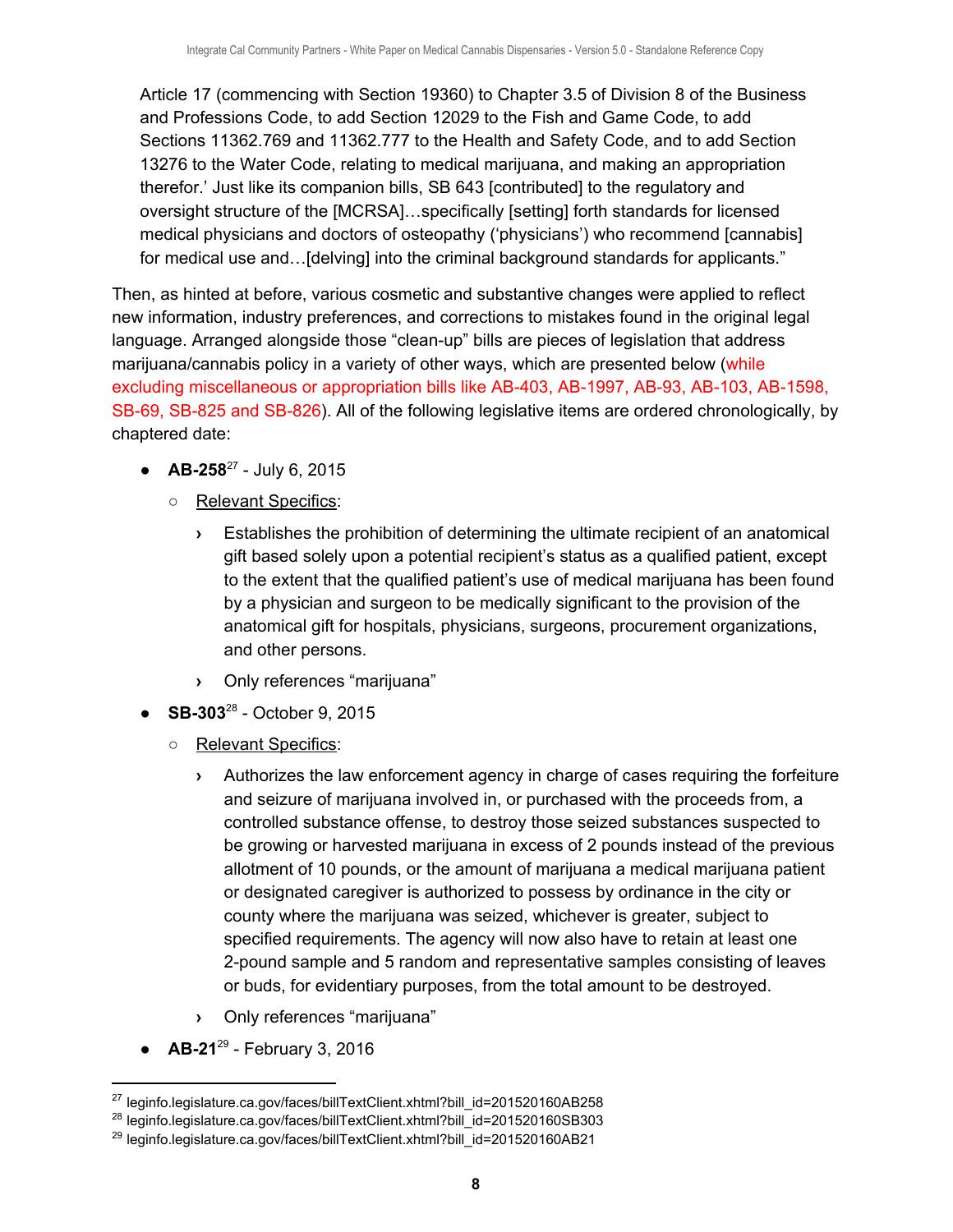Article 17 (commencing with Section 19360) to Chapter 3.5 of Division 8 of the Business and Professions Code, to add Section 12029 to the Fish and Game Code, to add Sections 11362.769 and 11362.777 to the Health and Safety Code, and to add Section 13276 to the Water Code, relating to medical marijuana, and making an appropriation therefor.' Just like its companion bills, SB 643 [contributed] to the regulatory and oversight structure of the [MCRSA]…specifically [setting] forth standards for licensed medical physicians and doctors of osteopathy ('physicians') who recommend [cannabis] for medical use and…[delving] into the criminal background standards for applicants."

Then, as hinted at before, various cosmetic and substantive changes were applied to reflect new information, industry preferences, and corrections to mistakes found in the original legal language. Arranged alongside those "clean-up" bills are pieces of legislation that address marijuana/cannabis policy in a variety of other ways, which are presented below (while excluding miscellaneous or appropriation bills like AB-403, AB-1997, AB-93, AB-103, AB-1598, SB-69, SB-825 and SB-826). All of the following legislative items are ordered chronologically, by chaptered date:

- **AB-258**[27] - July 6, 2015
  - Relevant Specifics:
    - Establishes the prohibition of determining the ultimate recipient of an anatomical gift based solely upon a potential recipient's status as a qualified patient, except to the extent that the qualified patient's use of medical marijuana has been found by a physician and surgeon to be medically significant to the provision of the anatomical gift for hospitals, physicians, surgeons, procurement organizations, and other persons.
    - Only references "marijuana"
- **SB-303**[28] - October 9, 2015
  - Relevant Specifics:
    - Authorizes the law enforcement agency in charge of cases requiring the forfeiture and seizure of marijuana involved in, or purchased with the proceeds from, a controlled substance offense, to destroy those seized substances suspected to be growing or harvested marijuana in excess of 2 pounds instead of the previous allotment of 10 pounds, or the amount of marijuana a medical marijuana patient or designated caregiver is authorized to possess by ordinance in the city or county where the marijuana was seized, whichever is greater, subject to specified requirements. The agency will now also have to retain at least one 2-pound sample and 5 random and representative samples consisting of leaves or buds, for evidentiary purposes, from the total amount to be destroyed.
    - Only references "marijuana"
- **AB-21**[29] - February 3, 2016

[27] leginfo.legislature.ca.gov/faces/billTextClient.xhtml?bill_id=201520160AB258
[28] leginfo.legislature.ca.gov/faces/billTextClient.xhtml?bill_id=201520160SB303
[29] leginfo.legislature.ca.gov/faces/billTextClient.xhtml?bill_id=201520160AB21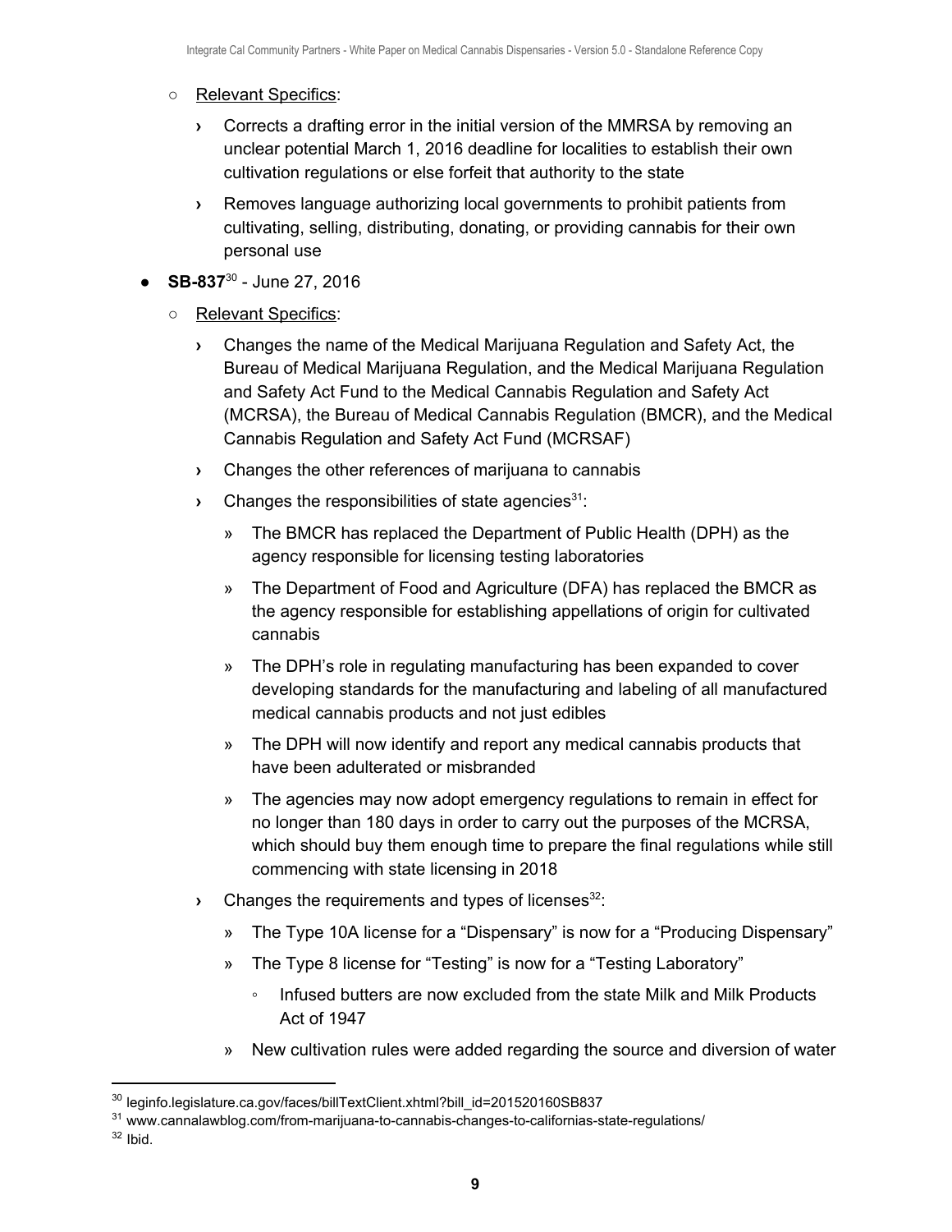- Relevant Specifics:
    - Corrects a drafting error in the initial version of the MMRSA by removing an unclear potential March 1, 2016 deadline for localities to establish their own cultivation regulations or else forfeit that authority to the state
    - Removes language authorizing local governments to prohibit patients from cultivating, selling, distributing, donating, or providing cannabis for their own personal use
- **SB-837**[30] - June 27, 2016
    - Relevant Specifics:
        - Changes the name of the Medical Marijuana Regulation and Safety Act, the Bureau of Medical Marijuana Regulation, and the Medical Marijuana Regulation and Safety Act Fund to the Medical Cannabis Regulation and Safety Act (MCRSA), the Bureau of Medical Cannabis Regulation (BMCR), and the Medical Cannabis Regulation and Safety Act Fund (MCRSAF)
        - Changes the other references of marijuana to cannabis
        - Changes the responsibilities of state agencies[31]:
            - The BMCR has replaced the Department of Public Health (DPH) as the agency responsible for licensing testing laboratories
            - The Department of Food and Agriculture (DFA) has replaced the BMCR as the agency responsible for establishing appellations of origin for cultivated cannabis
            - The DPH's role in regulating manufacturing has been expanded to cover developing standards for the manufacturing and labeling of all manufactured medical cannabis products and not just edibles
            - The DPH will now identify and report any medical cannabis products that have been adulterated or misbranded
            - The agencies may now adopt emergency regulations to remain in effect for no longer than 180 days in order to carry out the purposes of the MCRSA, which should buy them enough time to prepare the final regulations while still commencing with state licensing in 2018
        - Changes the requirements and types of licenses[32]:
            - The Type 10A license for a "Dispensary" is now for a "Producing Dispensary"
            - The Type 8 license for "Testing" is now for a "Testing Laboratory"
                - Infused butters are now excluded from the state Milk and Milk Products Act of 1947
            - New cultivation rules were added regarding the source and diversion of water

---

[30] leginfo.legislature.ca.gov/faces/billTextClient.xhtml?bill_id=201520160SB837

[31] www.cannalawblog.com/from-marijuana-to-cannabis-changes-to-californias-state-regulations/

[32] Ibid.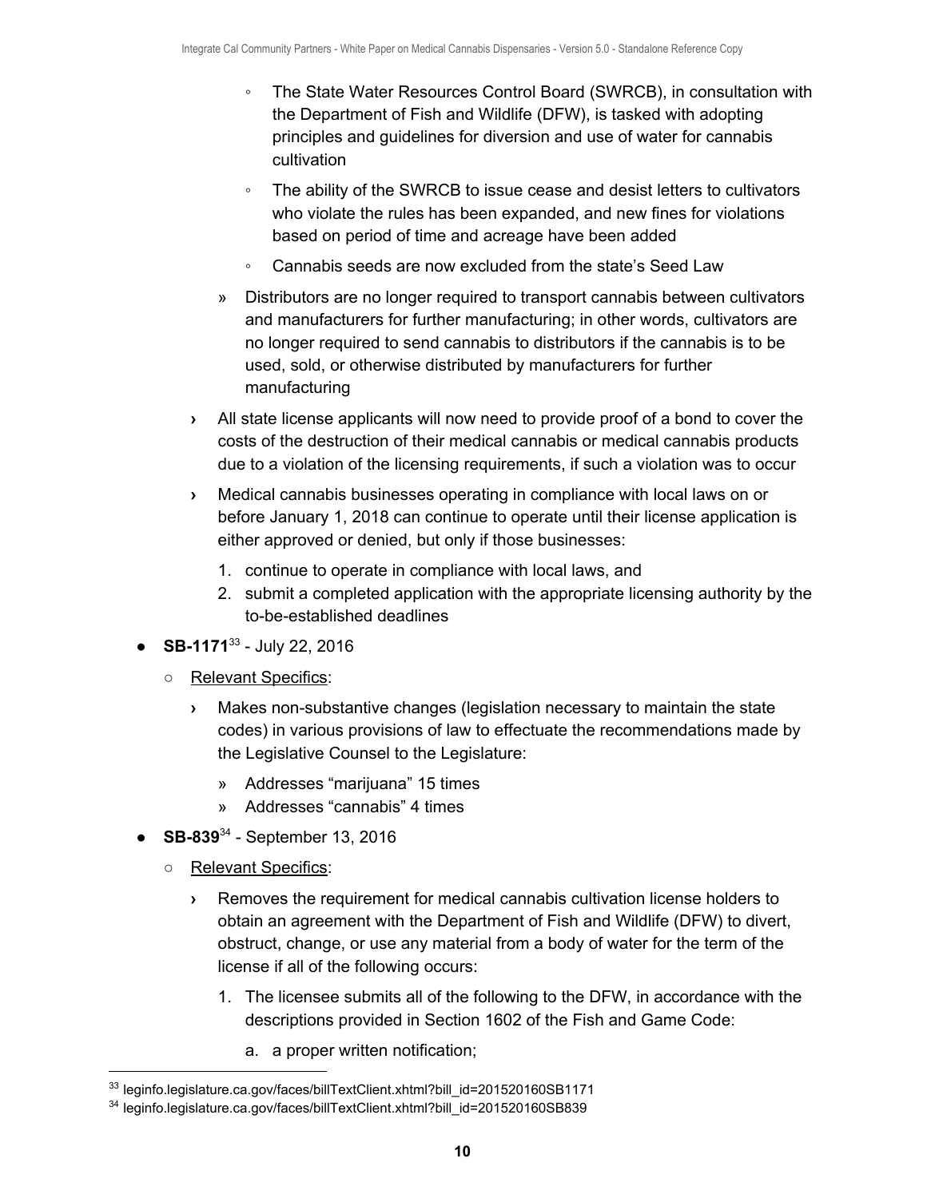- The State Water Resources Control Board (SWRCB), in consultation with the Department of Fish and Wildlife (DFW), is tasked with adopting principles and guidelines for diversion and use of water for cannabis cultivation
      - The ability of the SWRCB to issue cease and desist letters to cultivators who violate the rules has been expanded, and new fines for violations based on period of time and acreage have been added
      - Cannabis seeds are now excluded from the state's Seed Law
    - » Distributors are no longer required to transport cannabis between cultivators and manufacturers for further manufacturing; in other words, cultivators are no longer required to send cannabis to distributors if the cannabis is to be used, sold, or otherwise distributed by manufacturers for further manufacturing
  - › All state license applicants will now need to provide proof of a bond to cover the costs of the destruction of their medical cannabis or medical cannabis products due to a violation of the licensing requirements, if such a violation was to occur
  - › Medical cannabis businesses operating in compliance with local laws on or before January 1, 2018 can continue to operate until their license application is either approved or denied, but only if those businesses:
    1. continue to operate in compliance with local laws, and
    2. submit a completed application with the appropriate licensing authority by the to-be-established deadlines

- **SB-1171**[33] - July 22, 2016
  - Relevant Specifics:
    - › Makes non-substantive changes (legislation necessary to maintain the state codes) in various provisions of law to effectuate the recommendations made by the Legislative Counsel to the Legislature:
      - » Addresses "marijuana" 15 times
      - » Addresses "cannabis" 4 times

- **SB-839**[34] - September 13, 2016
  - Relevant Specifics:
    - › Removes the requirement for medical cannabis cultivation license holders to obtain an agreement with the Department of Fish and Wildlife (DFW) to divert, obstruct, change, or use any material from a body of water for the term of the license if all of the following occurs:
      1. The licensee submits all of the following to the DFW, in accordance with the descriptions provided in Section 1602 of the Fish and Game Code:
         a. a proper written notification;

[33] leginfo.legislature.ca.gov/faces/billTextClient.xhtml?bill_id=201520160SB1171

[34] leginfo.legislature.ca.gov/faces/billTextClient.xhtml?bill_id=201520160SB839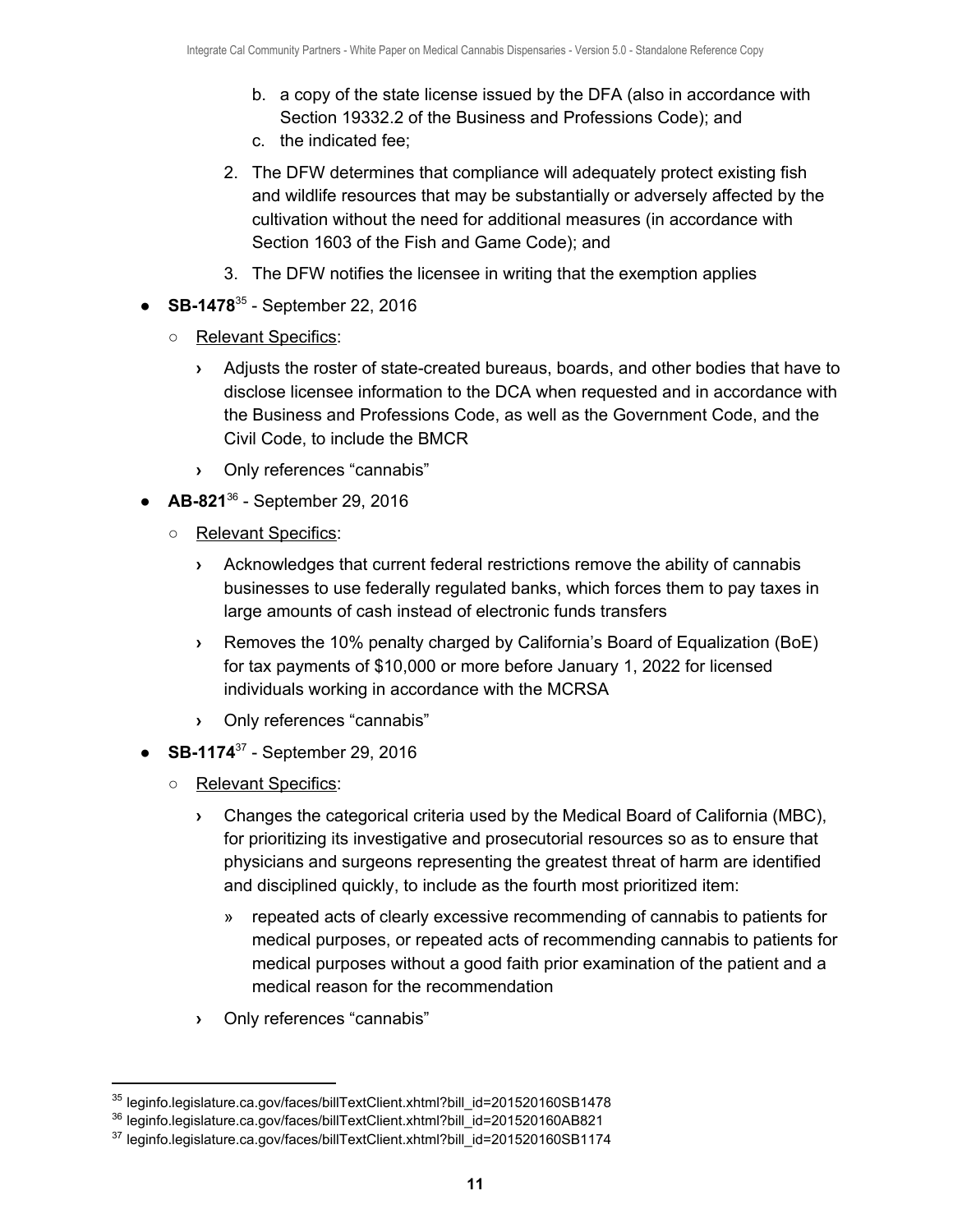b. a copy of the state license issued by the DFA (also in accordance with Section 19332.2 of the Business and Professions Code); and
   c. the indicated fee;

2. The DFW determines that compliance will adequately protect existing fish and wildlife resources that may be substantially or adversely affected by the cultivation without the need for additional measures (in accordance with Section 1603 of the Fish and Game Code); and
3. The DFW notifies the licensee in writing that the exemption applies

- **SB-1478**[35] - September 22, 2016
  - Relevant Specifics:
    - › Adjusts the roster of state-created bureaus, boards, and other bodies that have to disclose licensee information to the DCA when requested and in accordance with the Business and Professions Code, as well as the Government Code, and the Civil Code, to include the BMCR
    - › Only references "cannabis"
- **AB-821**[36] - September 29, 2016
  - Relevant Specifics:
    - › Acknowledges that current federal restrictions remove the ability of cannabis businesses to use federally regulated banks, which forces them to pay taxes in large amounts of cash instead of electronic funds transfers
    - › Removes the 10% penalty charged by California's Board of Equalization (BoE) for tax payments of $10,000 or more before January 1, 2022 for licensed individuals working in accordance with the MCRSA
    - › Only references "cannabis"
- **SB-1174**[37] - September 29, 2016
  - Relevant Specifics:
    - › Changes the categorical criteria used by the Medical Board of California (MBC), for prioritizing its investigative and prosecutorial resources so as to ensure that physicians and surgeons representing the greatest threat of harm are identified and disciplined quickly, to include as the fourth most prioritized item:
      - » repeated acts of clearly excessive recommending of cannabis to patients for medical purposes, or repeated acts of recommending cannabis to patients for medical purposes without a good faith prior examination of the patient and a medical reason for the recommendation
    - › Only references "cannabis"

---

[35] leginfo.legislature.ca.gov/faces/billTextClient.xhtml?bill_id=201520160SB1478
[36] leginfo.legislature.ca.gov/faces/billTextClient.xhtml?bill_id=201520160AB821
[37] leginfo.legislature.ca.gov/faces/billTextClient.xhtml?bill_id=201520160SB1174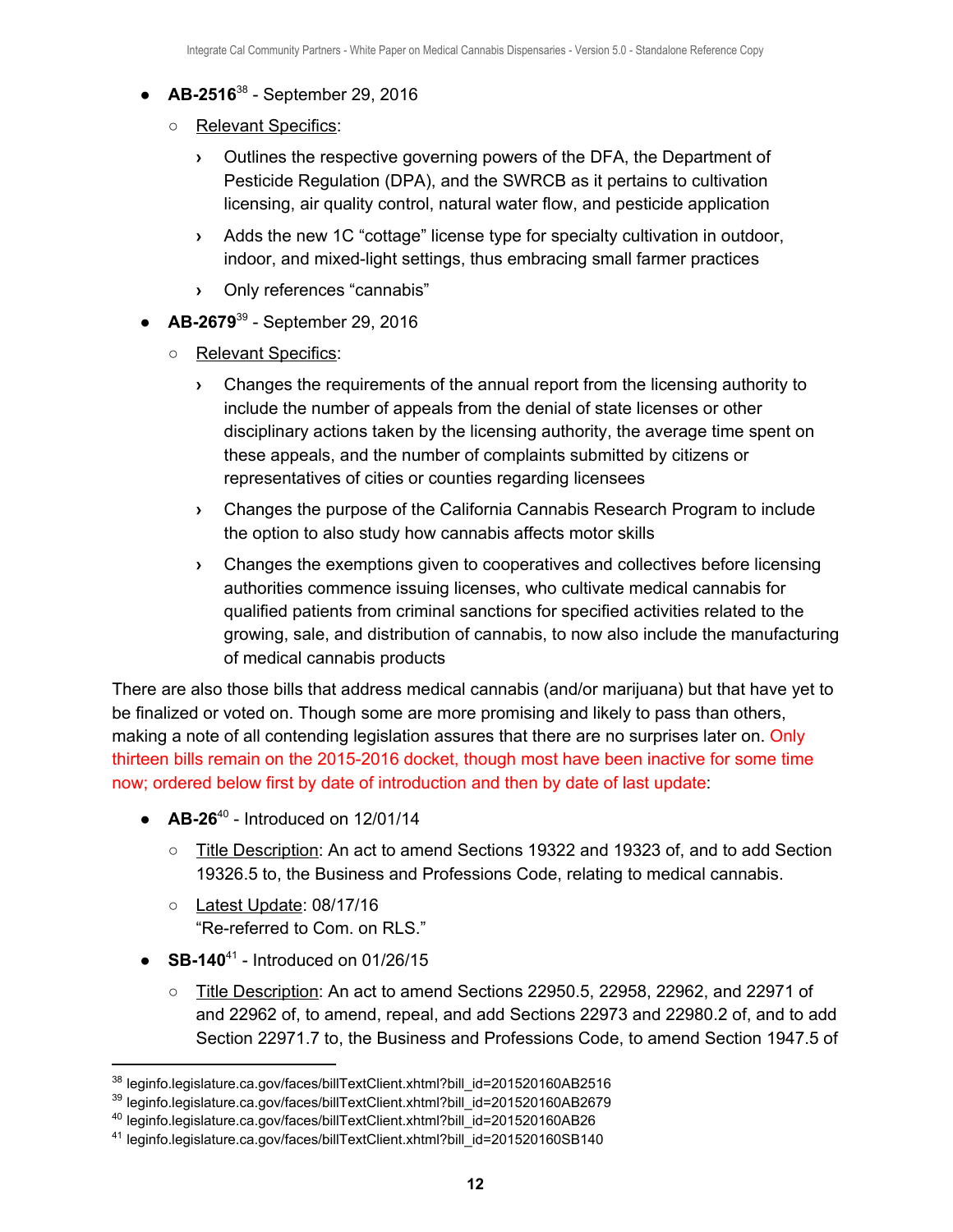- **AB-2516**[38] - September 29, 2016
  - Relevant Specifics:
    - › Outlines the respective governing powers of the DFA, the Department of Pesticide Regulation (DPA), and the SWRCB as it pertains to cultivation licensing, air quality control, natural water flow, and pesticide application
    - › Adds the new 1C "cottage" license type for specialty cultivation in outdoor, indoor, and mixed-light settings, thus embracing small farmer practices
    - › Only references "cannabis"
- **AB-2679**[39] - September 29, 2016
  - Relevant Specifics:
    - › Changes the requirements of the annual report from the licensing authority to include the number of appeals from the denial of state licenses or other disciplinary actions taken by the licensing authority, the average time spent on these appeals, and the number of complaints submitted by citizens or representatives of cities or counties regarding licensees
    - › Changes the purpose of the California Cannabis Research Program to include the option to also study how cannabis affects motor skills
    - › Changes the exemptions given to cooperatives and collectives before licensing authorities commence issuing licenses, who cultivate medical cannabis for qualified patients from criminal sanctions for specified activities related to the growing, sale, and distribution of cannabis, to now also include the manufacturing of medical cannabis products

There are also those bills that address medical cannabis (and/or marijuana) but that have yet to be finalized or voted on. Though some are more promising and likely to pass than others, making a note of all contending legislation assures that there are no surprises later on. Only thirteen bills remain on the 2015-2016 docket, though most have been inactive for some time now; ordered below first by date of introduction and then by date of last update:

- **AB-26**[40] - Introduced on 12/01/14
  - Title Description: An act to amend Sections 19322 and 19323 of, and to add Section 19326.5 to, the Business and Professions Code, relating to medical cannabis.
  - Latest Update: 08/17/16
    "Re-referred to Com. on RLS."
- **SB-140**[41] - Introduced on 01/26/15
  - Title Description: An act to amend Sections 22950.5, 22958, 22962, and 22971 of and 22962 of, to amend, repeal, and add Sections 22973 and 22980.2 of, and to add Section 22971.7 to, the Business and Professions Code, to amend Section 1947.5 of

---

[38] leginfo.legislature.ca.gov/faces/billTextClient.xhtml?bill_id=201520160AB2516
[39] leginfo.legislature.ca.gov/faces/billTextClient.xhtml?bill_id=201520160AB2679
[40] leginfo.legislature.ca.gov/faces/billTextClient.xhtml?bill_id=201520160AB26
[41] leginfo.legislature.ca.gov/faces/billTextClient.xhtml?bill_id=201520160SB140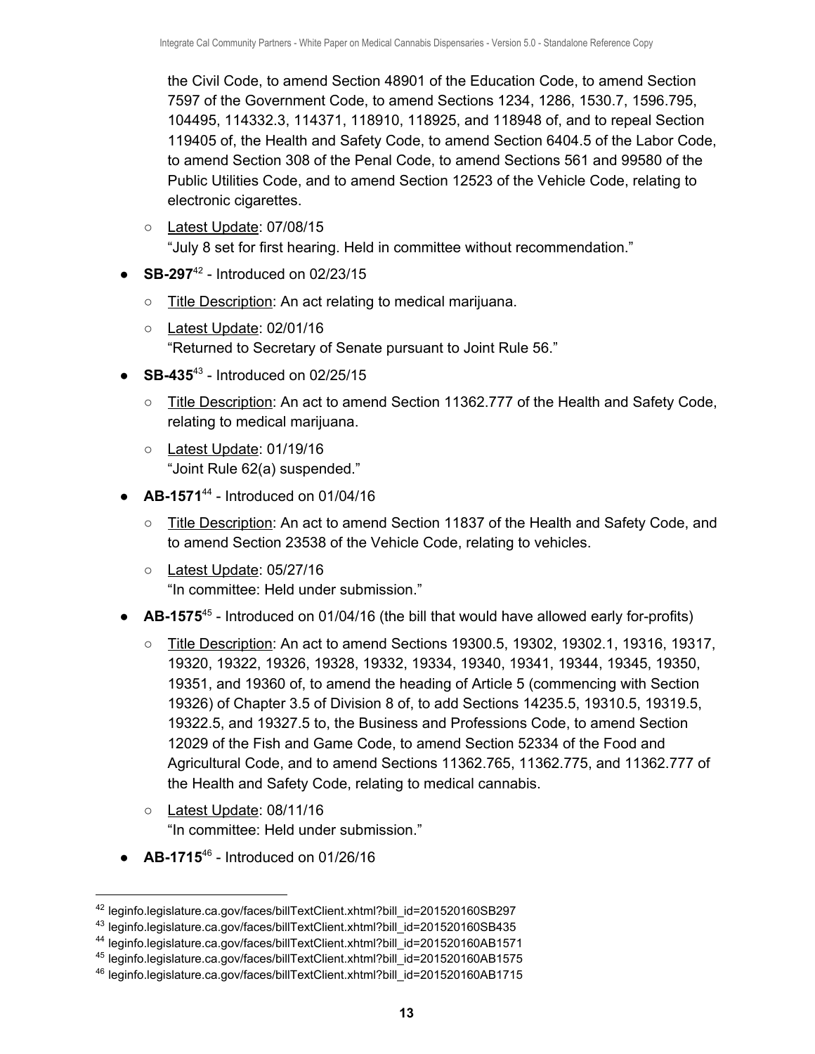the Civil Code, to amend Section 48901 of the Education Code, to amend Section 7597 of the Government Code, to amend Sections 1234, 1286, 1530.7, 1596.795, 104495, 114332.3, 114371, 118910, 118925, and 118948 of, and to repeal Section 119405 of, the Health and Safety Code, to amend Section 6404.5 of the Labor Code, to amend Section 308 of the Penal Code, to amend Sections 561 and 99580 of the Public Utilities Code, and to amend Section 12523 of the Vehicle Code, relating to electronic cigarettes.

  - Latest Update: 07/08/15
    "July 8 set for first hearing. Held in committee without recommendation."

- **SB-297**[42] - Introduced on 02/23/15
  - Title Description: An act relating to medical marijuana.
  - Latest Update: 02/01/16
    "Returned to Secretary of Senate pursuant to Joint Rule 56."
- **SB-435**[43] - Introduced on 02/25/15
  - Title Description: An act to amend Section 11362.777 of the Health and Safety Code, relating to medical marijuana.
  - Latest Update: 01/19/16
    "Joint Rule 62(a) suspended."
- **AB-1571**[44] - Introduced on 01/04/16
  - Title Description: An act to amend Section 11837 of the Health and Safety Code, and to amend Section 23538 of the Vehicle Code, relating to vehicles.
  - Latest Update: 05/27/16
    "In committee: Held under submission."
- **AB-1575**[45] - Introduced on 01/04/16 (the bill that would have allowed early for-profits)
  - Title Description: An act to amend Sections 19300.5, 19302, 19302.1, 19316, 19317, 19320, 19322, 19326, 19328, 19332, 19334, 19340, 19341, 19344, 19345, 19350, 19351, and 19360 of, to amend the heading of Article 5 (commencing with Section 19326) of Chapter 3.5 of Division 8 of, to add Sections 14235.5, 19310.5, 19319.5, 19322.5, and 19327.5 to, the Business and Professions Code, to amend Section 12029 of the Fish and Game Code, to amend Section 52334 of the Food and Agricultural Code, and to amend Sections 11362.765, 11362.775, and 11362.777 of the Health and Safety Code, relating to medical cannabis.
  - Latest Update: 08/11/16
    "In committee: Held under submission."
- **AB-1715**[46] - Introduced on 01/26/16

---

[42] leginfo.legislature.ca.gov/faces/billTextClient.xhtml?bill_id=201520160SB297
[43] leginfo.legislature.ca.gov/faces/billTextClient.xhtml?bill_id=201520160SB435
[44] leginfo.legislature.ca.gov/faces/billTextClient.xhtml?bill_id=201520160AB1571
[45] leginfo.legislature.ca.gov/faces/billTextClient.xhtml?bill_id=201520160AB1575
[46] leginfo.legislature.ca.gov/faces/billTextClient.xhtml?bill_id=201520160AB1715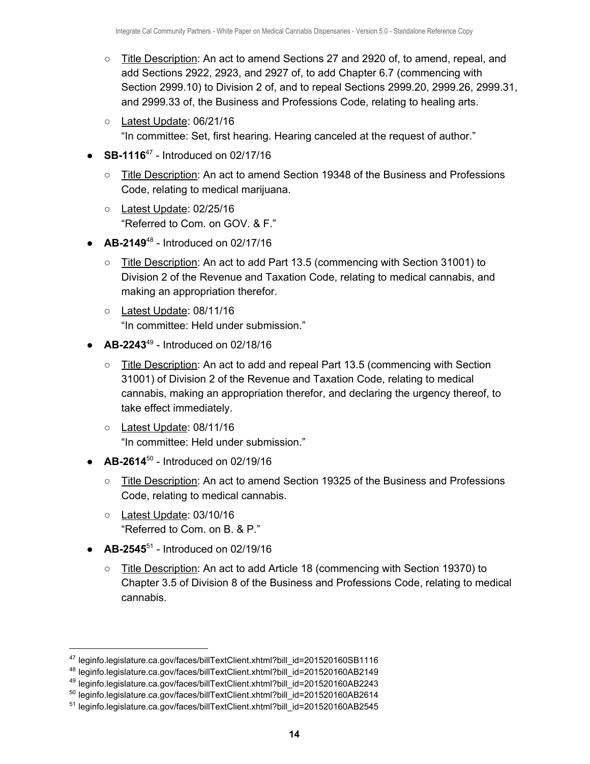- Title Description: An act to amend Sections 27 and 2920 of, to amend, repeal, and add Sections 2922, 2923, and 2927 of, to add Chapter 6.7 (commencing with Section 2999.10) to Division 2 of, and to repeal Sections 2999.20, 2999.26, 2999.31, and 2999.33 of, the Business and Professions Code, relating to healing arts.
  - Latest Update: 06/21/16
    "In committee: Set, first hearing. Hearing canceled at the request of author."
- **SB-1116**[47] - Introduced on 02/17/16
  - Title Description: An act to amend Section 19348 of the Business and Professions Code, relating to medical marijuana.
  - Latest Update: 02/25/16
    "Referred to Com. on GOV. & F."
- **AB-2149**[48] - Introduced on 02/17/16
  - Title Description: An act to add Part 13.5 (commencing with Section 31001) to Division 2 of the Revenue and Taxation Code, relating to medical cannabis, and making an appropriation therefor.
  - Latest Update: 08/11/16
    "In committee: Held under submission."
- **AB-2243**[49] - Introduced on 02/18/16
  - Title Description: An act to add and repeal Part 13.5 (commencing with Section 31001) of Division 2 of the Revenue and Taxation Code, relating to medical cannabis, making an appropriation therefor, and declaring the urgency thereof, to take effect immediately.
  - Latest Update: 08/11/16
    "In committee: Held under submission."
- **AB-2614**[50] - Introduced on 02/19/16
  - Title Description: An act to amend Section 19325 of the Business and Professions Code, relating to medical cannabis.
  - Latest Update: 03/10/16
    "Referred to Com. on B. & P."
- **AB-2545**[51] - Introduced on 02/19/16
  - Title Description: An act to add Article 18 (commencing with Section 19370) to Chapter 3.5 of Division 8 of the Business and Professions Code, relating to medical cannabis.

---

[47] leginfo.legislature.ca.gov/faces/billTextClient.xhtml?bill_id=201520160SB1116
[48] leginfo.legislature.ca.gov/faces/billTextClient.xhtml?bill_id=201520160AB2149
[49] leginfo.legislature.ca.gov/faces/billTextClient.xhtml?bill_id=201520160AB2243
[50] leginfo.legislature.ca.gov/faces/billTextClient.xhtml?bill_id=201520160AB2614
[51] leginfo.legislature.ca.gov/faces/billTextClient.xhtml?bill_id=201520160AB2545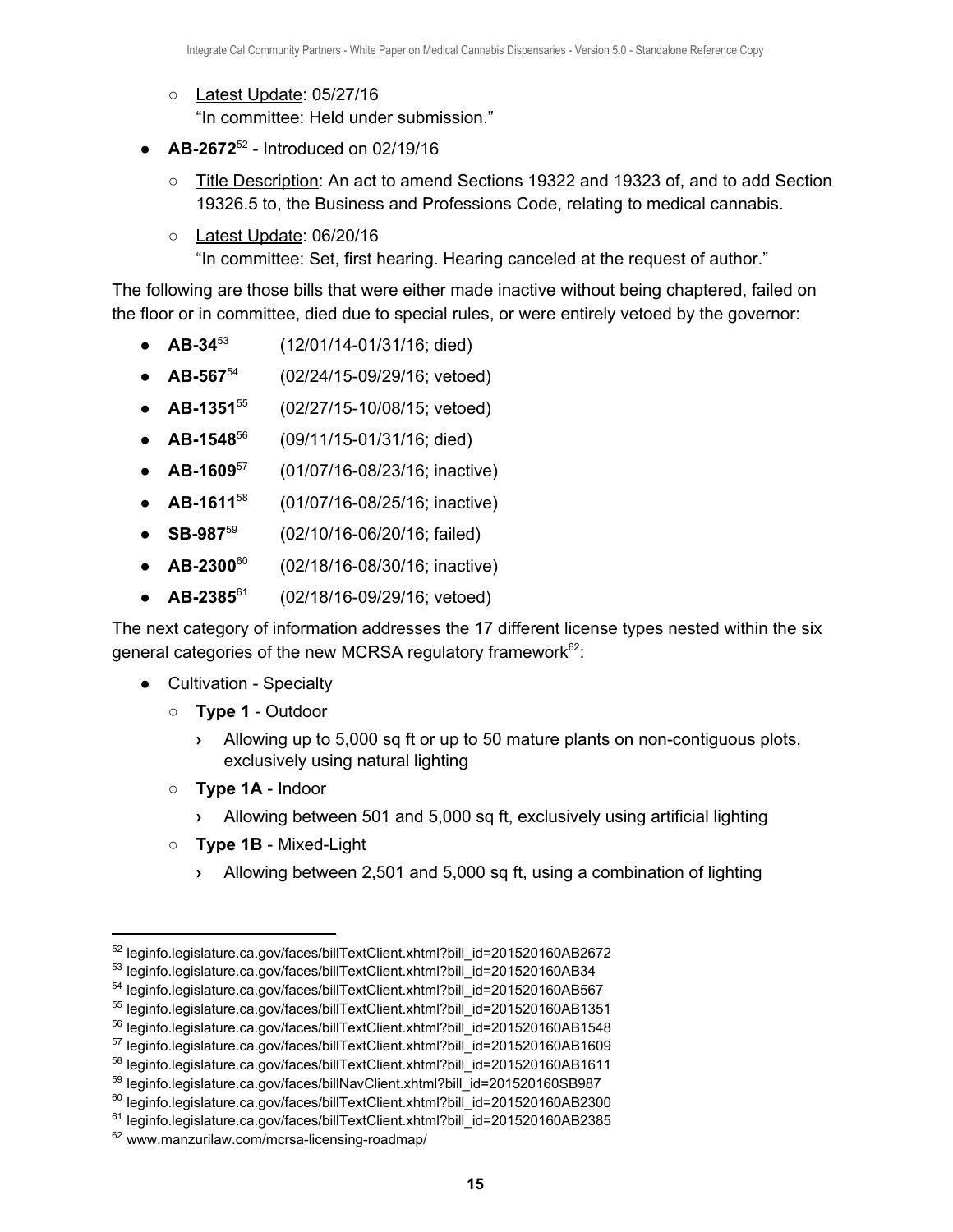- Latest Update: 05/27/16
  "In committee: Held under submission."

- **AB-2672**[52] - Introduced on 02/19/16
  - Title Description: An act to amend Sections 19322 and 19323 of, and to add Section 19326.5 to, the Business and Professions Code, relating to medical cannabis.
  - Latest Update: 06/20/16
    "In committee: Set, first hearing. Hearing canceled at the request of author."

The following are those bills that were either made inactive without being chaptered, failed on the floor or in committee, died due to special rules, or were entirely vetoed by the governor:

- **AB-34**[53] (12/01/14-01/31/16; died)
- **AB-567**[54] (02/24/15-09/29/16; vetoed)
- **AB-1351**[55] (02/27/15-10/08/15; vetoed)
- **AB-1548**[56] (09/11/15-01/31/16; died)
- **AB-1609**[57] (01/07/16-08/23/16; inactive)
- **AB-1611**[58] (01/07/16-08/25/16; inactive)
- **SB-987**[59] (02/10/16-06/20/16; failed)
- **AB-2300**[60] (02/18/16-08/30/16; inactive)
- **AB-2385**[61] (02/18/16-09/29/16; vetoed)

The next category of information addresses the 17 different license types nested within the six general categories of the new MCRSA regulatory framework[62]:

- Cultivation - Specialty
  - **Type 1** - Outdoor
    - › Allowing up to 5,000 sq ft or up to 50 mature plants on non-contiguous plots, exclusively using natural lighting
  - **Type 1A** - Indoor
    - › Allowing between 501 and 5,000 sq ft, exclusively using artificial lighting
  - **Type 1B** - Mixed-Light
    - › Allowing between 2,501 and 5,000 sq ft, using a combination of lighting

---

[52] leginfo.legislature.ca.gov/faces/billTextClient.xhtml?bill_id=201520160AB2672
[53] leginfo.legislature.ca.gov/faces/billTextClient.xhtml?bill_id=201520160AB34
[54] leginfo.legislature.ca.gov/faces/billTextClient.xhtml?bill_id=201520160AB567
[55] leginfo.legislature.ca.gov/faces/billTextClient.xhtml?bill_id=201520160AB1351
[56] leginfo.legislature.ca.gov/faces/billTextClient.xhtml?bill_id=201520160AB1548
[57] leginfo.legislature.ca.gov/faces/billTextClient.xhtml?bill_id=201520160AB1609
[58] leginfo.legislature.ca.gov/faces/billTextClient.xhtml?bill_id=201520160AB1611
[59] leginfo.legislature.ca.gov/faces/billNavClient.xhtml?bill_id=201520160SB987
[60] leginfo.legislature.ca.gov/faces/billTextClient.xhtml?bill_id=201520160AB2300
[61] leginfo.legislature.ca.gov/faces/billTextClient.xhtml?bill_id=201520160AB2385
[62] www.manzurilaw.com/mcrsa-licensing-roadmap/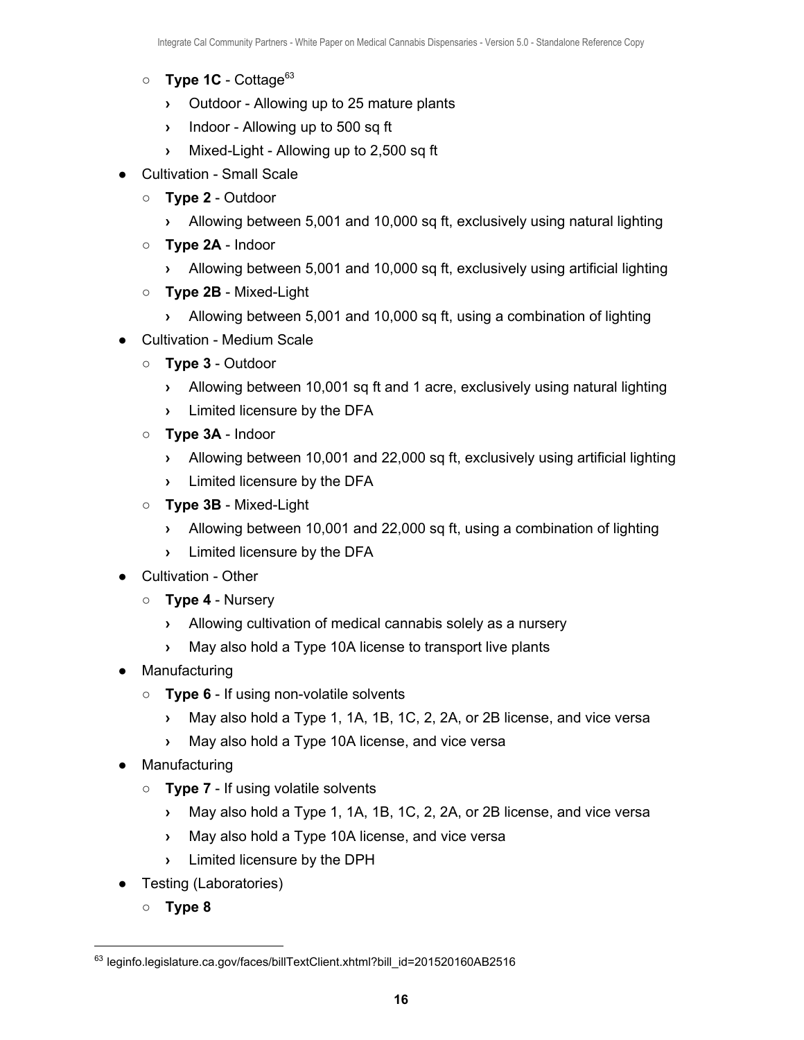- **Type 1C** - Cottage[63]
    - Outdoor - Allowing up to 25 mature plants
    - Indoor - Allowing up to 500 sq ft
    - Mixed-Light - Allowing up to 2,500 sq ft
- Cultivation - Small Scale
    - **Type 2** - Outdoor
        - Allowing between 5,001 and 10,000 sq ft, exclusively using natural lighting
    - **Type 2A** - Indoor
        - Allowing between 5,001 and 10,000 sq ft, exclusively using artificial lighting
    - **Type 2B** - Mixed-Light
        - Allowing between 5,001 and 10,000 sq ft, using a combination of lighting
- Cultivation - Medium Scale
    - **Type 3** - Outdoor
        - Allowing between 10,001 sq ft and 1 acre, exclusively using natural lighting
        - Limited licensure by the DFA
    - **Type 3A** - Indoor
        - Allowing between 10,001 and 22,000 sq ft, exclusively using artificial lighting
        - Limited licensure by the DFA
    - **Type 3B** - Mixed-Light
        - Allowing between 10,001 and 22,000 sq ft, using a combination of lighting
        - Limited licensure by the DFA
- Cultivation - Other
    - **Type 4** - Nursery
        - Allowing cultivation of medical cannabis solely as a nursery
        - May also hold a Type 10A license to transport live plants
- Manufacturing
    - **Type 6** - If using non-volatile solvents
        - May also hold a Type 1, 1A, 1B, 1C, 2, 2A, or 2B license, and vice versa
        - May also hold a Type 10A license, and vice versa
- Manufacturing
    - **Type 7** - If using volatile solvents
        - May also hold a Type 1, 1A, 1B, 1C, 2, 2A, or 2B license, and vice versa
        - May also hold a Type 10A license, and vice versa
        - Limited licensure by the DPH
- Testing (Laboratories)
    - **Type 8**

[63] leginfo.legislature.ca.gov/faces/billTextClient.xhtml?bill_id=201520160AB2516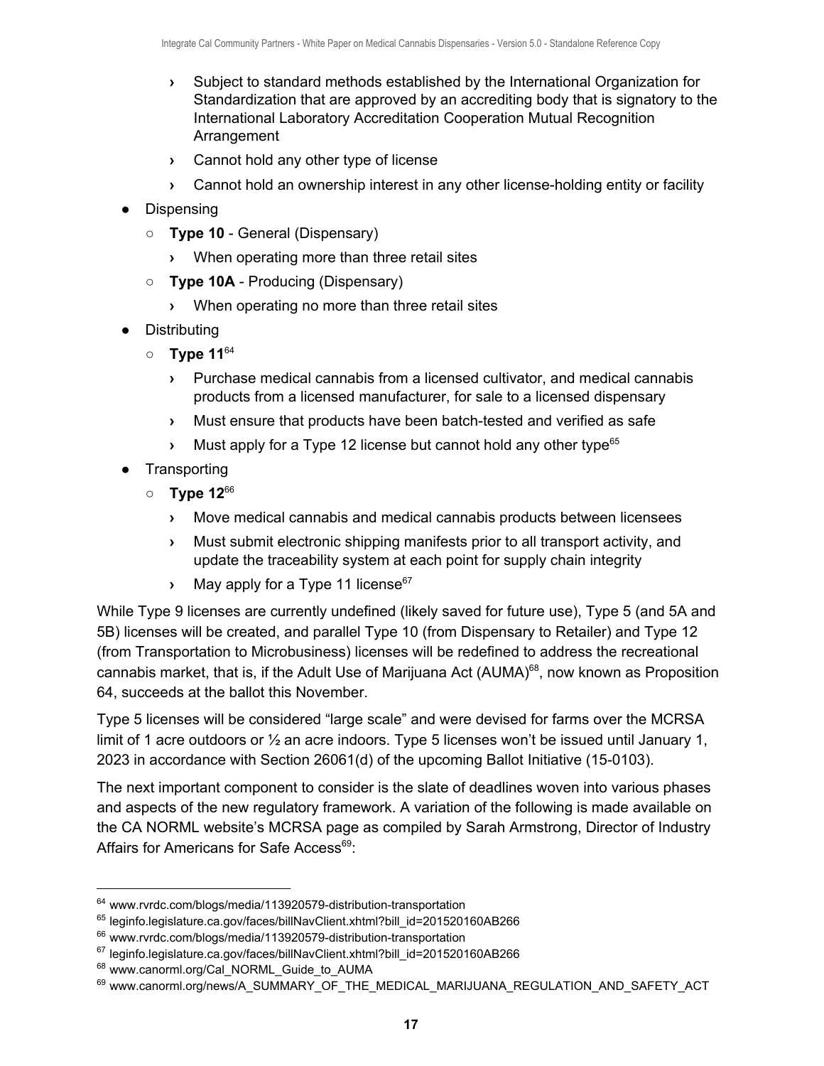- › Subject to standard methods established by the International Organization for Standardization that are approved by an accrediting body that is signatory to the International Laboratory Accreditation Cooperation Mutual Recognition Arrangement
  - › Cannot hold any other type of license
  - › Cannot hold an ownership interest in any other license-holding entity or facility
- Dispensing
  - **Type 10** - General (Dispensary)
    - › When operating more than three retail sites
  - **Type 10A** - Producing (Dispensary)
    - › When operating no more than three retail sites
- Distributing
  - **Type 11**[64]
    - › Purchase medical cannabis from a licensed cultivator, and medical cannabis products from a licensed manufacturer, for sale to a licensed dispensary
    - › Must ensure that products have been batch-tested and verified as safe
    - › Must apply for a Type 12 license but cannot hold any other type[65]
- Transporting
  - **Type 12**[66]
    - › Move medical cannabis and medical cannabis products between licensees
    - › Must submit electronic shipping manifests prior to all transport activity, and update the traceability system at each point for supply chain integrity
    - › May apply for a Type 11 license[67]

While Type 9 licenses are currently undefined (likely saved for future use), Type 5 (and 5A and 5B) licenses will be created, and parallel Type 10 (from Dispensary to Retailer) and Type 12 (from Transportation to Microbusiness) licenses will be redefined to address the recreational cannabis market, that is, if the Adult Use of Marijuana Act (AUMA)[68], now known as Proposition 64, succeeds at the ballot this November.

Type 5 licenses will be considered "large scale" and were devised for farms over the MCRSA limit of 1 acre outdoors or ½ an acre indoors. Type 5 licenses won't be issued until January 1, 2023 in accordance with Section 26061(d) of the upcoming Ballot Initiative (15-0103).

The next important component to consider is the slate of deadlines woven into various phases and aspects of the new regulatory framework. A variation of the following is made available on the CA NORML website's MCRSA page as compiled by Sarah Armstrong, Director of Industry Affairs for Americans for Safe Access[69]:

---

[64] www.rvrdc.com/blogs/media/113920579-distribution-transportation
[65] leginfo.legislature.ca.gov/faces/billNavClient.xhtml?bill_id=201520160AB266
[66] www.rvrdc.com/blogs/media/113920579-distribution-transportation
[67] leginfo.legislature.ca.gov/faces/billNavClient.xhtml?bill_id=201520160AB266
[68] www.canorml.org/Cal_NORML_Guide_to_AUMA
[69] www.canorml.org/news/A_SUMMARY_OF_THE_MEDICAL_MARIJUANA_REGULATION_AND_SAFETY_ACT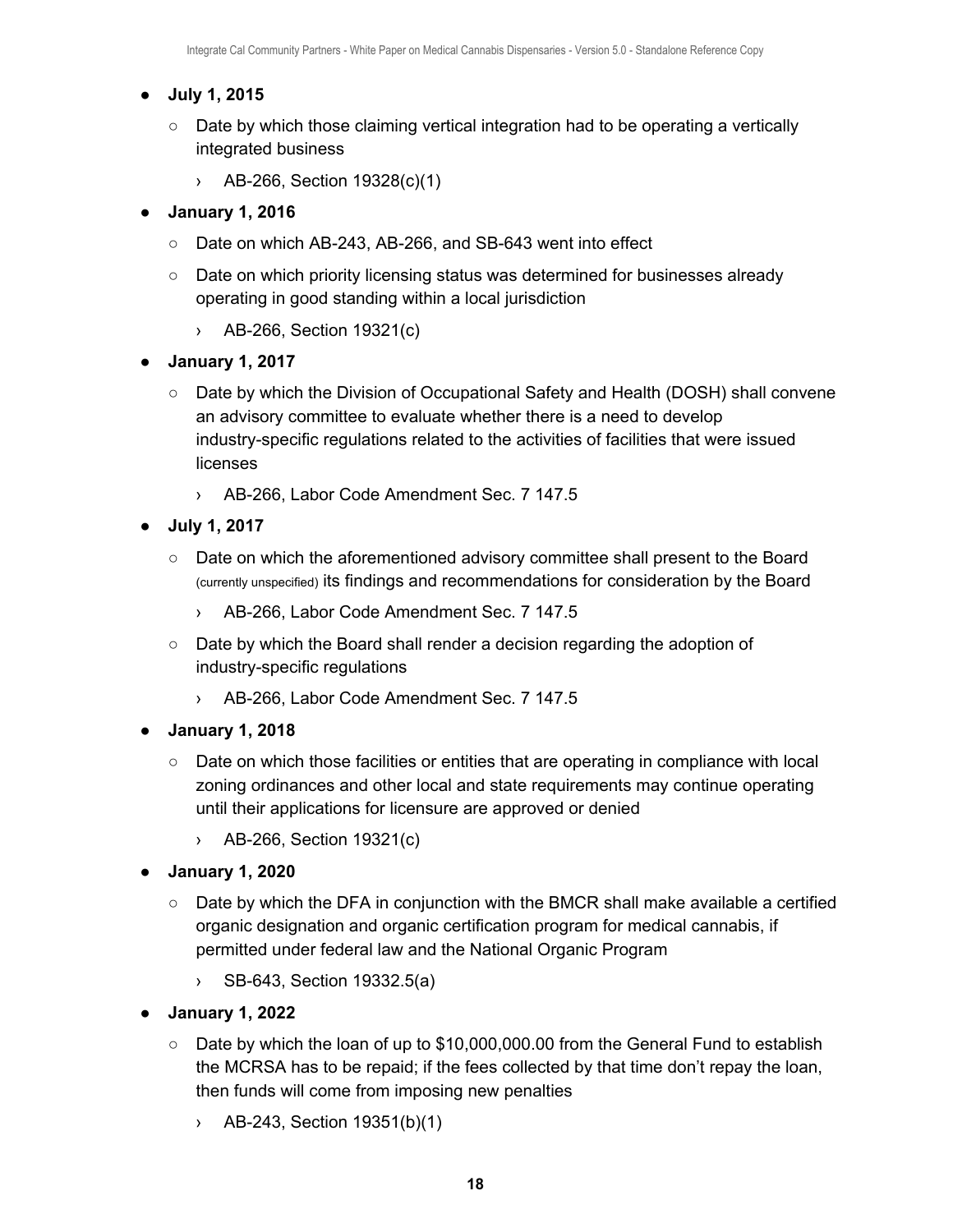- **July 1, 2015**
  - Date by which those claiming vertical integration had to be operating a vertically integrated business
    - › AB-266, Section 19328(c)(1)
- **January 1, 2016**
  - Date on which AB-243, AB-266, and SB-643 went into effect
  - Date on which priority licensing status was determined for businesses already operating in good standing within a local jurisdiction
    - › AB-266, Section 19321(c)
- **January 1, 2017**
  - Date by which the Division of Occupational Safety and Health (DOSH) shall convene an advisory committee to evaluate whether there is a need to develop industry-specific regulations related to the activities of facilities that were issued licenses
    - › AB-266, Labor Code Amendment Sec. 7 147.5
- **July 1, 2017**
  - Date on which the aforementioned advisory committee shall present to the Board (currently unspecified) its findings and recommendations for consideration by the Board
    - › AB-266, Labor Code Amendment Sec. 7 147.5
  - Date by which the Board shall render a decision regarding the adoption of industry-specific regulations
    - › AB-266, Labor Code Amendment Sec. 7 147.5
- **January 1, 2018**
  - Date on which those facilities or entities that are operating in compliance with local zoning ordinances and other local and state requirements may continue operating until their applications for licensure are approved or denied
    - › AB-266, Section 19321(c)
- **January 1, 2020**
  - Date by which the DFA in conjunction with the BMCR shall make available a certified organic designation and organic certification program for medical cannabis, if permitted under federal law and the National Organic Program
    - › SB-643, Section 19332.5(a)
- **January 1, 2022**
  - Date by which the loan of up to $10,000,000.00 from the General Fund to establish the MCRSA has to be repaid; if the fees collected by that time don't repay the loan, then funds will come from imposing new penalties
    - › AB-243, Section 19351(b)(1)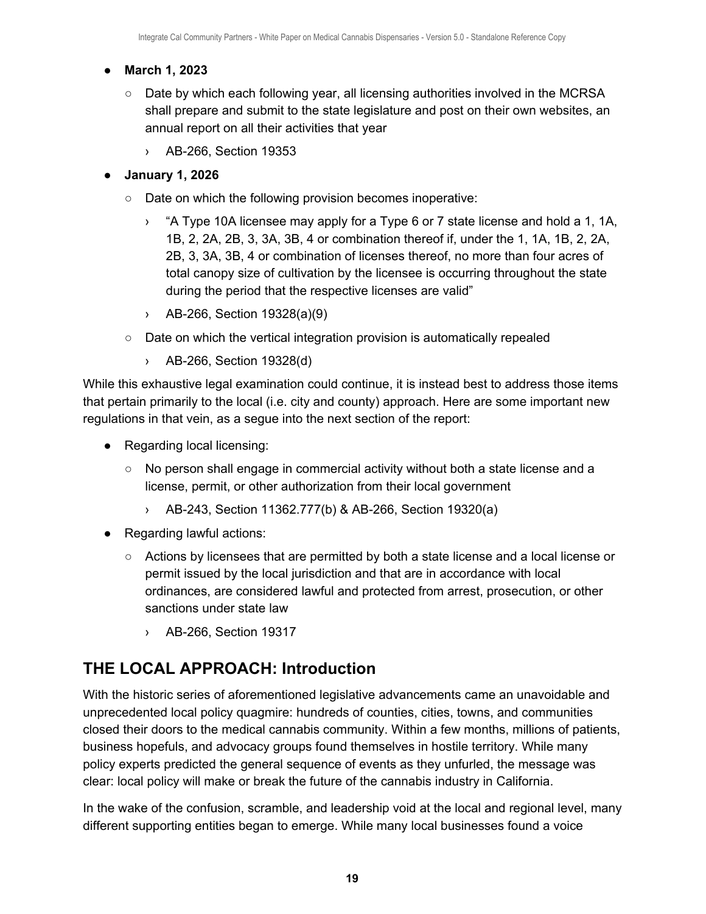- **March 1, 2023**
  - Date by which each following year, all licensing authorities involved in the MCRSA shall prepare and submit to the state legislature and post on their own websites, an annual report on all their activities that year
    - › AB-266, Section 19353
- **January 1, 2026**
  - Date on which the following provision becomes inoperative:
    - › "A Type 10A licensee may apply for a Type 6 or 7 state license and hold a 1, 1A, 1B, 2, 2A, 2B, 3, 3A, 3B, 4 or combination thereof if, under the 1, 1A, 1B, 2, 2A, 2B, 3, 3A, 3B, 4 or combination of licenses thereof, no more than four acres of total canopy size of cultivation by the licensee is occurring throughout the state during the period that the respective licenses are valid"
    - › AB-266, Section 19328(a)(9)
  - Date on which the vertical integration provision is automatically repealed
    - › AB-266, Section 19328(d)

While this exhaustive legal examination could continue, it is instead best to address those items that pertain primarily to the local (i.e. city and county) approach. Here are some important new regulations in that vein, as a segue into the next section of the report:

- Regarding local licensing:
  - No person shall engage in commercial activity without both a state license and a license, permit, or other authorization from their local government
    - › AB-243, Section 11362.777(b) & AB-266, Section 19320(a)
- Regarding lawful actions:
  - Actions by licensees that are permitted by both a state license and a local license or permit issued by the local jurisdiction and that are in accordance with local ordinances, are considered lawful and protected from arrest, prosecution, or other sanctions under state law
    - › AB-266, Section 19317

## THE LOCAL APPROACH: Introduction

With the historic series of aforementioned legislative advancements came an unavoidable and unprecedented local policy quagmire: hundreds of counties, cities, towns, and communities closed their doors to the medical cannabis community. Within a few months, millions of patients, business hopefuls, and advocacy groups found themselves in hostile territory. While many policy experts predicted the general sequence of events as they unfurled, the message was clear: local policy will make or break the future of the cannabis industry in California.

In the wake of the confusion, scramble, and leadership void at the local and regional level, many different supporting entities began to emerge. While many local businesses found a voice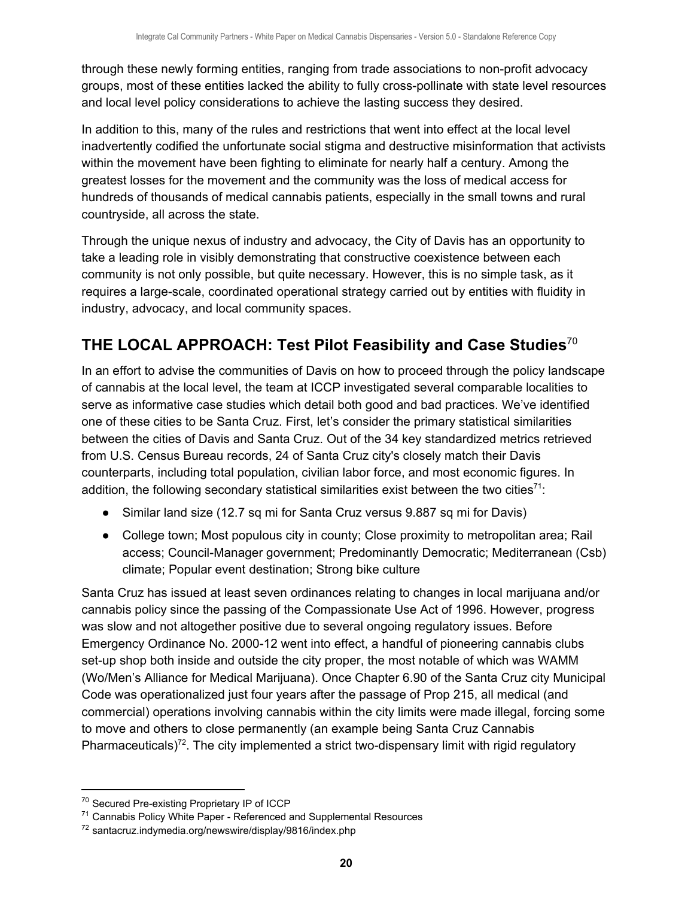through these newly forming entities, ranging from trade associations to non-profit advocacy groups, most of these entities lacked the ability to fully cross-pollinate with state level resources and local level policy considerations to achieve the lasting success they desired.

In addition to this, many of the rules and restrictions that went into effect at the local level inadvertently codified the unfortunate social stigma and destructive misinformation that activists within the movement have been fighting to eliminate for nearly half a century. Among the greatest losses for the movement and the community was the loss of medical access for hundreds of thousands of medical cannabis patients, especially in the small towns and rural countryside, all across the state.

Through the unique nexus of industry and advocacy, the City of Davis has an opportunity to take a leading role in visibly demonstrating that constructive coexistence between each community is not only possible, but quite necessary. However, this is no simple task, as it requires a large-scale, coordinated operational strategy carried out by entities with fluidity in industry, advocacy, and local community spaces.

## THE LOCAL APPROACH: Test Pilot Feasibility and Case Studies[70]

In an effort to advise the communities of Davis on how to proceed through the policy landscape of cannabis at the local level, the team at ICCP investigated several comparable localities to serve as informative case studies which detail both good and bad practices. We've identified one of these cities to be Santa Cruz. First, let's consider the primary statistical similarities between the cities of Davis and Santa Cruz. Out of the 34 key standardized metrics retrieved from U.S. Census Bureau records, 24 of Santa Cruz city's closely match their Davis counterparts, including total population, civilian labor force, and most economic figures. In addition, the following secondary statistical similarities exist between the two cities[71]:

- Similar land size (12.7 sq mi for Santa Cruz versus 9.887 sq mi for Davis)
- College town; Most populous city in county; Close proximity to metropolitan area; Rail access; Council-Manager government; Predominantly Democratic; Mediterranean (Csb) climate; Popular event destination; Strong bike culture

Santa Cruz has issued at least seven ordinances relating to changes in local marijuana and/or cannabis policy since the passing of the Compassionate Use Act of 1996. However, progress was slow and not altogether positive due to several ongoing regulatory issues. Before Emergency Ordinance No. 2000-12 went into effect, a handful of pioneering cannabis clubs set-up shop both inside and outside the city proper, the most notable of which was WAMM (Wo/Men's Alliance for Medical Marijuana). Once Chapter 6.90 of the Santa Cruz city Municipal Code was operationalized just four years after the passage of Prop 215, all medical (and commercial) operations involving cannabis within the city limits were made illegal, forcing some to move and others to close permanently (an example being Santa Cruz Cannabis Pharmaceuticals)[72]. The city implemented a strict two-dispensary limit with rigid regulatory

[70] Secured Pre-existing Proprietary IP of ICCP

[71] Cannabis Policy White Paper - Referenced and Supplemental Resources

[72] santacruz.indymedia.org/newswire/display/9816/index.php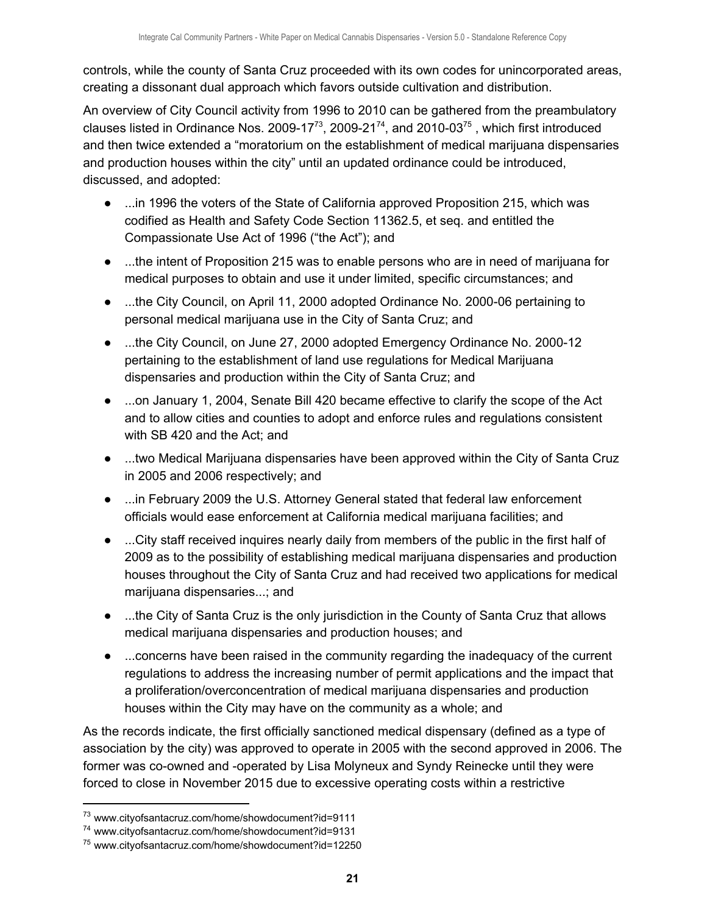controls, while the county of Santa Cruz proceeded with its own codes for unincorporated areas, creating a dissonant dual approach which favors outside cultivation and distribution.

An overview of City Council activity from 1996 to 2010 can be gathered from the preambulatory clauses listed in Ordinance Nos. 2009-17[73], 2009-21[74], and 2010-03[75] , which first introduced and then twice extended a "moratorium on the establishment of medical marijuana dispensaries and production houses within the city" until an updated ordinance could be introduced, discussed, and adopted:

- ...in 1996 the voters of the State of California approved Proposition 215, which was codified as Health and Safety Code Section 11362.5, et seq. and entitled the Compassionate Use Act of 1996 ("the Act"); and
- ...the intent of Proposition 215 was to enable persons who are in need of marijuana for medical purposes to obtain and use it under limited, specific circumstances; and
- ...the City Council, on April 11, 2000 adopted Ordinance No. 2000-06 pertaining to personal medical marijuana use in the City of Santa Cruz; and
- ...the City Council, on June 27, 2000 adopted Emergency Ordinance No. 2000-12 pertaining to the establishment of land use regulations for Medical Marijuana dispensaries and production within the City of Santa Cruz; and
- ...on January 1, 2004, Senate Bill 420 became effective to clarify the scope of the Act and to allow cities and counties to adopt and enforce rules and regulations consistent with SB 420 and the Act; and
- ...two Medical Marijuana dispensaries have been approved within the City of Santa Cruz in 2005 and 2006 respectively; and
- ...in February 2009 the U.S. Attorney General stated that federal law enforcement officials would ease enforcement at California medical marijuana facilities; and
- ...City staff received inquires nearly daily from members of the public in the first half of 2009 as to the possibility of establishing medical marijuana dispensaries and production houses throughout the City of Santa Cruz and had received two applications for medical marijuana dispensaries...; and
- ...the City of Santa Cruz is the only jurisdiction in the County of Santa Cruz that allows medical marijuana dispensaries and production houses; and
- ...concerns have been raised in the community regarding the inadequacy of the current regulations to address the increasing number of permit applications and the impact that a proliferation/overconcentration of medical marijuana dispensaries and production houses within the City may have on the community as a whole; and

As the records indicate, the first officially sanctioned medical dispensary (defined as a type of association by the city) was approved to operate in 2005 with the second approved in 2006. The former was co-owned and -operated by Lisa Molyneux and Syndy Reinecke until they were forced to close in November 2015 due to excessive operating costs within a restrictive

[73] www.cityofsantacruz.com/home/showdocument?id=9111

[74] www.cityofsantacruz.com/home/showdocument?id=9131

[75] www.cityofsantacruz.com/home/showdocument?id=12250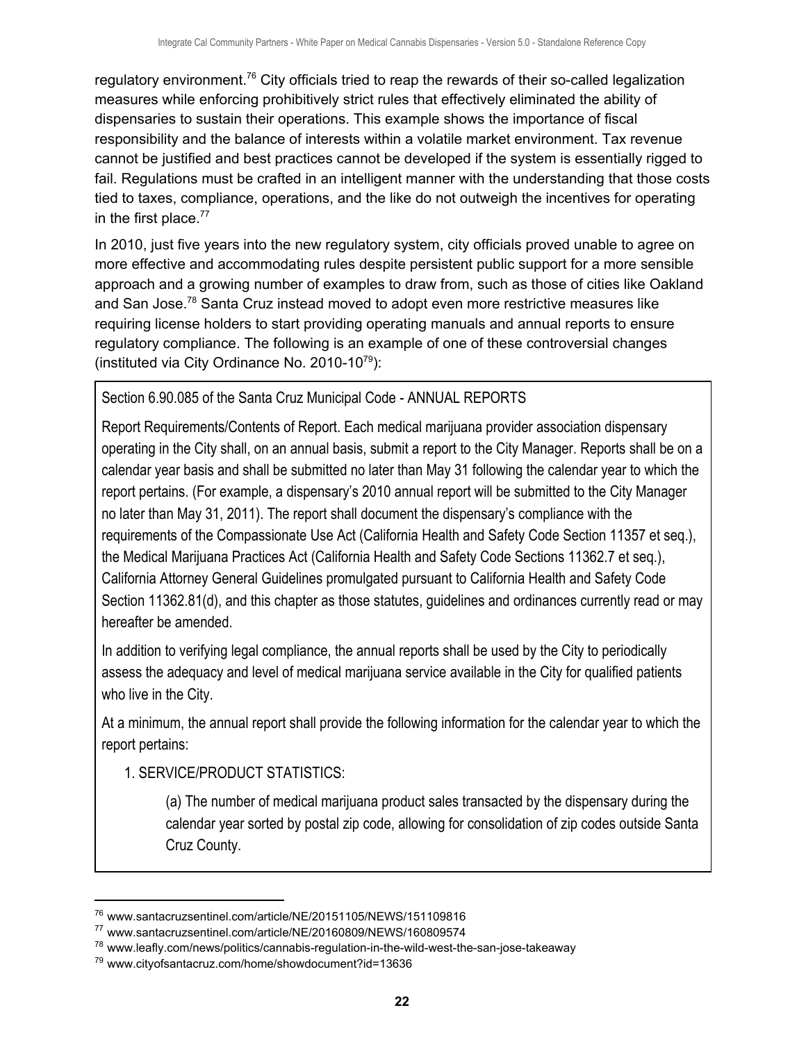regulatory environment.[76] City officials tried to reap the rewards of their so-called legalization measures while enforcing prohibitively strict rules that effectively eliminated the ability of dispensaries to sustain their operations. This example shows the importance of fiscal responsibility and the balance of interests within a volatile market environment. Tax revenue cannot be justified and best practices cannot be developed if the system is essentially rigged to fail. Regulations must be crafted in an intelligent manner with the understanding that those costs tied to taxes, compliance, operations, and the like do not outweigh the incentives for operating in the first place.[77]

In 2010, just five years into the new regulatory system, city officials proved unable to agree on more effective and accommodating rules despite persistent public support for a more sensible approach and a growing number of examples to draw from, such as those of cities like Oakland and San Jose.[78] Santa Cruz instead moved to adopt even more restrictive measures like requiring license holders to start providing operating manuals and annual reports to ensure regulatory compliance. The following is an example of one of these controversial changes (instituted via City Ordinance No. 2010-10[79]):

> Section 6.90.085 of the Santa Cruz Municipal Code - ANNUAL REPORTS
>
> Report Requirements/Contents of Report. Each medical marijuana provider association dispensary operating in the City shall, on an annual basis, submit a report to the City Manager. Reports shall be on a calendar year basis and shall be submitted no later than May 31 following the calendar year to which the report pertains. (For example, a dispensary's 2010 annual report will be submitted to the City Manager no later than May 31, 2011). The report shall document the dispensary's compliance with the requirements of the Compassionate Use Act (California Health and Safety Code Section 11357 et seq.), the Medical Marijuana Practices Act (California Health and Safety Code Sections 11362.7 et seq.), California Attorney General Guidelines promulgated pursuant to California Health and Safety Code Section 11362.81(d), and this chapter as those statutes, guidelines and ordinances currently read or may hereafter be amended.
>
> In addition to verifying legal compliance, the annual reports shall be used by the City to periodically assess the adequacy and level of medical marijuana service available in the City for qualified patients who live in the City.
>
> At a minimum, the annual report shall provide the following information for the calendar year to which the report pertains:
>
> 1. SERVICE/PRODUCT STATISTICS:
>
>     (a) The number of medical marijuana product sales transacted by the dispensary during the calendar year sorted by postal zip code, allowing for consolidation of zip codes outside Santa Cruz County.

---

[76] www.santacruzsentinel.com/article/NE/20151105/NEWS/151109816

[77] www.santacruzsentinel.com/article/NE/20160809/NEWS/160809574

[78] www.leafly.com/news/politics/cannabis-regulation-in-the-wild-west-the-san-jose-takeaway

[79] www.cityofsantacruz.com/home/showdocument?id=13636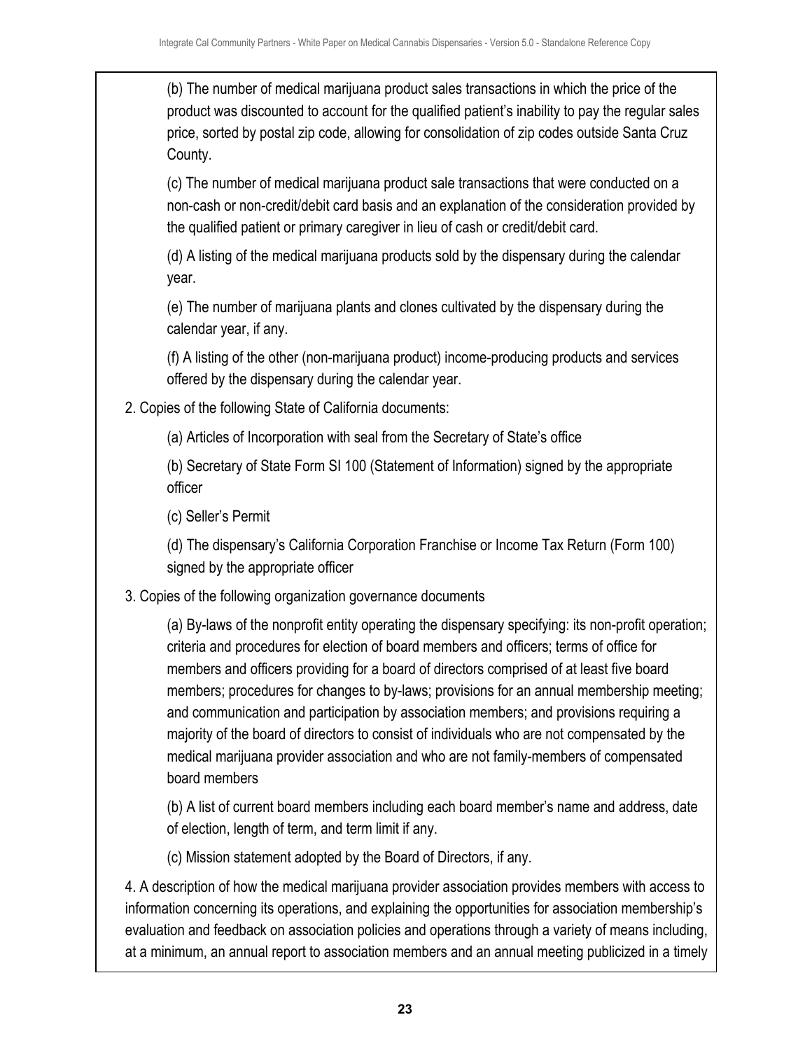(b) The number of medical marijuana product sales transactions in which the price of the product was discounted to account for the qualified patient's inability to pay the regular sales price, sorted by postal zip code, allowing for consolidation of zip codes outside Santa Cruz County.

(c) The number of medical marijuana product sale transactions that were conducted on a non-cash or non-credit/debit card basis and an explanation of the consideration provided by the qualified patient or primary caregiver in lieu of cash or credit/debit card.

(d) A listing of the medical marijuana products sold by the dispensary during the calendar year.

(e) The number of marijuana plants and clones cultivated by the dispensary during the calendar year, if any.

(f) A listing of the other (non-marijuana product) income-producing products and services offered by the dispensary during the calendar year.

2. Copies of the following State of California documents:

(a) Articles of Incorporation with seal from the Secretary of State's office

(b) Secretary of State Form SI 100 (Statement of Information) signed by the appropriate officer

(c) Seller's Permit

(d) The dispensary's California Corporation Franchise or Income Tax Return (Form 100) signed by the appropriate officer

3. Copies of the following organization governance documents

(a) By-laws of the nonprofit entity operating the dispensary specifying: its non-profit operation; criteria and procedures for election of board members and officers; terms of office for members and officers providing for a board of directors comprised of at least five board members; procedures for changes to by-laws; provisions for an annual membership meeting; and communication and participation by association members; and provisions requiring a majority of the board of directors to consist of individuals who are not compensated by the medical marijuana provider association and who are not family-members of compensated board members

(b) A list of current board members including each board member's name and address, date of election, length of term, and term limit if any.

(c) Mission statement adopted by the Board of Directors, if any.

4. A description of how the medical marijuana provider association provides members with access to information concerning its operations, and explaining the opportunities for association membership's evaluation and feedback on association policies and operations through a variety of means including, at a minimum, an annual report to association members and an annual meeting publicized in a timely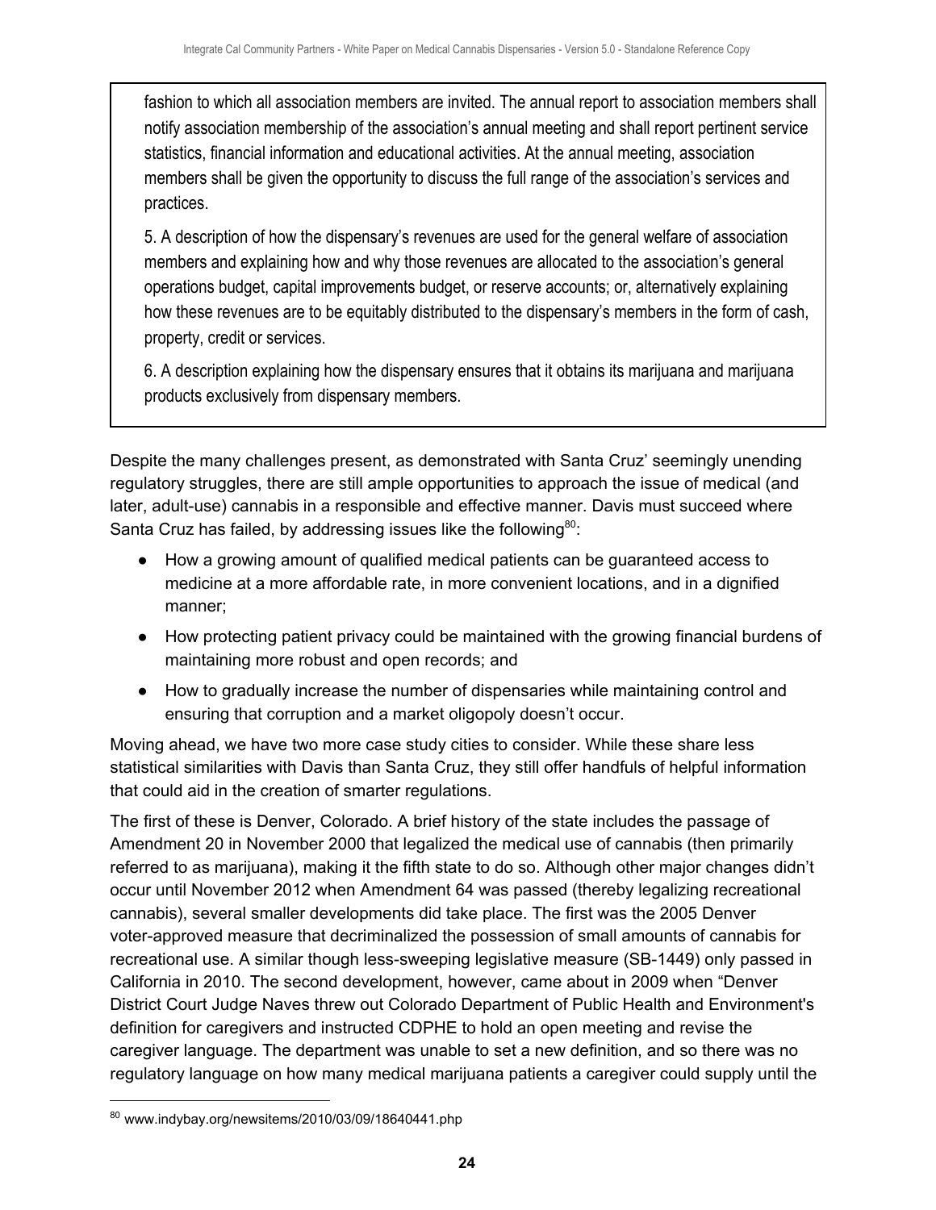> fashion to which all association members are invited. The annual report to association members shall notify association membership of the association's annual meeting and shall report pertinent service statistics, financial information and educational activities. At the annual meeting, association members shall be given the opportunity to discuss the full range of the association's services and practices.
>
> 5. A description of how the dispensary's revenues are used for the general welfare of association members and explaining how and why those revenues are allocated to the association's general operations budget, capital improvements budget, or reserve accounts; or, alternatively explaining how these revenues are to be equitably distributed to the dispensary's members in the form of cash, property, credit or services.
>
> 6. A description explaining how the dispensary ensures that it obtains its marijuana and marijuana products exclusively from dispensary members.

Despite the many challenges present, as demonstrated with Santa Cruz' seemingly unending regulatory struggles, there are still ample opportunities to approach the issue of medical (and later, adult-use) cannabis in a responsible and effective manner. Davis must succeed where Santa Cruz has failed, by addressing issues like the following[80]:

- How a growing amount of qualified medical patients can be guaranteed access to medicine at a more affordable rate, in more convenient locations, and in a dignified manner;
- How protecting patient privacy could be maintained with the growing financial burdens of maintaining more robust and open records; and
- How to gradually increase the number of dispensaries while maintaining control and ensuring that corruption and a market oligopoly doesn't occur.

Moving ahead, we have two more case study cities to consider. While these share less statistical similarities with Davis than Santa Cruz, they still offer handfuls of helpful information that could aid in the creation of smarter regulations.

The first of these is Denver, Colorado. A brief history of the state includes the passage of Amendment 20 in November 2000 that legalized the medical use of cannabis (then primarily referred to as marijuana), making it the fifth state to do so. Although other major changes didn't occur until November 2012 when Amendment 64 was passed (thereby legalizing recreational cannabis), several smaller developments did take place. The first was the 2005 Denver voter-approved measure that decriminalized the possession of small amounts of cannabis for recreational use. A similar though less-sweeping legislative measure (SB-1449) only passed in California in 2010. The second development, however, came about in 2009 when "Denver District Court Judge Naves threw out Colorado Department of Public Health and Environment's definition for caregivers and instructed CDPHE to hold an open meeting and revise the caregiver language. The department was unable to set a new definition, and so there was no regulatory language on how many medical marijuana patients a caregiver could supply until the

[80] www.indybay.org/newsitems/2010/03/09/18640441.php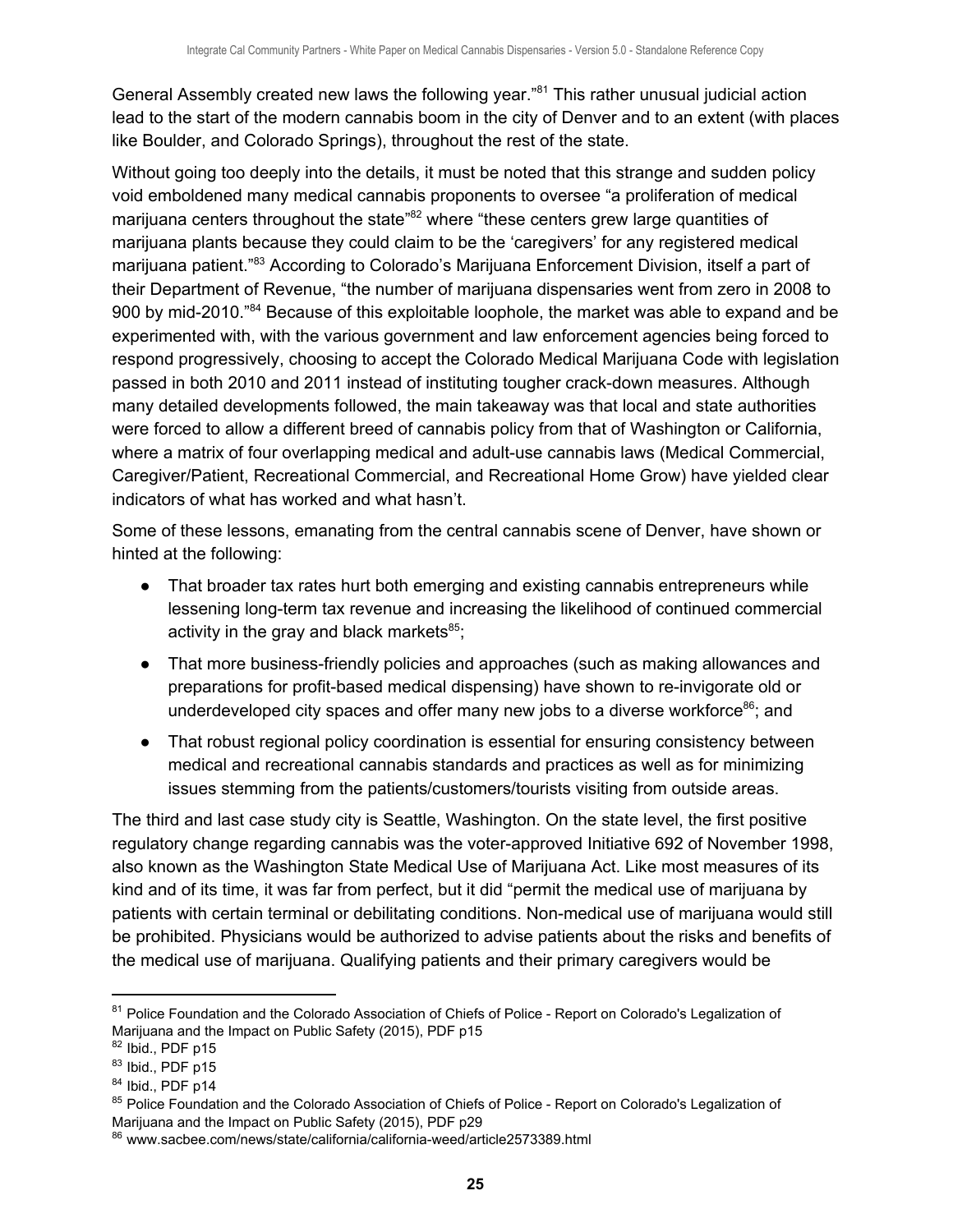General Assembly created new laws the following year."[81] This rather unusual judicial action lead to the start of the modern cannabis boom in the city of Denver and to an extent (with places like Boulder, and Colorado Springs), throughout the rest of the state.

Without going too deeply into the details, it must be noted that this strange and sudden policy void emboldened many medical cannabis proponents to oversee "a proliferation of medical marijuana centers throughout the state"[82] where "these centers grew large quantities of marijuana plants because they could claim to be the 'caregivers' for any registered medical marijuana patient."[83] According to Colorado's Marijuana Enforcement Division, itself a part of their Department of Revenue, "the number of marijuana dispensaries went from zero in 2008 to 900 by mid-2010."[84] Because of this exploitable loophole, the market was able to expand and be experimented with, with the various government and law enforcement agencies being forced to respond progressively, choosing to accept the Colorado Medical Marijuana Code with legislation passed in both 2010 and 2011 instead of instituting tougher crack-down measures. Although many detailed developments followed, the main takeaway was that local and state authorities were forced to allow a different breed of cannabis policy from that of Washington or California, where a matrix of four overlapping medical and adult-use cannabis laws (Medical Commercial, Caregiver/Patient, Recreational Commercial, and Recreational Home Grow) have yielded clear indicators of what has worked and what hasn't.

Some of these lessons, emanating from the central cannabis scene of Denver, have shown or hinted at the following:

- That broader tax rates hurt both emerging and existing cannabis entrepreneurs while lessening long-term tax revenue and increasing the likelihood of continued commercial activity in the gray and black markets[85];
- That more business-friendly policies and approaches (such as making allowances and preparations for profit-based medical dispensing) have shown to re-invigorate old or underdeveloped city spaces and offer many new jobs to a diverse workforce[86]; and
- That robust regional policy coordination is essential for ensuring consistency between medical and recreational cannabis standards and practices as well as for minimizing issues stemming from the patients/customers/tourists visiting from outside areas.

The third and last case study city is Seattle, Washington. On the state level, the first positive regulatory change regarding cannabis was the voter-approved Initiative 692 of November 1998, also known as the Washington State Medical Use of Marijuana Act. Like most measures of its kind and of its time, it was far from perfect, but it did "permit the medical use of marijuana by patients with certain terminal or debilitating conditions. Non-medical use of marijuana would still be prohibited. Physicians would be authorized to advise patients about the risks and benefits of the medical use of marijuana. Qualifying patients and their primary caregivers would be

---

[81] Police Foundation and the Colorado Association of Chiefs of Police - Report on Colorado's Legalization of Marijuana and the Impact on Public Safety (2015), PDF p15
[82] Ibid., PDF p15
[83] Ibid., PDF p15
[84] Ibid., PDF p14
[85] Police Foundation and the Colorado Association of Chiefs of Police - Report on Colorado's Legalization of Marijuana and the Impact on Public Safety (2015), PDF p29
[86] www.sacbee.com/news/state/california/california-weed/article2573389.html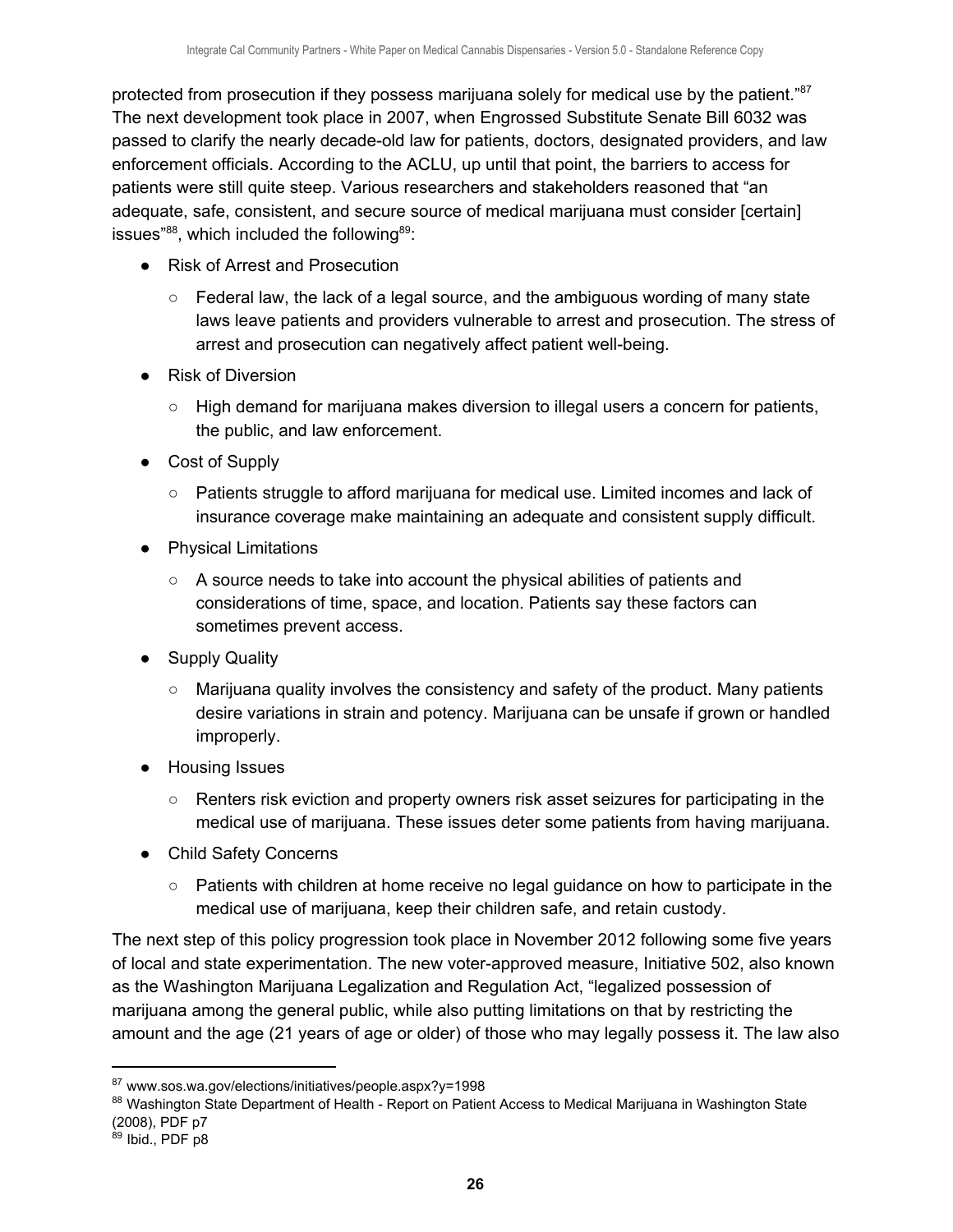protected from prosecution if they possess marijuana solely for medical use by the patient."[87] The next development took place in 2007, when Engrossed Substitute Senate Bill 6032 was passed to clarify the nearly decade-old law for patients, doctors, designated providers, and law enforcement officials. According to the ACLU, up until that point, the barriers to access for patients were still quite steep. Various researchers and stakeholders reasoned that "an adequate, safe, consistent, and secure source of medical marijuana must consider [certain] issues"[88], which included the following[89]:

- Risk of Arrest and Prosecution
  - Federal law, the lack of a legal source, and the ambiguous wording of many state laws leave patients and providers vulnerable to arrest and prosecution. The stress of arrest and prosecution can negatively affect patient well-being.
- Risk of Diversion
  - High demand for marijuana makes diversion to illegal users a concern for patients, the public, and law enforcement.
- Cost of Supply
  - Patients struggle to afford marijuana for medical use. Limited incomes and lack of insurance coverage make maintaining an adequate and consistent supply difficult.
- Physical Limitations
  - A source needs to take into account the physical abilities of patients and considerations of time, space, and location. Patients say these factors can sometimes prevent access.
- Supply Quality
  - Marijuana quality involves the consistency and safety of the product. Many patients desire variations in strain and potency. Marijuana can be unsafe if grown or handled improperly.
- Housing Issues
  - Renters risk eviction and property owners risk asset seizures for participating in the medical use of marijuana. These issues deter some patients from having marijuana.
- Child Safety Concerns
  - Patients with children at home receive no legal guidance on how to participate in the medical use of marijuana, keep their children safe, and retain custody.

The next step of this policy progression took place in November 2012 following some five years of local and state experimentation. The new voter-approved measure, Initiative 502, also known as the Washington Marijuana Legalization and Regulation Act, "legalized possession of marijuana among the general public, while also putting limitations on that by restricting the amount and the age (21 years of age or older) of those who may legally possess it. The law also

---

[87] www.sos.wa.gov/elections/initiatives/people.aspx?y=1998

[88] Washington State Department of Health - Report on Patient Access to Medical Marijuana in Washington State (2008), PDF p7

[89] Ibid., PDF p8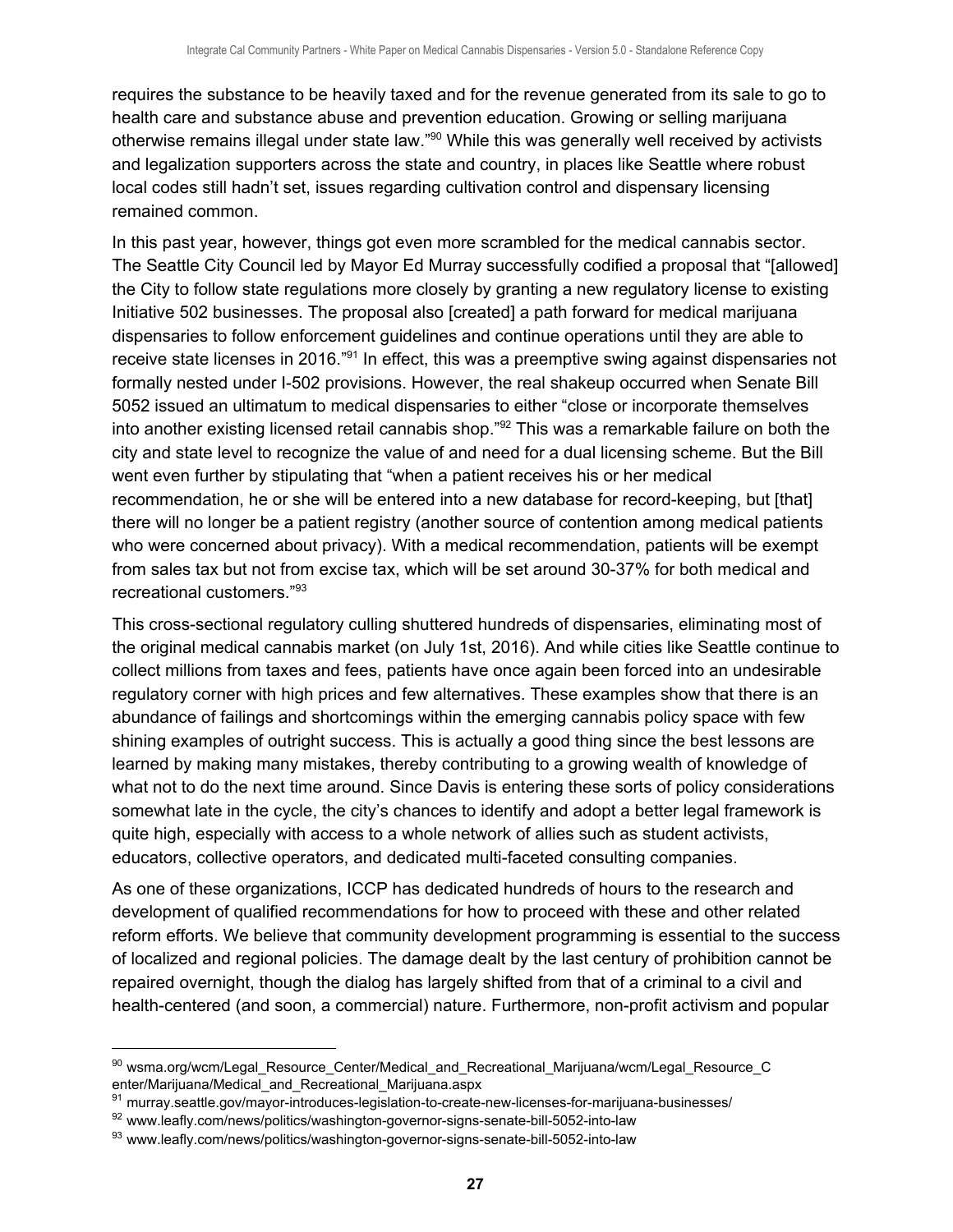requires the substance to be heavily taxed and for the revenue generated from its sale to go to health care and substance abuse and prevention education. Growing or selling marijuana otherwise remains illegal under state law."[90] While this was generally well received by activists and legalization supporters across the state and country, in places like Seattle where robust local codes still hadn't set, issues regarding cultivation control and dispensary licensing remained common.

In this past year, however, things got even more scrambled for the medical cannabis sector. The Seattle City Council led by Mayor Ed Murray successfully codified a proposal that "[allowed] the City to follow state regulations more closely by granting a new regulatory license to existing Initiative 502 businesses. The proposal also [created] a path forward for medical marijuana dispensaries to follow enforcement guidelines and continue operations until they are able to receive state licenses in 2016."[91] In effect, this was a preemptive swing against dispensaries not formally nested under I-502 provisions. However, the real shakeup occurred when Senate Bill 5052 issued an ultimatum to medical dispensaries to either "close or incorporate themselves into another existing licensed retail cannabis shop."[92] This was a remarkable failure on both the city and state level to recognize the value of and need for a dual licensing scheme. But the Bill went even further by stipulating that "when a patient receives his or her medical recommendation, he or she will be entered into a new database for record-keeping, but [that] there will no longer be a patient registry (another source of contention among medical patients who were concerned about privacy). With a medical recommendation, patients will be exempt from sales tax but not from excise tax, which will be set around 30-37% for both medical and recreational customers."[93]

This cross-sectional regulatory culling shuttered hundreds of dispensaries, eliminating most of the original medical cannabis market (on July 1st, 2016). And while cities like Seattle continue to collect millions from taxes and fees, patients have once again been forced into an undesirable regulatory corner with high prices and few alternatives. These examples show that there is an abundance of failings and shortcomings within the emerging cannabis policy space with few shining examples of outright success. This is actually a good thing since the best lessons are learned by making many mistakes, thereby contributing to a growing wealth of knowledge of what not to do the next time around. Since Davis is entering these sorts of policy considerations somewhat late in the cycle, the city's chances to identify and adopt a better legal framework is quite high, especially with access to a whole network of allies such as student activists, educators, collective operators, and dedicated multi-faceted consulting companies.

As one of these organizations, ICCP has dedicated hundreds of hours to the research and development of qualified recommendations for how to proceed with these and other related reform efforts. We believe that community development programming is essential to the success of localized and regional policies. The damage dealt by the last century of prohibition cannot be repaired overnight, though the dialog has largely shifted from that of a criminal to a civil and health-centered (and soon, a commercial) nature. Furthermore, non-profit activism and popular

---

[90] wsma.org/wcm/Legal_Resource_Center/Medical_and_Recreational_Marijuana/wcm/Legal_Resource_Center/Marijuana/Medical_and_Recreational_Marijuana.aspx

[91] murray.seattle.gov/mayor-introduces-legislation-to-create-new-licenses-for-marijuana-businesses/

[92] www.leafly.com/news/politics/washington-governor-signs-senate-bill-5052-into-law

[93] www.leafly.com/news/politics/washington-governor-signs-senate-bill-5052-into-law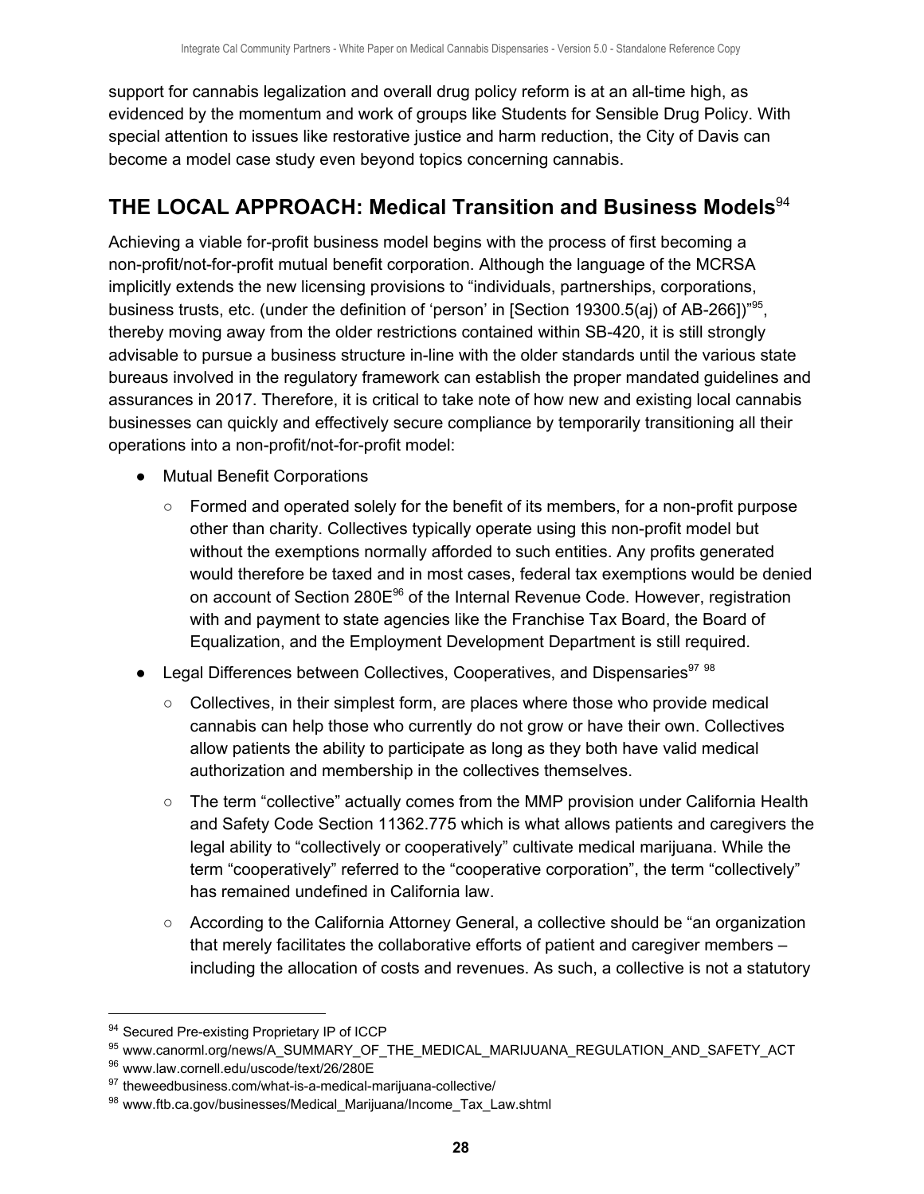support for cannabis legalization and overall drug policy reform is at an all-time high, as evidenced by the momentum and work of groups like Students for Sensible Drug Policy. With special attention to issues like restorative justice and harm reduction, the City of Davis can become a model case study even beyond topics concerning cannabis.

## THE LOCAL APPROACH: Medical Transition and Business Models[94]

Achieving a viable for-profit business model begins with the process of first becoming a non-profit/not-for-profit mutual benefit corporation. Although the language of the MCRSA implicitly extends the new licensing provisions to "individuals, partnerships, corporations, business trusts, etc. (under the definition of 'person' in [Section 19300.5(aj) of AB-266])"[95], thereby moving away from the older restrictions contained within SB-420, it is still strongly advisable to pursue a business structure in-line with the older standards until the various state bureaus involved in the regulatory framework can establish the proper mandated guidelines and assurances in 2017. Therefore, it is critical to take note of how new and existing local cannabis businesses can quickly and effectively secure compliance by temporarily transitioning all their operations into a non-profit/not-for-profit model:

- Mutual Benefit Corporations
  - Formed and operated solely for the benefit of its members, for a non-profit purpose other than charity. Collectives typically operate using this non-profit model but without the exemptions normally afforded to such entities. Any profits generated would therefore be taxed and in most cases, federal tax exemptions would be denied on account of Section 280E[96] of the Internal Revenue Code. However, registration with and payment to state agencies like the Franchise Tax Board, the Board of Equalization, and the Employment Development Department is still required.
- Legal Differences between Collectives, Cooperatives, and Dispensaries[97] [98]
  - Collectives, in their simplest form, are places where those who provide medical cannabis can help those who currently do not grow or have their own. Collectives allow patients the ability to participate as long as they both have valid medical authorization and membership in the collectives themselves.
  - The term "collective" actually comes from the MMP provision under California Health and Safety Code Section 11362.775 which is what allows patients and caregivers the legal ability to "collectively or cooperatively" cultivate medical marijuana. While the term "cooperatively" referred to the "cooperative corporation", the term "collectively" has remained undefined in California law.
  - According to the California Attorney General, a collective should be "an organization that merely facilitates the collaborative efforts of patient and caregiver members – including the allocation of costs and revenues. As such, a collective is not a statutory

[94] Secured Pre-existing Proprietary IP of ICCP

[95] www.canorml.org/news/A_SUMMARY_OF_THE_MEDICAL_MARIJUANA_REGULATION_AND_SAFETY_ACT

[96] www.law.cornell.edu/uscode/text/26/280E

[97] theweedbusiness.com/what-is-a-medical-marijuana-collective/

[98] www.ftb.ca.gov/businesses/Medical_Marijuana/Income_Tax_Law.shtml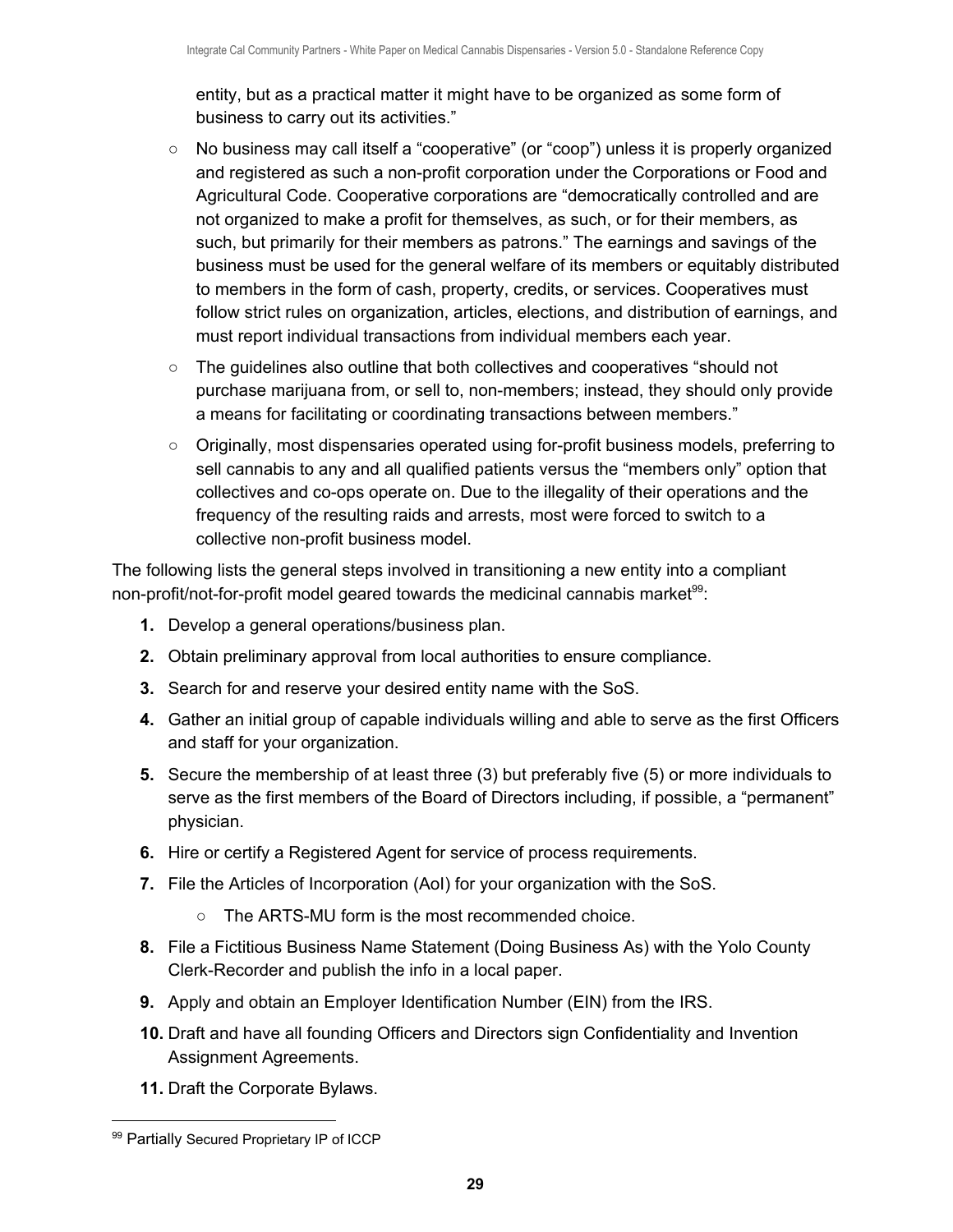entity, but as a practical matter it might have to be organized as some form of business to carry out its activities."

- No business may call itself a "cooperative" (or "coop") unless it is properly organized and registered as such a non-profit corporation under the Corporations or Food and Agricultural Code. Cooperative corporations are "democratically controlled and are not organized to make a profit for themselves, as such, or for their members, as such, but primarily for their members as patrons." The earnings and savings of the business must be used for the general welfare of its members or equitably distributed to members in the form of cash, property, credits, or services. Cooperatives must follow strict rules on organization, articles, elections, and distribution of earnings, and must report individual transactions from individual members each year.
- The guidelines also outline that both collectives and cooperatives "should not purchase marijuana from, or sell to, non-members; instead, they should only provide a means for facilitating or coordinating transactions between members."
- Originally, most dispensaries operated using for-profit business models, preferring to sell cannabis to any and all qualified patients versus the "members only" option that collectives and co-ops operate on. Due to the illegality of their operations and the frequency of the resulting raids and arrests, most were forced to switch to a collective non-profit business model.

The following lists the general steps involved in transitioning a new entity into a compliant non-profit/not-for-profit model geared towards the medicinal cannabis market[99]:

1. Develop a general operations/business plan.
2. Obtain preliminary approval from local authorities to ensure compliance.
3. Search for and reserve your desired entity name with the SoS.
4. Gather an initial group of capable individuals willing and able to serve as the first Officers and staff for your organization.
5. Secure the membership of at least three (3) but preferably five (5) or more individuals to serve as the first members of the Board of Directors including, if possible, a "permanent" physician.
6. Hire or certify a Registered Agent for service of process requirements.
7. File the Articles of Incorporation (AoI) for your organization with the SoS.
    - The ARTS-MU form is the most recommended choice.
8. File a Fictitious Business Name Statement (Doing Business As) with the Yolo County Clerk-Recorder and publish the info in a local paper.
9. Apply and obtain an Employer Identification Number (EIN) from the IRS.
10. Draft and have all founding Officers and Directors sign Confidentiality and Invention Assignment Agreements.
11. Draft the Corporate Bylaws.

[99] Partially Secured Proprietary IP of ICCP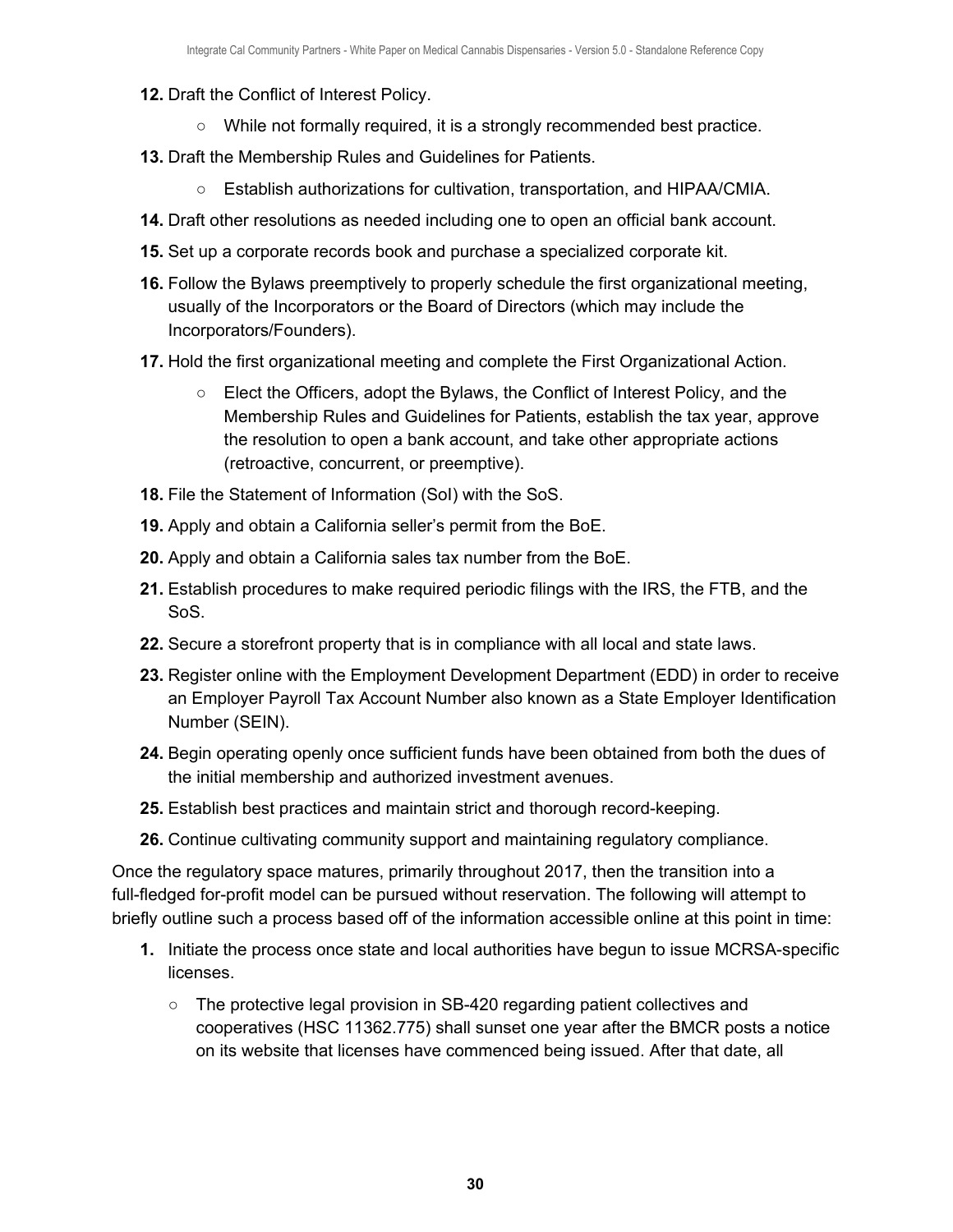12. Draft the Conflict of Interest Policy.
    - While not formally required, it is a strongly recommended best practice.
13. Draft the Membership Rules and Guidelines for Patients.
    - Establish authorizations for cultivation, transportation, and HIPAA/CMIA.
14. Draft other resolutions as needed including one to open an official bank account.
15. Set up a corporate records book and purchase a specialized corporate kit.
16. Follow the Bylaws preemptively to properly schedule the first organizational meeting, usually of the Incorporators or the Board of Directors (which may include the Incorporators/Founders).
17. Hold the first organizational meeting and complete the First Organizational Action.
    - Elect the Officers, adopt the Bylaws, the Conflict of Interest Policy, and the Membership Rules and Guidelines for Patients, establish the tax year, approve the resolution to open a bank account, and take other appropriate actions (retroactive, concurrent, or preemptive).
18. File the Statement of Information (SoI) with the SoS.
19. Apply and obtain a California seller's permit from the BoE.
20. Apply and obtain a California sales tax number from the BoE.
21. Establish procedures to make required periodic filings with the IRS, the FTB, and the SoS.
22. Secure a storefront property that is in compliance with all local and state laws.
23. Register online with the Employment Development Department (EDD) in order to receive an Employer Payroll Tax Account Number also known as a State Employer Identification Number (SEIN).
24. Begin operating openly once sufficient funds have been obtained from both the dues of the initial membership and authorized investment avenues.
25. Establish best practices and maintain strict and thorough record-keeping.
26. Continue cultivating community support and maintaining regulatory compliance.

Once the regulatory space matures, primarily throughout 2017, then the transition into a full-fledged for-profit model can be pursued without reservation. The following will attempt to briefly outline such a process based off of the information accessible online at this point in time:

1. Initiate the process once state and local authorities have begun to issue MCRSA-specific licenses.
    - The protective legal provision in SB-420 regarding patient collectives and cooperatives (HSC 11362.775) shall sunset one year after the BMCR posts a notice on its website that licenses have commenced being issued. After that date, all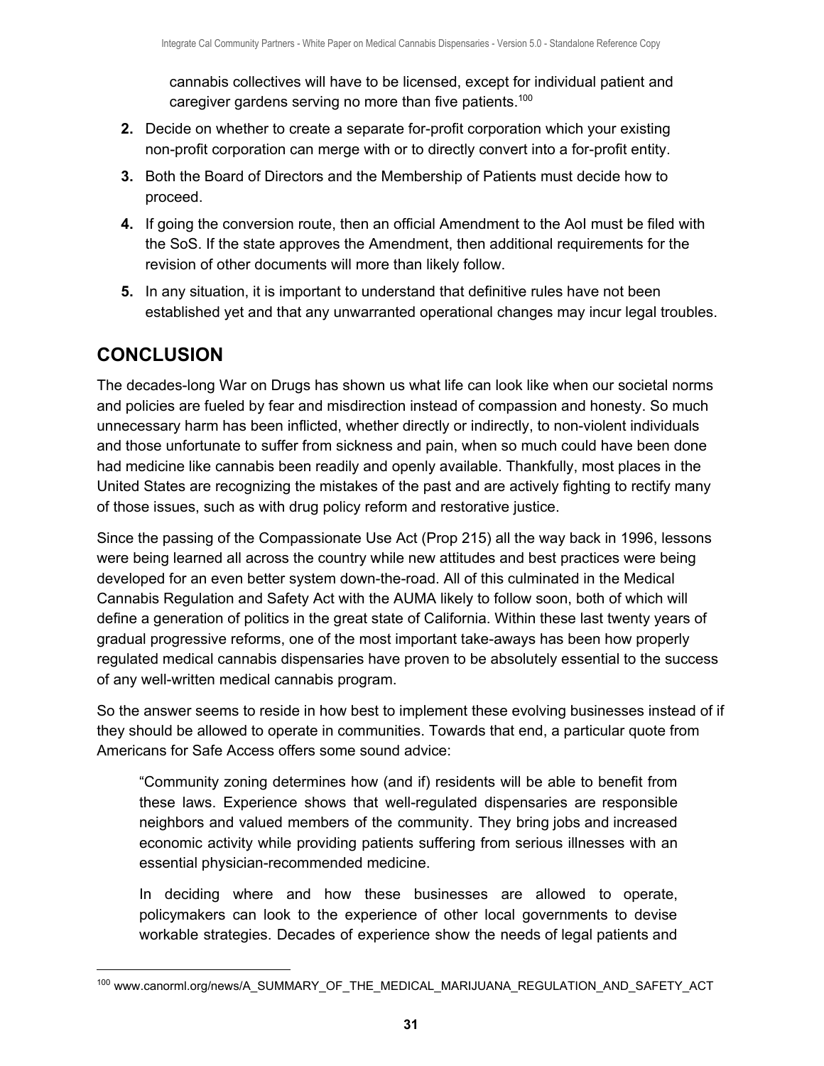cannabis collectives will have to be licensed, except for individual patient and caregiver gardens serving no more than five patients.[100]

2. Decide on whether to create a separate for-profit corporation which your existing non-profit corporation can merge with or to directly convert into a for-profit entity.
3. Both the Board of Directors and the Membership of Patients must decide how to proceed.
4. If going the conversion route, then an official Amendment to the AoI must be filed with the SoS. If the state approves the Amendment, then additional requirements for the revision of other documents will more than likely follow.
5. In any situation, it is important to understand that definitive rules have not been established yet and that any unwarranted operational changes may incur legal troubles.

## CONCLUSION

The decades-long War on Drugs has shown us what life can look like when our societal norms and policies are fueled by fear and misdirection instead of compassion and honesty. So much unnecessary harm has been inflicted, whether directly or indirectly, to non-violent individuals and those unfortunate to suffer from sickness and pain, when so much could have been done had medicine like cannabis been readily and openly available. Thankfully, most places in the United States are recognizing the mistakes of the past and are actively fighting to rectify many of those issues, such as with drug policy reform and restorative justice.

Since the passing of the Compassionate Use Act (Prop 215) all the way back in 1996, lessons were being learned all across the country while new attitudes and best practices were being developed for an even better system down-the-road. All of this culminated in the Medical Cannabis Regulation and Safety Act with the AUMA likely to follow soon, both of which will define a generation of politics in the great state of California. Within these last twenty years of gradual progressive reforms, one of the most important take-aways has been how properly regulated medical cannabis dispensaries have proven to be absolutely essential to the success of any well-written medical cannabis program.

So the answer seems to reside in how best to implement these evolving businesses instead of if they should be allowed to operate in communities. Towards that end, a particular quote from Americans for Safe Access offers some sound advice:

> "Community zoning determines how (and if) residents will be able to benefit from these laws. Experience shows that well-regulated dispensaries are responsible neighbors and valued members of the community. They bring jobs and increased economic activity while providing patients suffering from serious illnesses with an essential physician-recommended medicine.
>
> In deciding where and how these businesses are allowed to operate, policymakers can look to the experience of other local governments to devise workable strategies. Decades of experience show the needs of legal patients and

[100] www.canorml.org/news/A_SUMMARY_OF_THE_MEDICAL_MARIJUANA_REGULATION_AND_SAFETY_ACT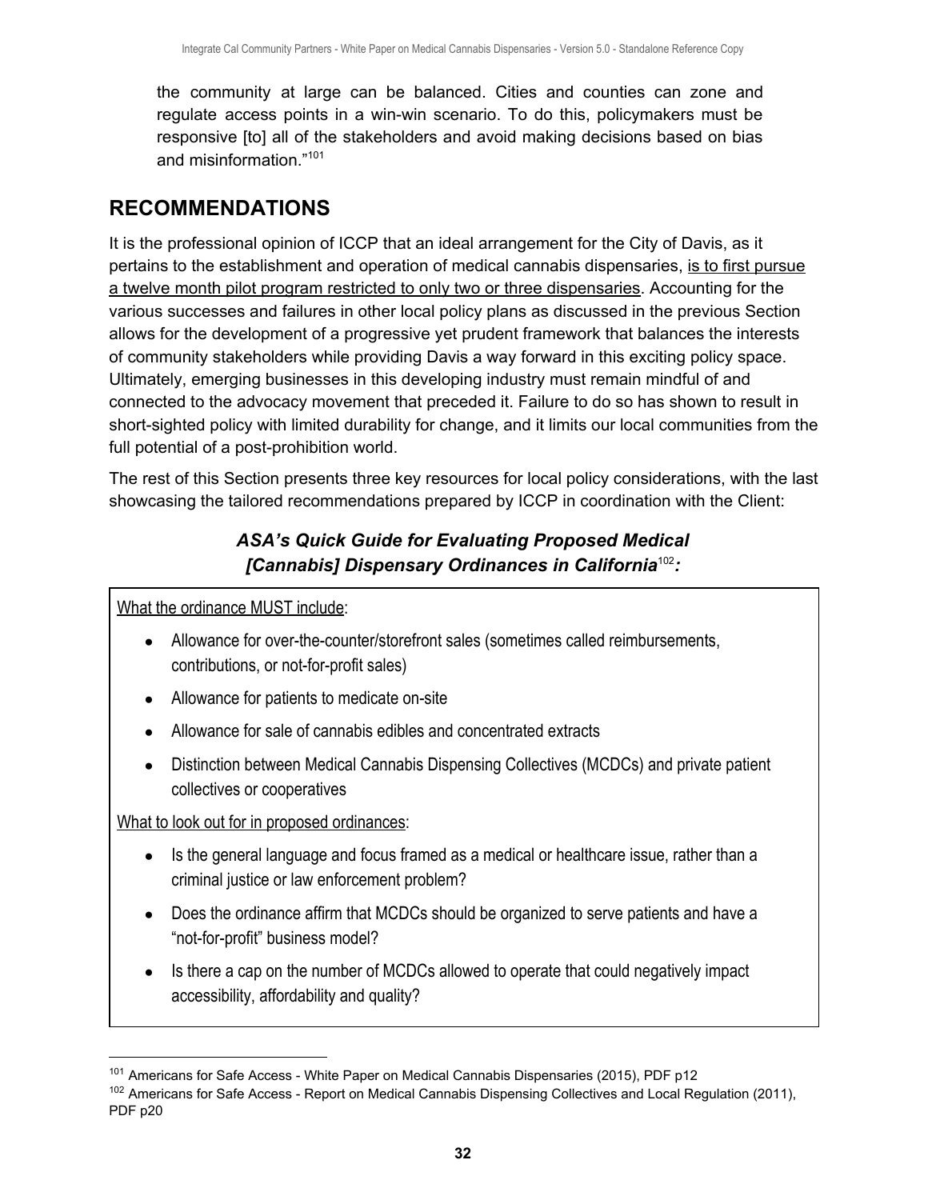the community at large can be balanced. Cities and counties can zone and regulate access points in a win-win scenario. To do this, policymakers must be responsive [to] all of the stakeholders and avoid making decisions based on bias and misinformation."[101]

## RECOMMENDATIONS

It is the professional opinion of ICCP that an ideal arrangement for the City of Davis, as it pertains to the establishment and operation of medical cannabis dispensaries, <u>is to first pursue a twelve month pilot program restricted to only two or three dispensaries</u>. Accounting for the various successes and failures in other local policy plans as discussed in the previous Section allows for the development of a progressive yet prudent framework that balances the interests of community stakeholders while providing Davis a way forward in this exciting policy space. Ultimately, emerging businesses in this developing industry must remain mindful of and connected to the advocacy movement that preceded it. Failure to do so has shown to result in short-sighted policy with limited durability for change, and it limits our local communities from the full potential of a post-prohibition world.

The rest of this Section presents three key resources for local policy considerations, with the last showcasing the tailored recommendations prepared by ICCP in coordination with the Client:

### *ASA's Quick Guide for Evaluating Proposed Medical [Cannabis] Dispensary Ordinances in California*[102]*:*

<u>What the ordinance MUST include</u>:

- Allowance for over-the-counter/storefront sales (sometimes called reimbursements, contributions, or not-for-profit sales)
- Allowance for patients to medicate on-site
- Allowance for sale of cannabis edibles and concentrated extracts
- Distinction between Medical Cannabis Dispensing Collectives (MCDCs) and private patient collectives or cooperatives

<u>What to look out for in proposed ordinances</u>:

- Is the general language and focus framed as a medical or healthcare issue, rather than a criminal justice or law enforcement problem?
- Does the ordinance affirm that MCDCs should be organized to serve patients and have a "not-for-profit" business model?
- Is there a cap on the number of MCDCs allowed to operate that could negatively impact accessibility, affordability and quality?

---

[101] Americans for Safe Access - White Paper on Medical Cannabis Dispensaries (2015), PDF p12

[102] Americans for Safe Access - Report on Medical Cannabis Dispensing Collectives and Local Regulation (2011), PDF p20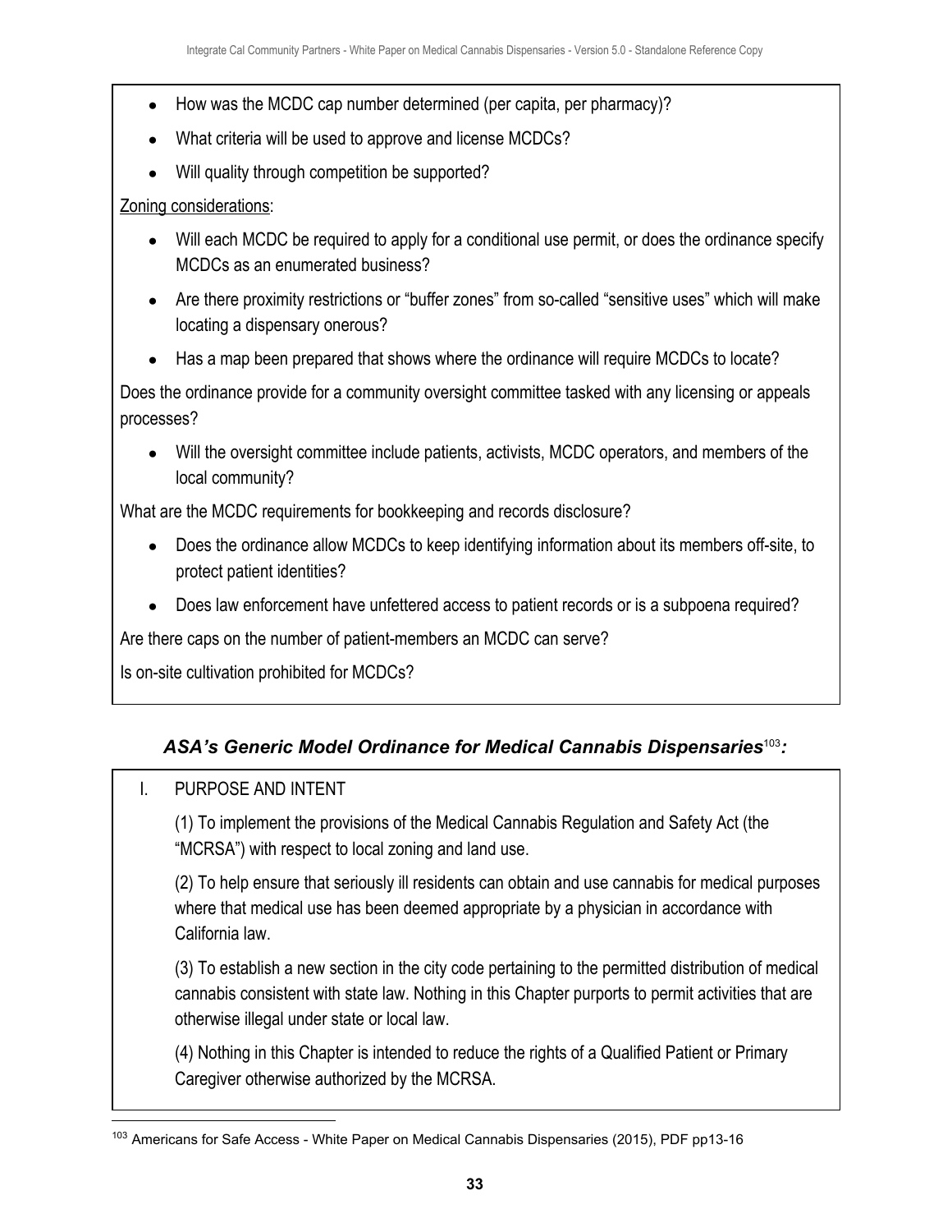- How was the MCDC cap number determined (per capita, per pharmacy)?
- What criteria will be used to approve and license MCDCs?
- Will quality through competition be supported?

Zoning considerations:

- Will each MCDC be required to apply for a conditional use permit, or does the ordinance specify MCDCs as an enumerated business?
- Are there proximity restrictions or "buffer zones" from so-called "sensitive uses" which will make locating a dispensary onerous?
- Has a map been prepared that shows where the ordinance will require MCDCs to locate?

Does the ordinance provide for a community oversight committee tasked with any licensing or appeals processes?

- Will the oversight committee include patients, activists, MCDC operators, and members of the local community?

What are the MCDC requirements for bookkeeping and records disclosure?

- Does the ordinance allow MCDCs to keep identifying information about its members off-site, to protect patient identities?
- Does law enforcement have unfettered access to patient records or is a subpoena required?

Are there caps on the number of patient-members an MCDC can serve?

Is on-site cultivation prohibited for MCDCs?

### *ASA's Generic Model Ordinance for Medical Cannabis Dispensaries*[103]*:*

I. PURPOSE AND INTENT

(1) To implement the provisions of the Medical Cannabis Regulation and Safety Act (the "MCRSA") with respect to local zoning and land use.

(2) To help ensure that seriously ill residents can obtain and use cannabis for medical purposes where that medical use has been deemed appropriate by a physician in accordance with California law.

(3) To establish a new section in the city code pertaining to the permitted distribution of medical cannabis consistent with state law. Nothing in this Chapter purports to permit activities that are otherwise illegal under state or local law.

(4) Nothing in this Chapter is intended to reduce the rights of a Qualified Patient or Primary Caregiver otherwise authorized by the MCRSA.

---

[103] Americans for Safe Access - White Paper on Medical Cannabis Dispensaries (2015), PDF pp13-16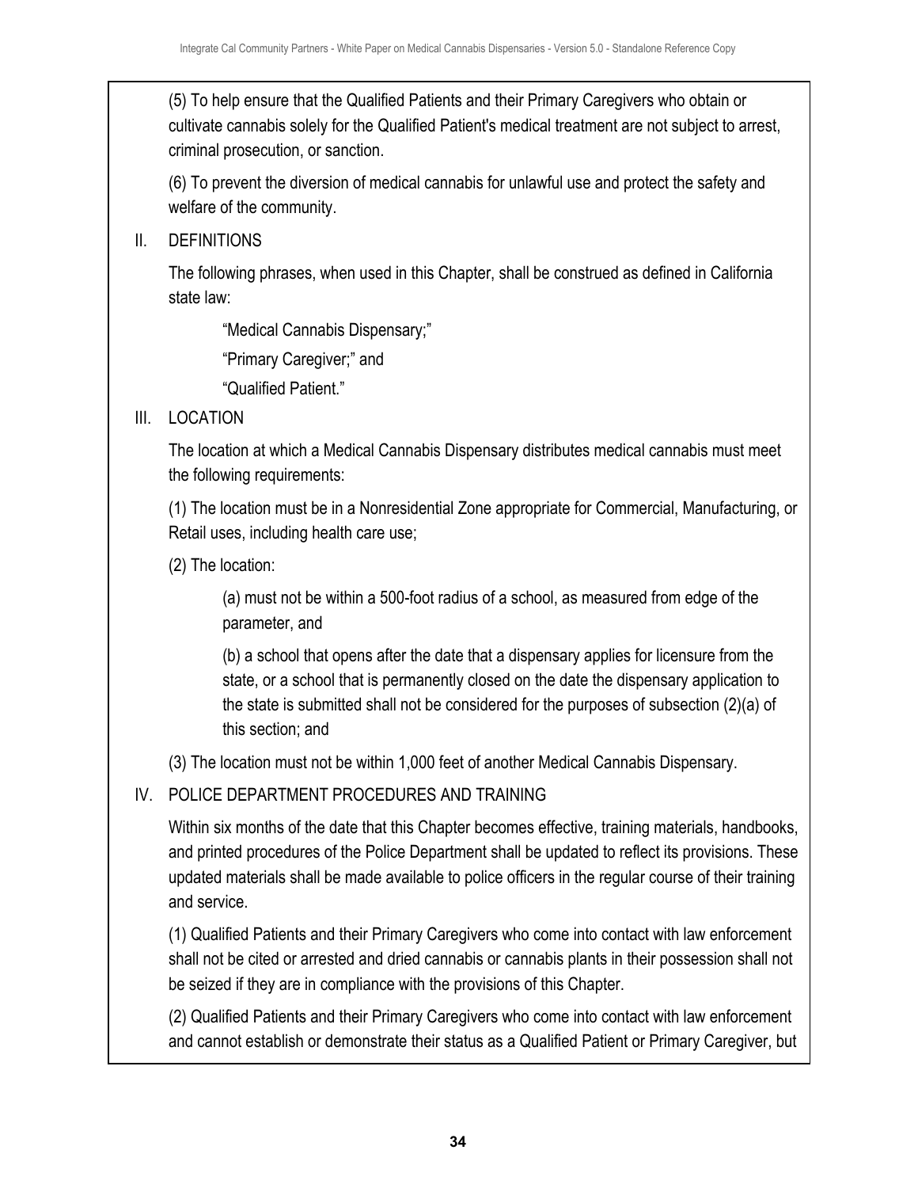(5) To help ensure that the Qualified Patients and their Primary Caregivers who obtain or cultivate cannabis solely for the Qualified Patient's medical treatment are not subject to arrest, criminal prosecution, or sanction.

(6) To prevent the diversion of medical cannabis for unlawful use and protect the safety and welfare of the community.

II. DEFINITIONS

The following phrases, when used in this Chapter, shall be construed as defined in California state law:

"Medical Cannabis Dispensary;"

"Primary Caregiver;" and

"Qualified Patient."

III. LOCATION

The location at which a Medical Cannabis Dispensary distributes medical cannabis must meet the following requirements:

(1) The location must be in a Nonresidential Zone appropriate for Commercial, Manufacturing, or Retail uses, including health care use;

(2) The location:

(a) must not be within a 500-foot radius of a school, as measured from edge of the parameter, and

(b) a school that opens after the date that a dispensary applies for licensure from the state, or a school that is permanently closed on the date the dispensary application to the state is submitted shall not be considered for the purposes of subsection (2)(a) of this section; and

(3) The location must not be within 1,000 feet of another Medical Cannabis Dispensary.

IV. POLICE DEPARTMENT PROCEDURES AND TRAINING

Within six months of the date that this Chapter becomes effective, training materials, handbooks, and printed procedures of the Police Department shall be updated to reflect its provisions. These updated materials shall be made available to police officers in the regular course of their training and service.

(1) Qualified Patients and their Primary Caregivers who come into contact with law enforcement shall not be cited or arrested and dried cannabis or cannabis plants in their possession shall not be seized if they are in compliance with the provisions of this Chapter.

(2) Qualified Patients and their Primary Caregivers who come into contact with law enforcement and cannot establish or demonstrate their status as a Qualified Patient or Primary Caregiver, but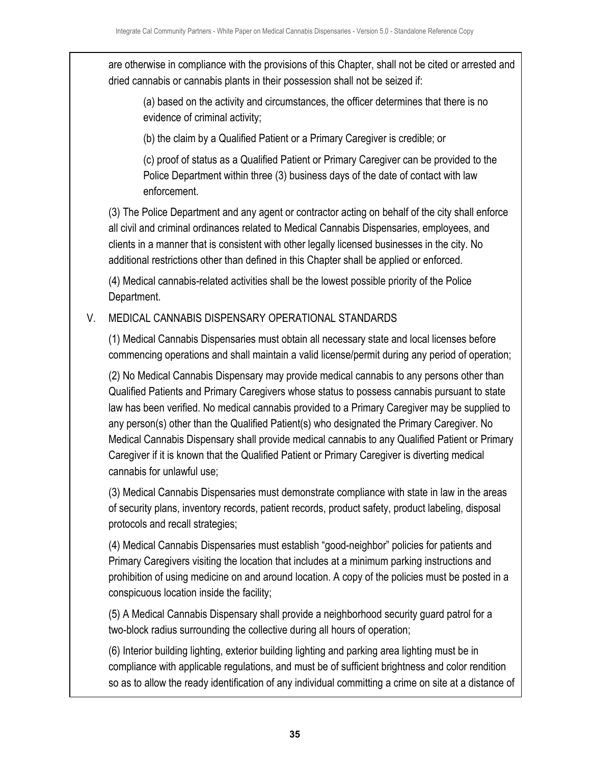are otherwise in compliance with the provisions of this Chapter, shall not be cited or arrested and dried cannabis or cannabis plants in their possession shall not be seized if:

(a) based on the activity and circumstances, the officer determines that there is no evidence of criminal activity;

(b) the claim by a Qualified Patient or a Primary Caregiver is credible; or

(c) proof of status as a Qualified Patient or Primary Caregiver can be provided to the Police Department within three (3) business days of the date of contact with law enforcement.

(3) The Police Department and any agent or contractor acting on behalf of the city shall enforce all civil and criminal ordinances related to Medical Cannabis Dispensaries, employees, and clients in a manner that is consistent with other legally licensed businesses in the city. No additional restrictions other than defined in this Chapter shall be applied or enforced.

(4) Medical cannabis-related activities shall be the lowest possible priority of the Police Department.

V. MEDICAL CANNABIS DISPENSARY OPERATIONAL STANDARDS

(1) Medical Cannabis Dispensaries must obtain all necessary state and local licenses before commencing operations and shall maintain a valid license/permit during any period of operation;

(2) No Medical Cannabis Dispensary may provide medical cannabis to any persons other than Qualified Patients and Primary Caregivers whose status to possess cannabis pursuant to state law has been verified. No medical cannabis provided to a Primary Caregiver may be supplied to any person(s) other than the Qualified Patient(s) who designated the Primary Caregiver. No Medical Cannabis Dispensary shall provide medical cannabis to any Qualified Patient or Primary Caregiver if it is known that the Qualified Patient or Primary Caregiver is diverting medical cannabis for unlawful use;

(3) Medical Cannabis Dispensaries must demonstrate compliance with state in law in the areas of security plans, inventory records, patient records, product safety, product labeling, disposal protocols and recall strategies;

(4) Medical Cannabis Dispensaries must establish "good-neighbor" policies for patients and Primary Caregivers visiting the location that includes at a minimum parking instructions and prohibition of using medicine on and around location. A copy of the policies must be posted in a conspicuous location inside the facility;

(5) A Medical Cannabis Dispensary shall provide a neighborhood security guard patrol for a two-block radius surrounding the collective during all hours of operation;

(6) Interior building lighting, exterior building lighting and parking area lighting must be in compliance with applicable regulations, and must be of sufficient brightness and color rendition so as to allow the ready identification of any individual committing a crime on site at a distance of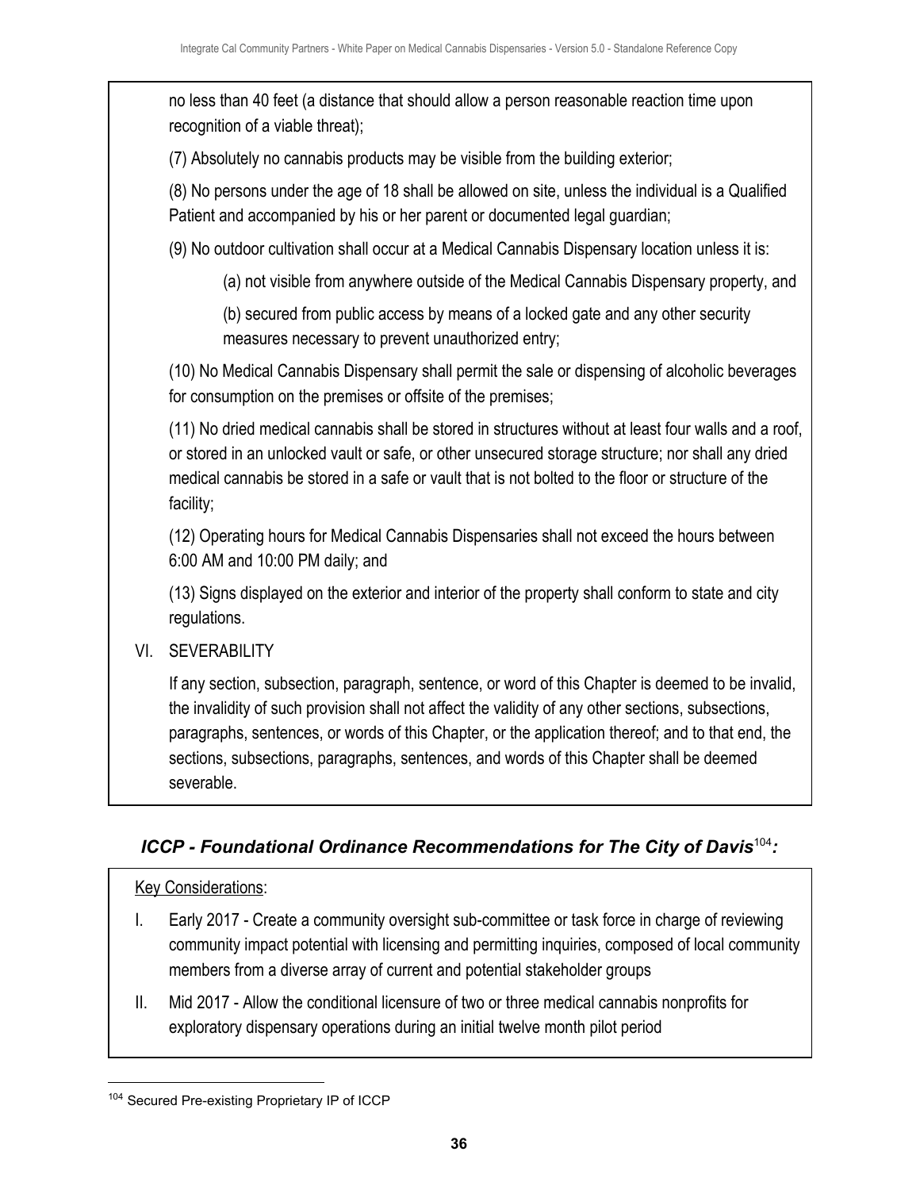no less than 40 feet (a distance that should allow a person reasonable reaction time upon recognition of a viable threat);

(7) Absolutely no cannabis products may be visible from the building exterior;

(8) No persons under the age of 18 shall be allowed on site, unless the individual is a Qualified Patient and accompanied by his or her parent or documented legal guardian;

(9) No outdoor cultivation shall occur at a Medical Cannabis Dispensary location unless it is:

(a) not visible from anywhere outside of the Medical Cannabis Dispensary property, and

(b) secured from public access by means of a locked gate and any other security measures necessary to prevent unauthorized entry;

(10) No Medical Cannabis Dispensary shall permit the sale or dispensing of alcoholic beverages for consumption on the premises or offsite of the premises;

(11) No dried medical cannabis shall be stored in structures without at least four walls and a roof, or stored in an unlocked vault or safe, or other unsecured storage structure; nor shall any dried medical cannabis be stored in a safe or vault that is not bolted to the floor or structure of the facility;

(12) Operating hours for Medical Cannabis Dispensaries shall not exceed the hours between 6:00 AM and 10:00 PM daily; and

(13) Signs displayed on the exterior and interior of the property shall conform to state and city regulations.

VI. SEVERABILITY

If any section, subsection, paragraph, sentence, or word of this Chapter is deemed to be invalid, the invalidity of such provision shall not affect the validity of any other sections, subsections, paragraphs, sentences, or words of this Chapter, or the application thereof; and to that end, the sections, subsections, paragraphs, sentences, and words of this Chapter shall be deemed severable.

### *ICCP - Foundational Ordinance Recommendations for The City of Davis*[104]*:*

Key Considerations:

I. Early 2017 - Create a community oversight sub-committee or task force in charge of reviewing community impact potential with licensing and permitting inquiries, composed of local community members from a diverse array of current and potential stakeholder groups

II. Mid 2017 - Allow the conditional licensure of two or three medical cannabis nonprofits for exploratory dispensary operations during an initial twelve month pilot period

[104] Secured Pre-existing Proprietary IP of ICCP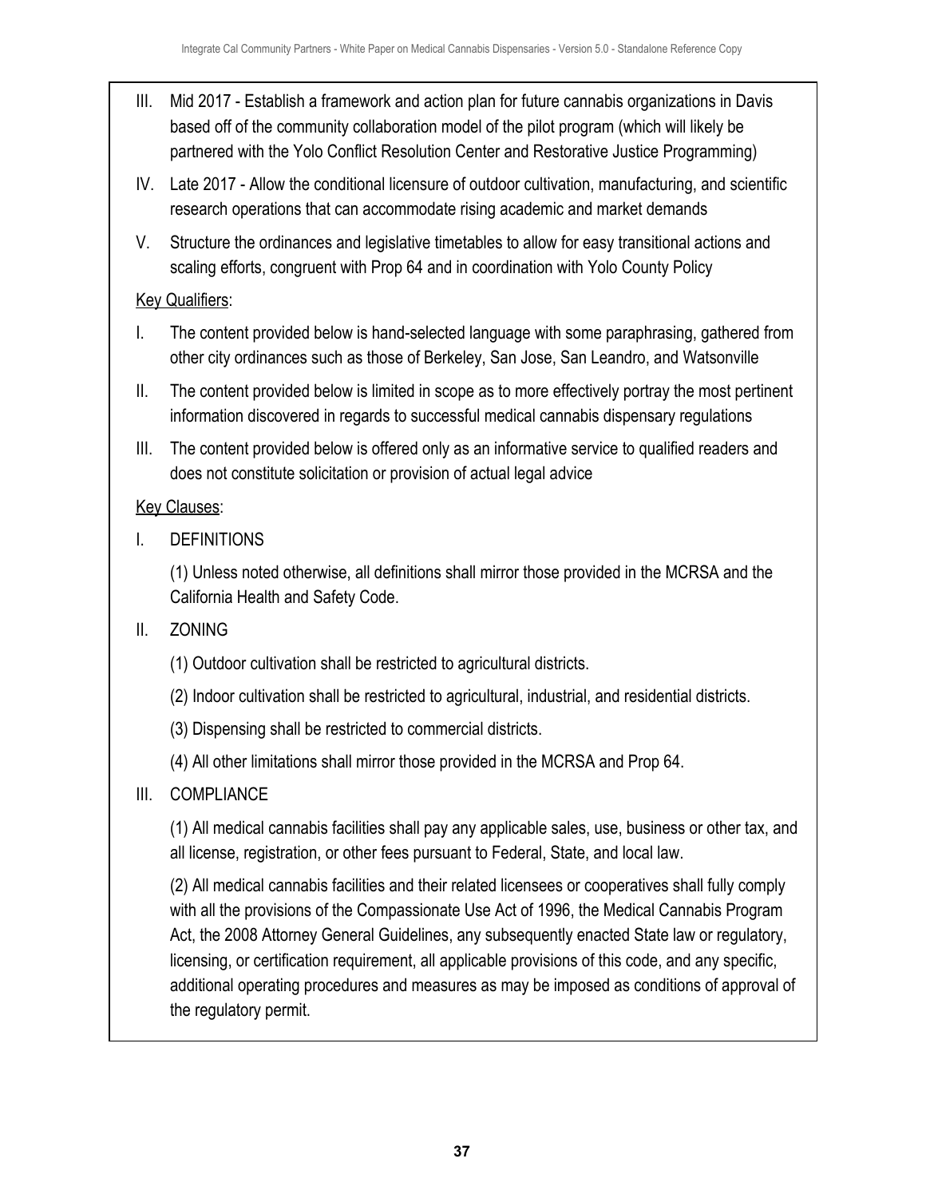III. Mid 2017 - Establish a framework and action plan for future cannabis organizations in Davis based off of the community collaboration model of the pilot program (which will likely be partnered with the Yolo Conflict Resolution Center and Restorative Justice Programming)

IV. Late 2017 - Allow the conditional licensure of outdoor cultivation, manufacturing, and scientific research operations that can accommodate rising academic and market demands

V. Structure the ordinances and legislative timetables to allow for easy transitional actions and scaling efforts, congruent with Prop 64 and in coordination with Yolo County Policy

<u>Key Qualifiers</u>:

I. The content provided below is hand-selected language with some paraphrasing, gathered from other city ordinances such as those of Berkeley, San Jose, San Leandro, and Watsonville

II. The content provided below is limited in scope as to more effectively portray the most pertinent information discovered in regards to successful medical cannabis dispensary regulations

III. The content provided below is offered only as an informative service to qualified readers and does not constitute solicitation or provision of actual legal advice

<u>Key Clauses</u>:

I. DEFINITIONS

(1) Unless noted otherwise, all definitions shall mirror those provided in the MCRSA and the California Health and Safety Code.

II. ZONING

(1) Outdoor cultivation shall be restricted to agricultural districts.

(2) Indoor cultivation shall be restricted to agricultural, industrial, and residential districts.

(3) Dispensing shall be restricted to commercial districts.

(4) All other limitations shall mirror those provided in the MCRSA and Prop 64.

III. COMPLIANCE

(1) All medical cannabis facilities shall pay any applicable sales, use, business or other tax, and all license, registration, or other fees pursuant to Federal, State, and local law.

(2) All medical cannabis facilities and their related licensees or cooperatives shall fully comply with all the provisions of the Compassionate Use Act of 1996, the Medical Cannabis Program Act, the 2008 Attorney General Guidelines, any subsequently enacted State law or regulatory, licensing, or certification requirement, all applicable provisions of this code, and any specific, additional operating procedures and measures as may be imposed as conditions of approval of the regulatory permit.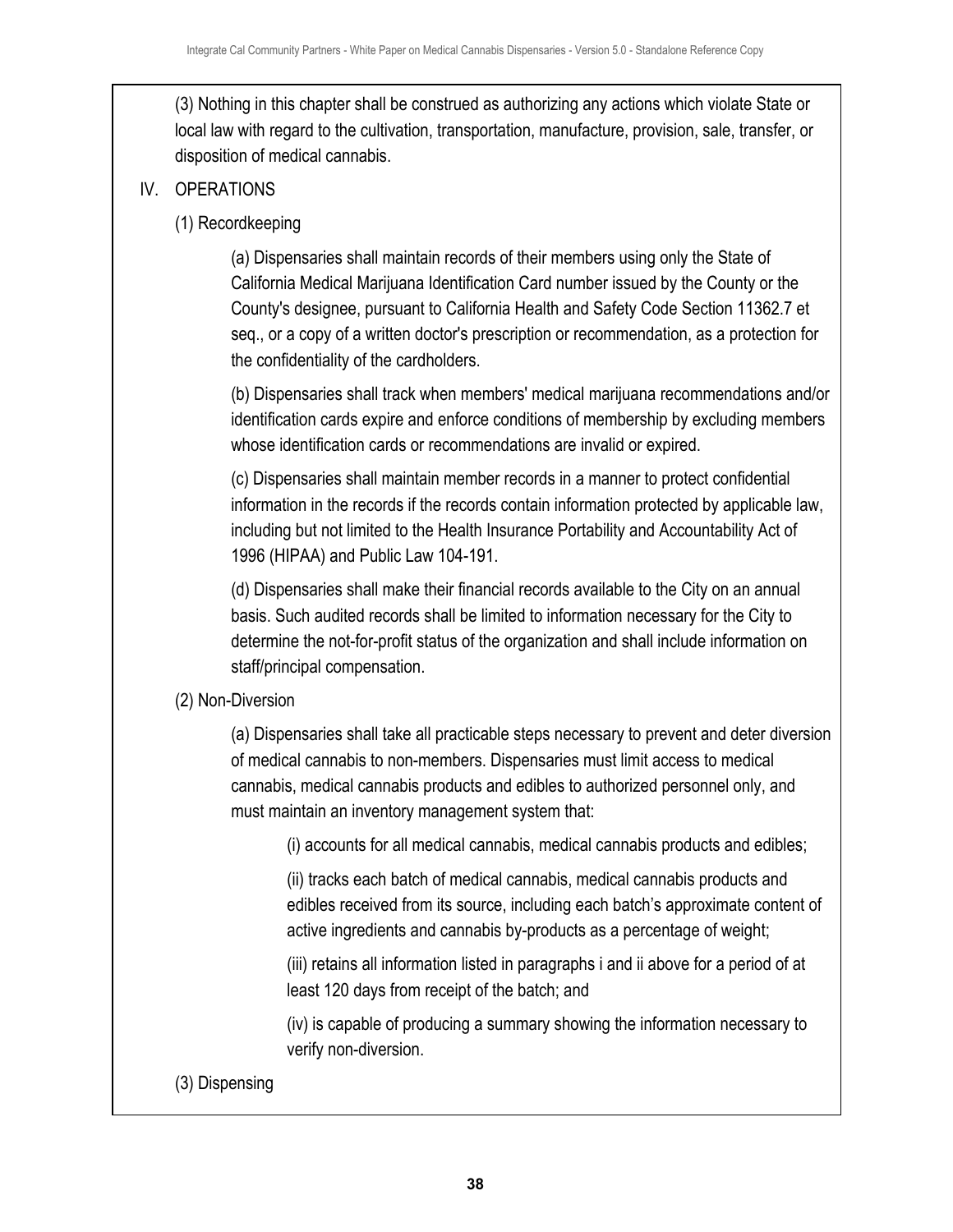(3) Nothing in this chapter shall be construed as authorizing any actions which violate State or local law with regard to the cultivation, transportation, manufacture, provision, sale, transfer, or disposition of medical cannabis.

IV. OPERATIONS

(1) Recordkeeping

(a) Dispensaries shall maintain records of their members using only the State of California Medical Marijuana Identification Card number issued by the County or the County's designee, pursuant to California Health and Safety Code Section 11362.7 et seq., or a copy of a written doctor's prescription or recommendation, as a protection for the confidentiality of the cardholders.

(b) Dispensaries shall track when members' medical marijuana recommendations and/or identification cards expire and enforce conditions of membership by excluding members whose identification cards or recommendations are invalid or expired.

(c) Dispensaries shall maintain member records in a manner to protect confidential information in the records if the records contain information protected by applicable law, including but not limited to the Health Insurance Portability and Accountability Act of 1996 (HIPAA) and Public Law 104-191.

(d) Dispensaries shall make their financial records available to the City on an annual basis. Such audited records shall be limited to information necessary for the City to determine the not-for-profit status of the organization and shall include information on staff/principal compensation.

(2) Non-Diversion

(a) Dispensaries shall take all practicable steps necessary to prevent and deter diversion of medical cannabis to non-members. Dispensaries must limit access to medical cannabis, medical cannabis products and edibles to authorized personnel only, and must maintain an inventory management system that:

(i) accounts for all medical cannabis, medical cannabis products and edibles;

(ii) tracks each batch of medical cannabis, medical cannabis products and edibles received from its source, including each batch's approximate content of active ingredients and cannabis by-products as a percentage of weight;

(iii) retains all information listed in paragraphs i and ii above for a period of at least 120 days from receipt of the batch; and

(iv) is capable of producing a summary showing the information necessary to verify non-diversion.

(3) Dispensing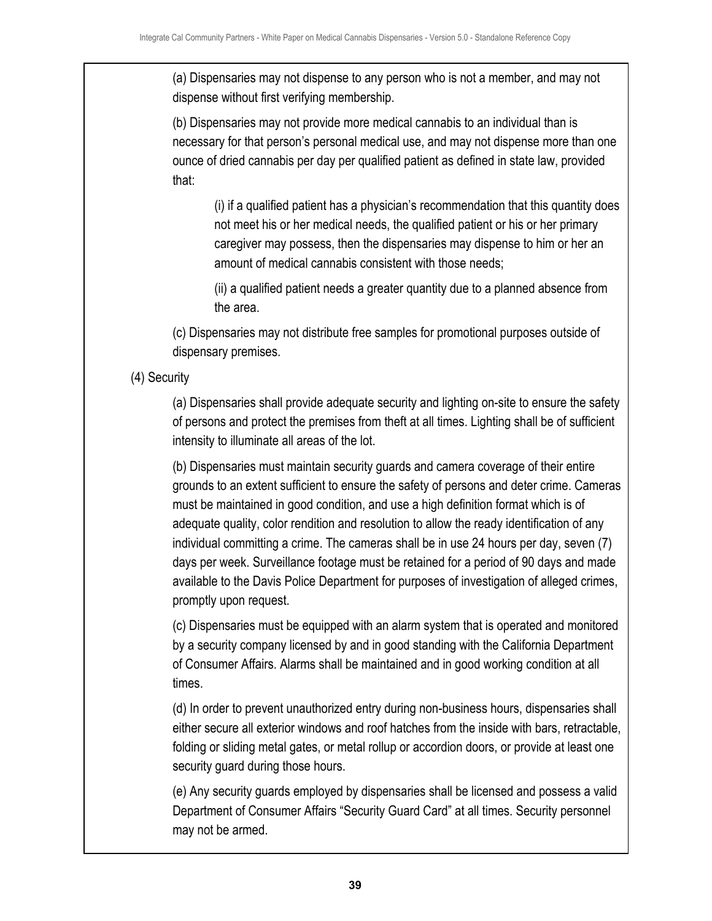(a) Dispensaries may not dispense to any person who is not a member, and may not dispense without first verifying membership.

(b) Dispensaries may not provide more medical cannabis to an individual than is necessary for that person's personal medical use, and may not dispense more than one ounce of dried cannabis per day per qualified patient as defined in state law, provided that:

> (i) if a qualified patient has a physician's recommendation that this quantity does not meet his or her medical needs, the qualified patient or his or her primary caregiver may possess, then the dispensaries may dispense to him or her an amount of medical cannabis consistent with those needs;
>
> (ii) a qualified patient needs a greater quantity due to a planned absence from the area.

(c) Dispensaries may not distribute free samples for promotional purposes outside of dispensary premises.

(4) Security

(a) Dispensaries shall provide adequate security and lighting on-site to ensure the safety of persons and protect the premises from theft at all times. Lighting shall be of sufficient intensity to illuminate all areas of the lot.

(b) Dispensaries must maintain security guards and camera coverage of their entire grounds to an extent sufficient to ensure the safety of persons and deter crime. Cameras must be maintained in good condition, and use a high definition format which is of adequate quality, color rendition and resolution to allow the ready identification of any individual committing a crime. The cameras shall be in use 24 hours per day, seven (7) days per week. Surveillance footage must be retained for a period of 90 days and made available to the Davis Police Department for purposes of investigation of alleged crimes, promptly upon request.

(c) Dispensaries must be equipped with an alarm system that is operated and monitored by a security company licensed by and in good standing with the California Department of Consumer Affairs. Alarms shall be maintained and in good working condition at all times.

(d) In order to prevent unauthorized entry during non-business hours, dispensaries shall either secure all exterior windows and roof hatches from the inside with bars, retractable, folding or sliding metal gates, or metal rollup or accordion doors, or provide at least one security guard during those hours.

(e) Any security guards employed by dispensaries shall be licensed and possess a valid Department of Consumer Affairs "Security Guard Card" at all times. Security personnel may not be armed.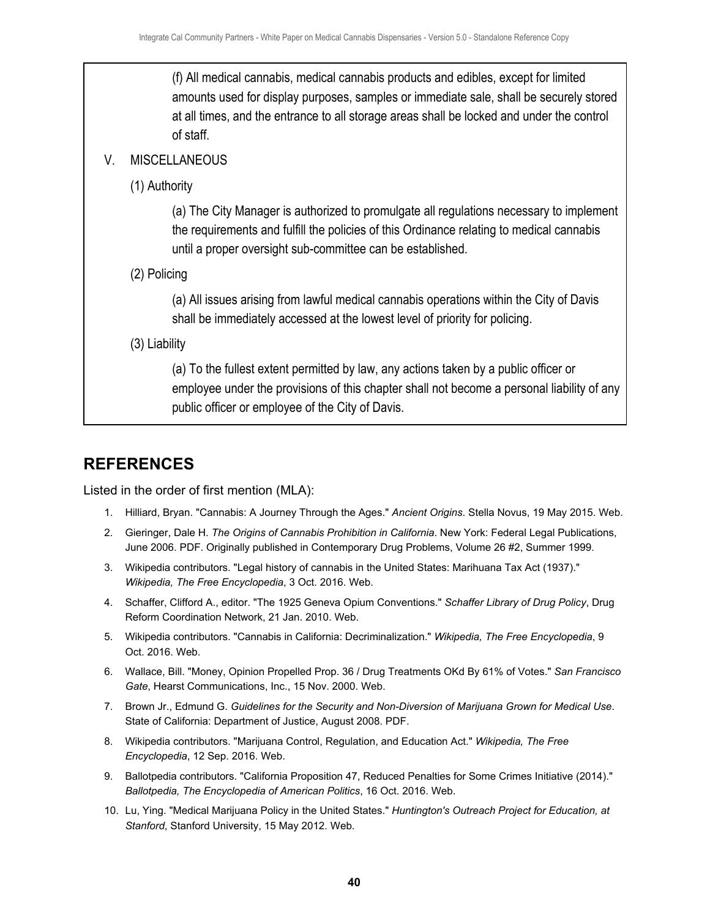(f) All medical cannabis, medical cannabis products and edibles, except for limited amounts used for display purposes, samples or immediate sale, shall be securely stored at all times, and the entrance to all storage areas shall be locked and under the control of staff.

V. MISCELLANEOUS

(1) Authority

(a) The City Manager is authorized to promulgate all regulations necessary to implement the requirements and fulfill the policies of this Ordinance relating to medical cannabis until a proper oversight sub-committee can be established.

(2) Policing

(a) All issues arising from lawful medical cannabis operations within the City of Davis shall be immediately accessed at the lowest level of priority for policing.

(3) Liability

(a) To the fullest extent permitted by law, any actions taken by a public officer or employee under the provisions of this chapter shall not become a personal liability of any public officer or employee of the City of Davis.

## REFERENCES

Listed in the order of first mention (MLA):

1. Hilliard, Bryan. "Cannabis: A Journey Through the Ages." *Ancient Origins*. Stella Novus, 19 May 2015. Web.
2. Gieringer, Dale H. *The Origins of Cannabis Prohibition in California*. New York: Federal Legal Publications, June 2006. PDF. Originally published in Contemporary Drug Problems, Volume 26 #2, Summer 1999.
3. Wikipedia contributors. "Legal history of cannabis in the United States: Marihuana Tax Act (1937)." *Wikipedia, The Free Encyclopedia*, 3 Oct. 2016. Web.
4. Schaffer, Clifford A., editor. "The 1925 Geneva Opium Conventions." *Schaffer Library of Drug Policy*, Drug Reform Coordination Network, 21 Jan. 2010. Web.
5. Wikipedia contributors. "Cannabis in California: Decriminalization." *Wikipedia, The Free Encyclopedia*, 9 Oct. 2016. Web.
6. Wallace, Bill. "Money, Opinion Propelled Prop. 36 / Drug Treatments OKd By 61% of Votes." *San Francisco Gate*, Hearst Communications, Inc., 15 Nov. 2000. Web.
7. Brown Jr., Edmund G. *Guidelines for the Security and Non-Diversion of Marijuana Grown for Medical Use*. State of California: Department of Justice, August 2008. PDF.
8. Wikipedia contributors. "Marijuana Control, Regulation, and Education Act." *Wikipedia, The Free Encyclopedia*, 12 Sep. 2016. Web.
9. Ballotpedia contributors. "California Proposition 47, Reduced Penalties for Some Crimes Initiative (2014)." *Ballotpedia, The Encyclopedia of American Politics*, 16 Oct. 2016. Web.
10. Lu, Ying. "Medical Marijuana Policy in the United States." *Huntington's Outreach Project for Education, at Stanford*, Stanford University, 15 May 2012. Web.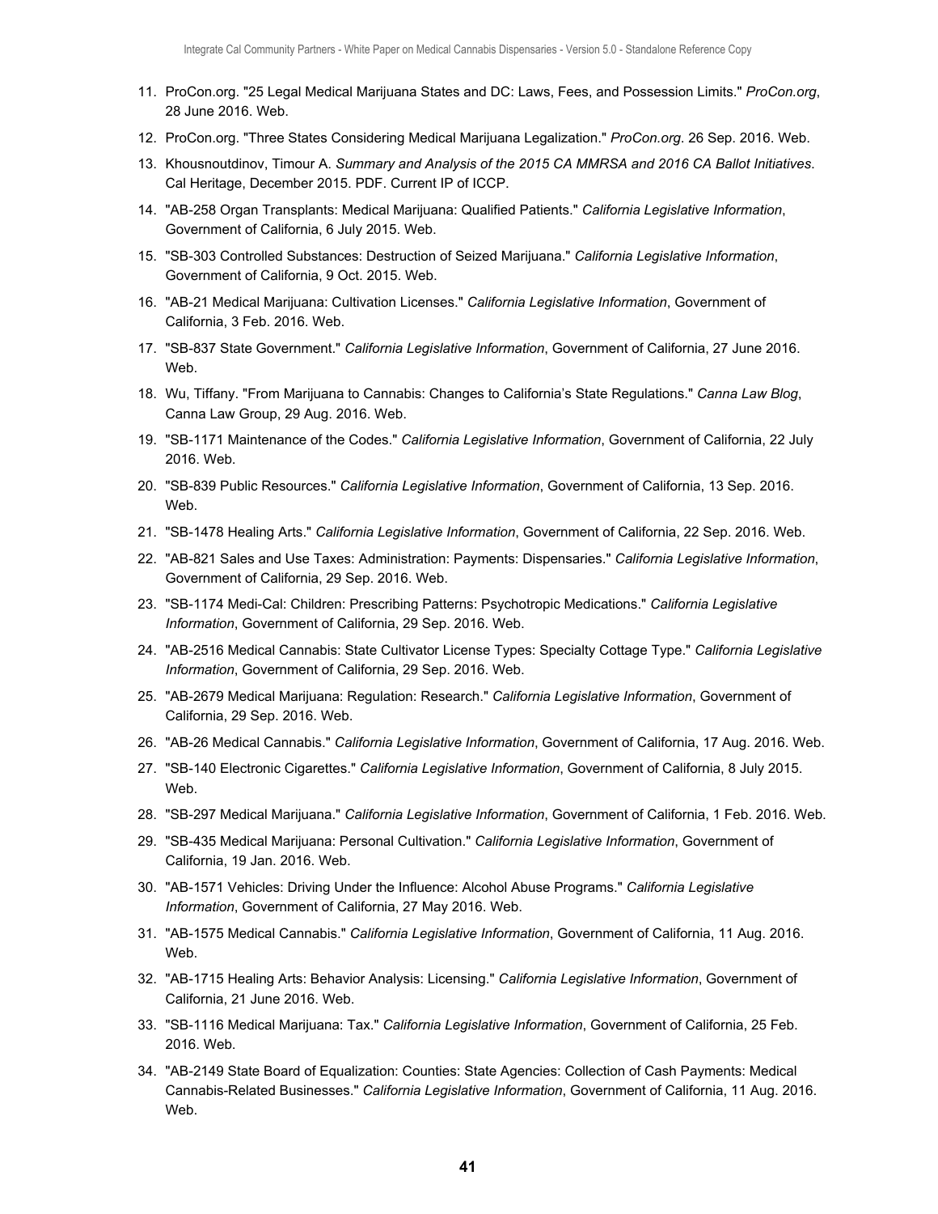11. ProCon.org. "25 Legal Medical Marijuana States and DC: Laws, Fees, and Possession Limits." *ProCon.org*, 28 June 2016. Web.
12. ProCon.org. "Three States Considering Medical Marijuana Legalization." *ProCon.org*. 26 Sep. 2016. Web.
13. Khousnoutdinov, Timour A. *Summary and Analysis of the 2015 CA MMRSA and 2016 CA Ballot Initiatives*. Cal Heritage, December 2015. PDF. Current IP of ICCP.
14. "AB-258 Organ Transplants: Medical Marijuana: Qualified Patients." *California Legislative Information*, Government of California, 6 July 2015. Web.
15. "SB-303 Controlled Substances: Destruction of Seized Marijuana." *California Legislative Information*, Government of California, 9 Oct. 2015. Web.
16. "AB-21 Medical Marijuana: Cultivation Licenses." *California Legislative Information*, Government of California, 3 Feb. 2016. Web.
17. "SB-837 State Government." *California Legislative Information*, Government of California, 27 June 2016. Web.
18. Wu, Tiffany. "From Marijuana to Cannabis: Changes to California's State Regulations." *Canna Law Blog*, Canna Law Group, 29 Aug. 2016. Web.
19. "SB-1171 Maintenance of the Codes." *California Legislative Information*, Government of California, 22 July 2016. Web.
20. "SB-839 Public Resources." *California Legislative Information*, Government of California, 13 Sep. 2016. Web.
21. "SB-1478 Healing Arts." *California Legislative Information*, Government of California, 22 Sep. 2016. Web.
22. "AB-821 Sales and Use Taxes: Administration: Payments: Dispensaries." *California Legislative Information*, Government of California, 29 Sep. 2016. Web.
23. "SB-1174 Medi-Cal: Children: Prescribing Patterns: Psychotropic Medications." *California Legislative Information*, Government of California, 29 Sep. 2016. Web.
24. "AB-2516 Medical Cannabis: State Cultivator License Types: Specialty Cottage Type." *California Legislative Information*, Government of California, 29 Sep. 2016. Web.
25. "AB-2679 Medical Marijuana: Regulation: Research." *California Legislative Information*, Government of California, 29 Sep. 2016. Web.
26. "AB-26 Medical Cannabis." *California Legislative Information*, Government of California, 17 Aug. 2016. Web.
27. "SB-140 Electronic Cigarettes." *California Legislative Information*, Government of California, 8 July 2015. Web.
28. "SB-297 Medical Marijuana." *California Legislative Information*, Government of California, 1 Feb. 2016. Web.
29. "SB-435 Medical Marijuana: Personal Cultivation." *California Legislative Information*, Government of California, 19 Jan. 2016. Web.
30. "AB-1571 Vehicles: Driving Under the Influence: Alcohol Abuse Programs." *California Legislative Information*, Government of California, 27 May 2016. Web.
31. "AB-1575 Medical Cannabis." *California Legislative Information*, Government of California, 11 Aug. 2016. Web.
32. "AB-1715 Healing Arts: Behavior Analysis: Licensing." *California Legislative Information*, Government of California, 21 June 2016. Web.
33. "SB-1116 Medical Marijuana: Tax." *California Legislative Information*, Government of California, 25 Feb. 2016. Web.
34. "AB-2149 State Board of Equalization: Counties: State Agencies: Collection of Cash Payments: Medical Cannabis-Related Businesses." *California Legislative Information*, Government of California, 11 Aug. 2016. Web.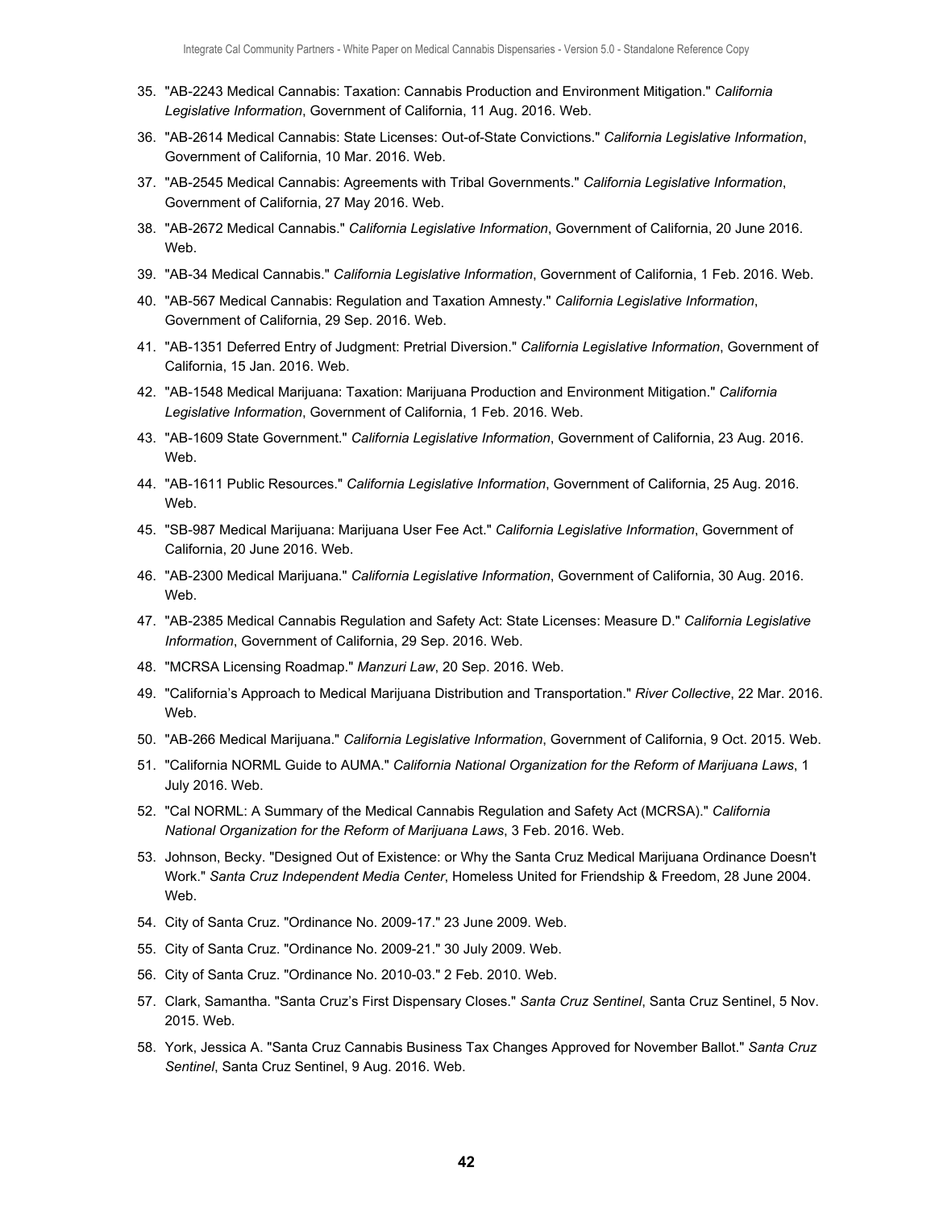35. "AB-2243 Medical Cannabis: Taxation: Cannabis Production and Environment Mitigation." *California Legislative Information*, Government of California, 11 Aug. 2016. Web.
36. "AB-2614 Medical Cannabis: State Licenses: Out-of-State Convictions." *California Legislative Information*, Government of California, 10 Mar. 2016. Web.
37. "AB-2545 Medical Cannabis: Agreements with Tribal Governments." *California Legislative Information*, Government of California, 27 May 2016. Web.
38. "AB-2672 Medical Cannabis." *California Legislative Information*, Government of California, 20 June 2016. Web.
39. "AB-34 Medical Cannabis." *California Legislative Information*, Government of California, 1 Feb. 2016. Web.
40. "AB-567 Medical Cannabis: Regulation and Taxation Amnesty." *California Legislative Information*, Government of California, 29 Sep. 2016. Web.
41. "AB-1351 Deferred Entry of Judgment: Pretrial Diversion." *California Legislative Information*, Government of California, 15 Jan. 2016. Web.
42. "AB-1548 Medical Marijuana: Taxation: Marijuana Production and Environment Mitigation." *California Legislative Information*, Government of California, 1 Feb. 2016. Web.
43. "AB-1609 State Government." *California Legislative Information*, Government of California, 23 Aug. 2016. Web.
44. "AB-1611 Public Resources." *California Legislative Information*, Government of California, 25 Aug. 2016. Web.
45. "SB-987 Medical Marijuana: Marijuana User Fee Act." *California Legislative Information*, Government of California, 20 June 2016. Web.
46. "AB-2300 Medical Marijuana." *California Legislative Information*, Government of California, 30 Aug. 2016. Web.
47. "AB-2385 Medical Cannabis Regulation and Safety Act: State Licenses: Measure D." *California Legislative Information*, Government of California, 29 Sep. 2016. Web.
48. "MCRSA Licensing Roadmap." *Manzuri Law*, 20 Sep. 2016. Web.
49. "California's Approach to Medical Marijuana Distribution and Transportation." *River Collective*, 22 Mar. 2016. Web.
50. "AB-266 Medical Marijuana." *California Legislative Information*, Government of California, 9 Oct. 2015. Web.
51. "California NORML Guide to AUMA." *California National Organization for the Reform of Marijuana Laws*, 1 July 2016. Web.
52. "Cal NORML: A Summary of the Medical Cannabis Regulation and Safety Act (MCRSA)." *California National Organization for the Reform of Marijuana Laws*, 3 Feb. 2016. Web.
53. Johnson, Becky. "Designed Out of Existence: or Why the Santa Cruz Medical Marijuana Ordinance Doesn't Work." *Santa Cruz Independent Media Center*, Homeless United for Friendship & Freedom, 28 June 2004. Web.
54. City of Santa Cruz. "Ordinance No. 2009-17." 23 June 2009. Web.
55. City of Santa Cruz. "Ordinance No. 2009-21." 30 July 2009. Web.
56. City of Santa Cruz. "Ordinance No. 2010-03." 2 Feb. 2010. Web.
57. Clark, Samantha. "Santa Cruz's First Dispensary Closes." *Santa Cruz Sentinel*, Santa Cruz Sentinel, 5 Nov. 2015. Web.
58. York, Jessica A. "Santa Cruz Cannabis Business Tax Changes Approved for November Ballot." *Santa Cruz Sentinel*, Santa Cruz Sentinel, 9 Aug. 2016. Web.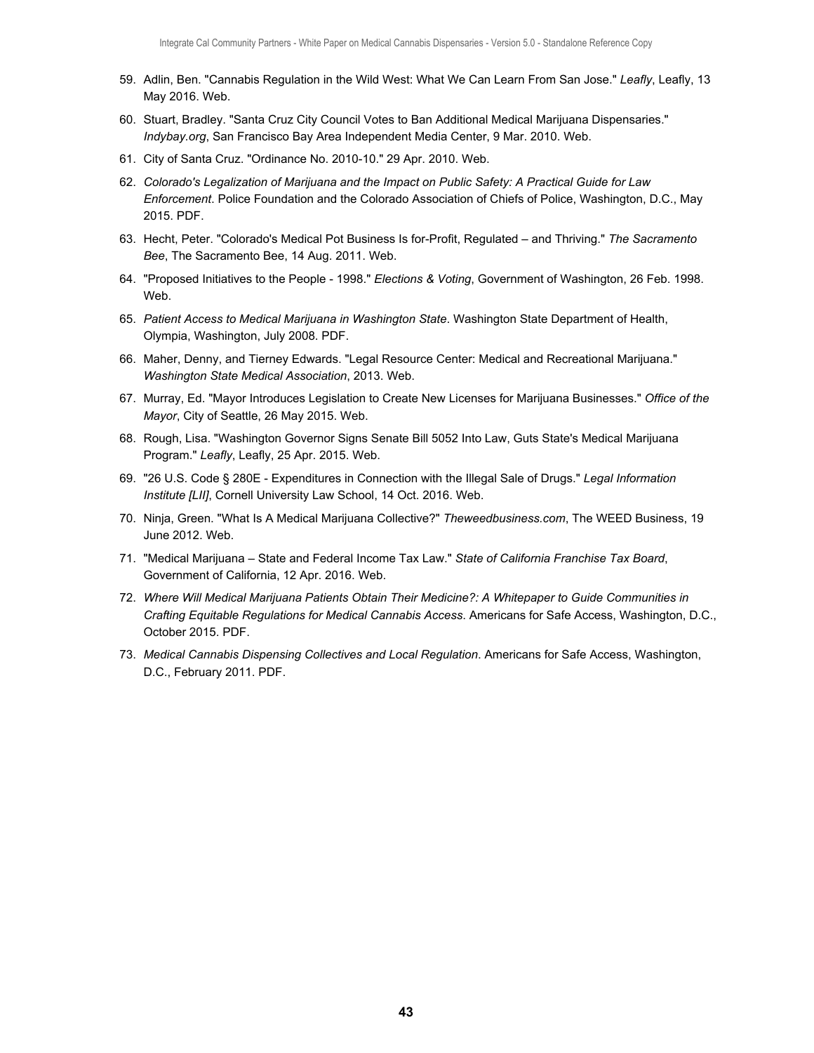59. Adlin, Ben. "Cannabis Regulation in the Wild West: What We Can Learn From San Jose." *Leafly*, Leafly, 13 May 2016. Web.
60. Stuart, Bradley. "Santa Cruz City Council Votes to Ban Additional Medical Marijuana Dispensaries." *Indybay.org*, San Francisco Bay Area Independent Media Center, 9 Mar. 2010. Web.
61. City of Santa Cruz. "Ordinance No. 2010-10." 29 Apr. 2010. Web.
62. *Colorado's Legalization of Marijuana and the Impact on Public Safety: A Practical Guide for Law Enforcement*. Police Foundation and the Colorado Association of Chiefs of Police, Washington, D.C., May 2015. PDF.
63. Hecht, Peter. "Colorado's Medical Pot Business Is for-Profit, Regulated – and Thriving." *The Sacramento Bee*, The Sacramento Bee, 14 Aug. 2011. Web.
64. "Proposed Initiatives to the People - 1998." *Elections & Voting*, Government of Washington, 26 Feb. 1998. Web.
65. *Patient Access to Medical Marijuana in Washington State*. Washington State Department of Health, Olympia, Washington, July 2008. PDF.
66. Maher, Denny, and Tierney Edwards. "Legal Resource Center: Medical and Recreational Marijuana." *Washington State Medical Association*, 2013. Web.
67. Murray, Ed. "Mayor Introduces Legislation to Create New Licenses for Marijuana Businesses." *Office of the Mayor*, City of Seattle, 26 May 2015. Web.
68. Rough, Lisa. "Washington Governor Signs Senate Bill 5052 Into Law, Guts State's Medical Marijuana Program." *Leafly*, Leafly, 25 Apr. 2015. Web.
69. "26 U.S. Code § 280E - Expenditures in Connection with the Illegal Sale of Drugs." *Legal Information Institute [LII]*, Cornell University Law School, 14 Oct. 2016. Web.
70. Ninja, Green. "What Is A Medical Marijuana Collective?" *Theweedbusiness.com*, The WEED Business, 19 June 2012. Web.
71. "Medical Marijuana – State and Federal Income Tax Law." *State of California Franchise Tax Board*, Government of California, 12 Apr. 2016. Web.
72. *Where Will Medical Marijuana Patients Obtain Their Medicine?: A Whitepaper to Guide Communities in Crafting Equitable Regulations for Medical Cannabis Access*. Americans for Safe Access, Washington, D.C., October 2015. PDF.
73. *Medical Cannabis Dispensing Collectives and Local Regulation*. Americans for Safe Access, Washington, D.C., February 2011. PDF.